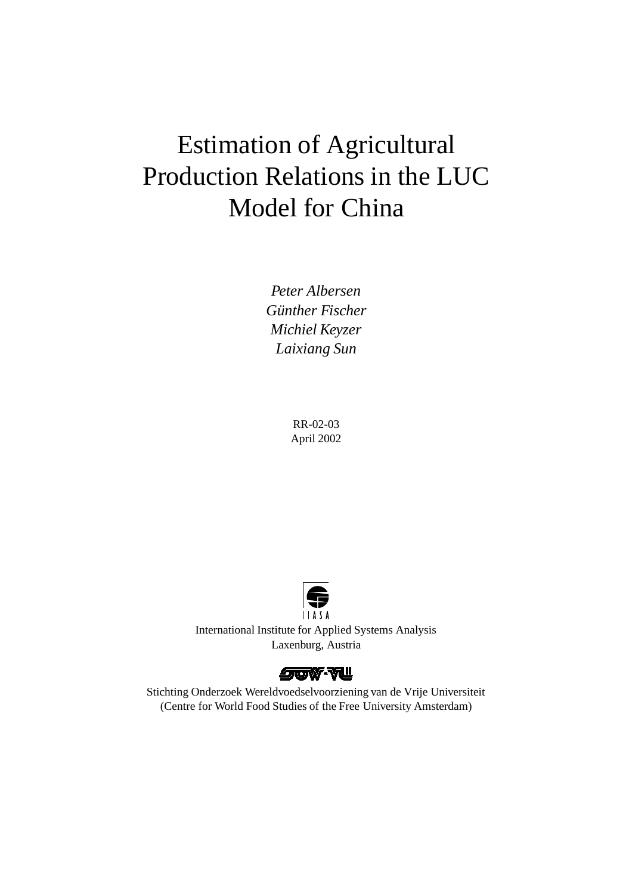# Estimation of Agricultural Production Relations in the LUC Model for China

*Peter Albersen*
*Günther Fischer*
*Michiel Keyzer*
*Laixiang Sun*

RR-02-03
April 2002

IIASA

International Institute for Applied Systems Analysis
Laxenburg, Austria

SOW-VU

Stichting Onderzoek Wereldvoedselvoorziening van de Vrije Universiteit
(Centre for World Food Studies of the Free University Amsterdam)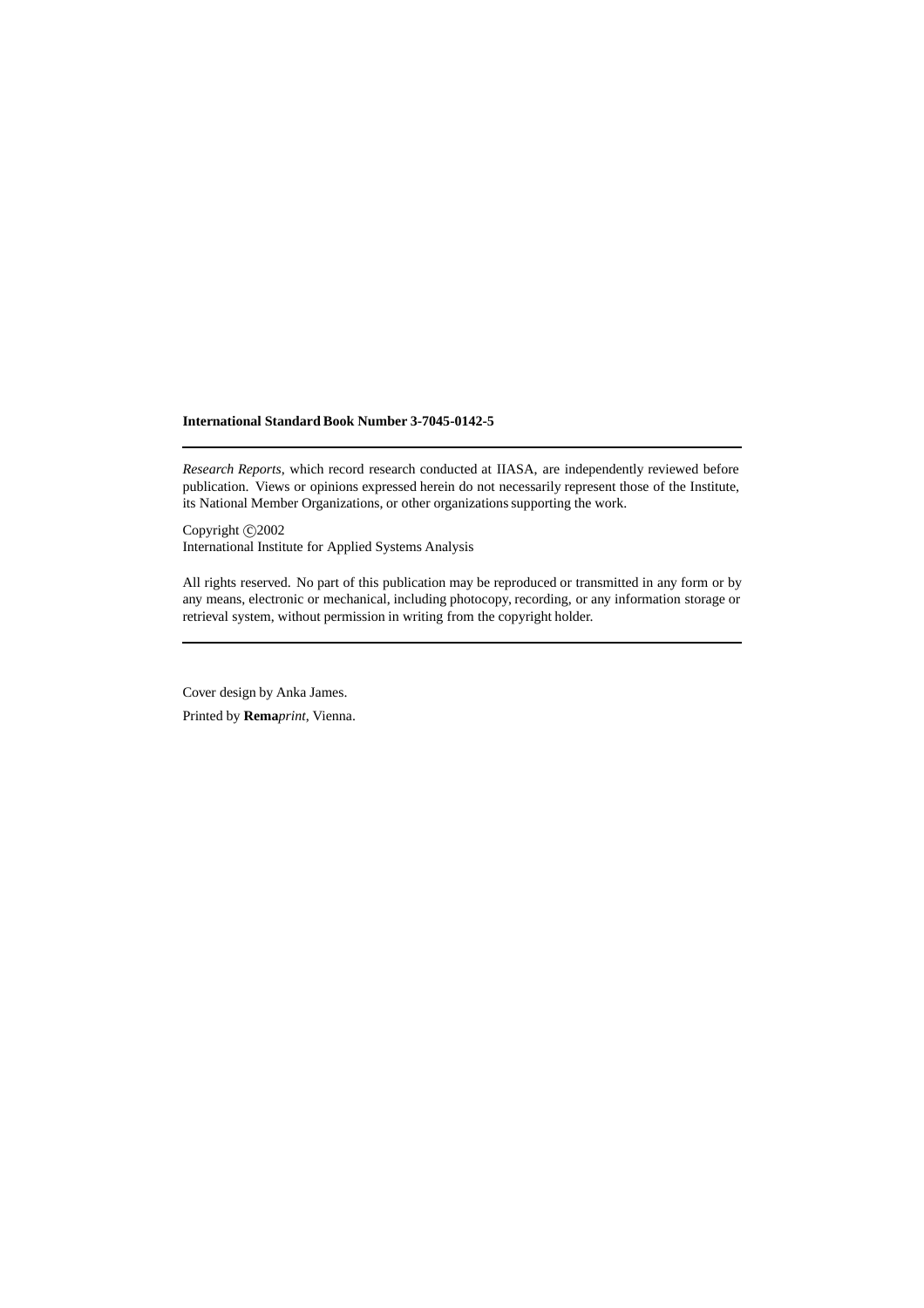**International Standard Book Number 3-7045-0142-5**

---

*Research Reports*, which record research conducted at IIASA, are independently reviewed before publication. Views or opinions expressed herein do not necessarily represent those of the Institute, its National Member Organizations, or other organizations supporting the work.

Copyright ©2002
International Institute for Applied Systems Analysis

All rights reserved. No part of this publication may be reproduced or transmitted in any form or by any means, electronic or mechanical, including photocopy, recording, or any information storage or retrieval system, without permission in writing from the copyright holder.

---

Cover design by Anka James.

Printed by **Rema***print*, Vienna.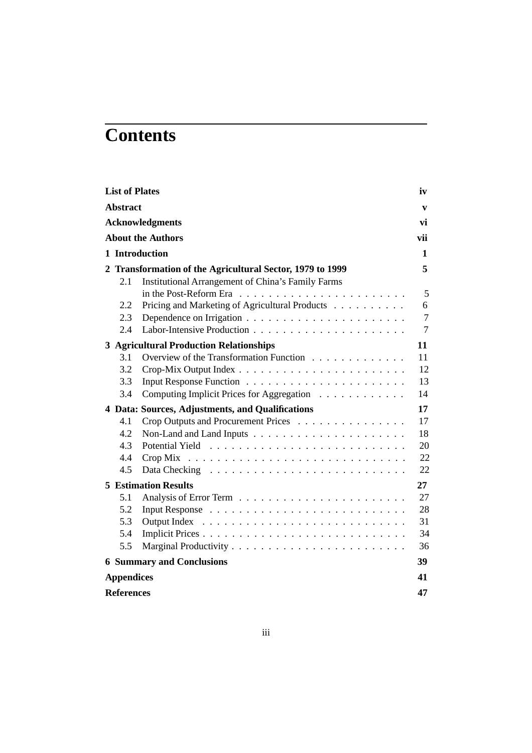# Contents

| | |
|---|---|
| **List of Plates** | **iv** |
| **Abstract** | **v** |
| **Acknowledgments** | **vi** |
| **About the Authors** | **vii** |
| **1 Introduction** | **1** |
| **2 Transformation of the Agricultural Sector, 1979 to 1999** | **5** |
| 2.1 Institutional Arrangement of China's Family Farms in the Post-Reform Era | 5 |
| 2.2 Pricing and Marketing of Agricultural Products | 6 |
| 2.3 Dependence on Irrigation | 7 |
| 2.4 Labor-Intensive Production | 7 |
| **3 Agricultural Production Relationships** | **11** |
| 3.1 Overview of the Transformation Function | 11 |
| 3.2 Crop-Mix Output Index | 12 |
| 3.3 Input Response Function | 13 |
| 3.4 Computing Implicit Prices for Aggregation | 14 |
| **4 Data: Sources, Adjustments, and Qualifications** | **17** |
| 4.1 Crop Outputs and Procurement Prices | 17 |
| 4.2 Non-Land and Land Inputs | 18 |
| 4.3 Potential Yield | 20 |
| 4.4 Crop Mix | 22 |
| 4.5 Data Checking | 22 |
| **5 Estimation Results** | **27** |
| 5.1 Analysis of Error Term | 27 |
| 5.2 Input Response | 28 |
| 5.3 Output Index | 31 |
| 5.4 Implicit Prices | 34 |
| 5.5 Marginal Productivity | 36 |
| **6 Summary and Conclusions** | **39** |
| **Appendices** | **41** |
| **References** | **47** |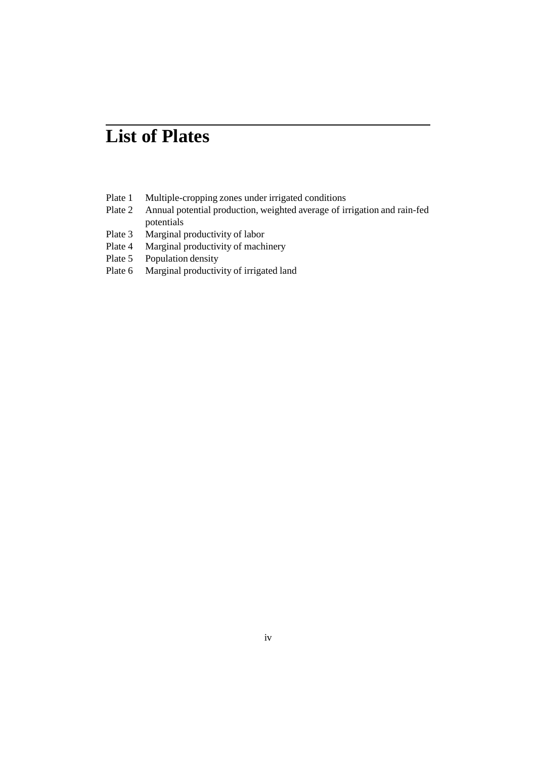# List of Plates

- Plate 1 Multiple-cropping zones under irrigated conditions
- Plate 2 Annual potential production, weighted average of irrigation and rain-fed potentials
- Plate 3 Marginal productivity of labor
- Plate 4 Marginal productivity of machinery
- Plate 5 Population density
- Plate 6 Marginal productivity of irrigated land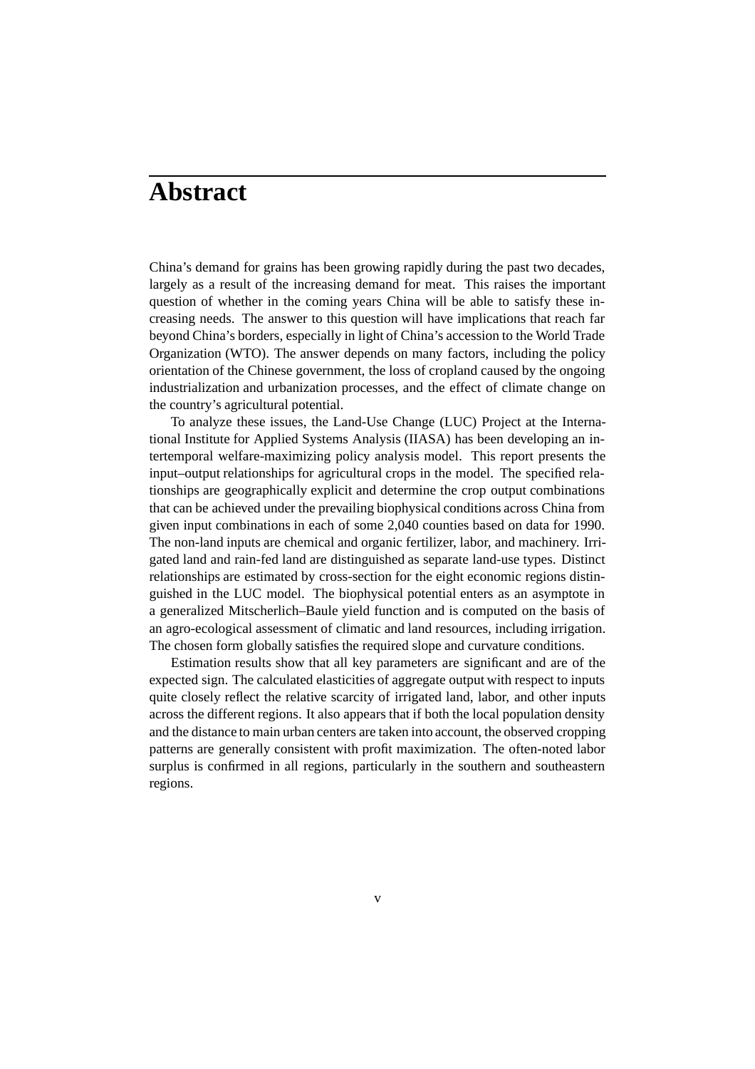# Abstract

China's demand for grains has been growing rapidly during the past two decades, largely as a result of the increasing demand for meat. This raises the important question of whether in the coming years China will be able to satisfy these increasing needs. The answer to this question will have implications that reach far beyond China's borders, especially in light of China's accession to the World Trade Organization (WTO). The answer depends on many factors, including the policy orientation of the Chinese government, the loss of cropland caused by the ongoing industrialization and urbanization processes, and the effect of climate change on the country's agricultural potential.

To analyze these issues, the Land-Use Change (LUC) Project at the International Institute for Applied Systems Analysis (IIASA) has been developing an intertemporal welfare-maximizing policy analysis model. This report presents the input–output relationships for agricultural crops in the model. The specified relationships are geographically explicit and determine the crop output combinations that can be achieved under the prevailing biophysical conditions across China from given input combinations in each of some 2,040 counties based on data for 1990. The non-land inputs are chemical and organic fertilizer, labor, and machinery. Irrigated land and rain-fed land are distinguished as separate land-use types. Distinct relationships are estimated by cross-section for the eight economic regions distinguished in the LUC model. The biophysical potential enters as an asymptote in a generalized Mitscherlich–Baule yield function and is computed on the basis of an agro-ecological assessment of climatic and land resources, including irrigation. The chosen form globally satisfies the required slope and curvature conditions.

Estimation results show that all key parameters are significant and are of the expected sign. The calculated elasticities of aggregate output with respect to inputs quite closely reflect the relative scarcity of irrigated land, labor, and other inputs across the different regions. It also appears that if both the local population density and the distance to main urban centers are taken into account, the observed cropping patterns are generally consistent with profit maximization. The often-noted labor surplus is confirmed in all regions, particularly in the southern and southeastern regions.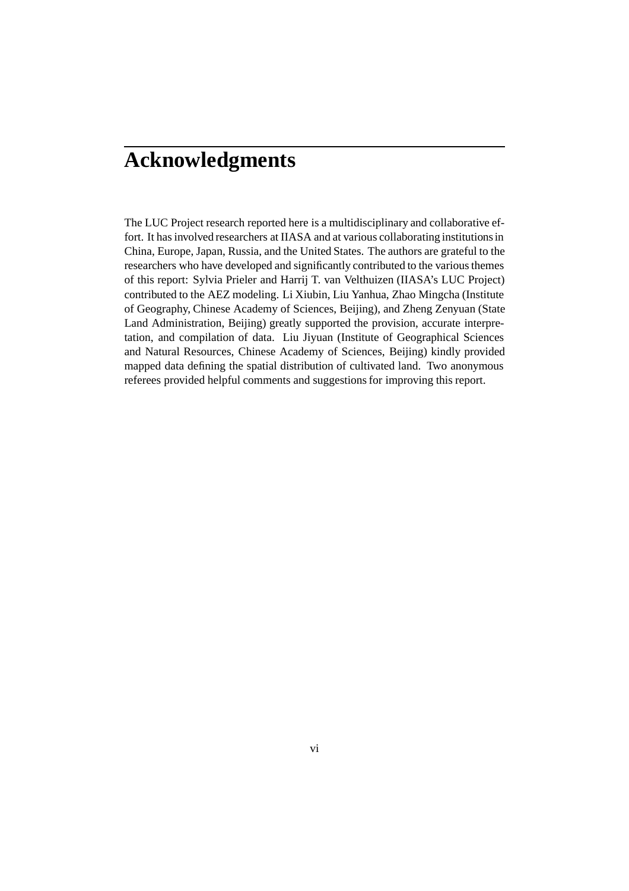# Acknowledgments

The LUC Project research reported here is a multidisciplinary and collaborative effort. It has involved researchers at IIASA and at various collaborating institutions in China, Europe, Japan, Russia, and the United States. The authors are grateful to the researchers who have developed and significantly contributed to the various themes of this report: Sylvia Prieler and Harrij T. van Velthuizen (IIASA's LUC Project) contributed to the AEZ modeling. Li Xiubin, Liu Yanhua, Zhao Mingcha (Institute of Geography, Chinese Academy of Sciences, Beijing), and Zheng Zenyuan (State Land Administration, Beijing) greatly supported the provision, accurate interpretation, and compilation of data. Liu Jiyuan (Institute of Geographical Sciences and Natural Resources, Chinese Academy of Sciences, Beijing) kindly provided mapped data defining the spatial distribution of cultivated land. Two anonymous referees provided helpful comments and suggestions for improving this report.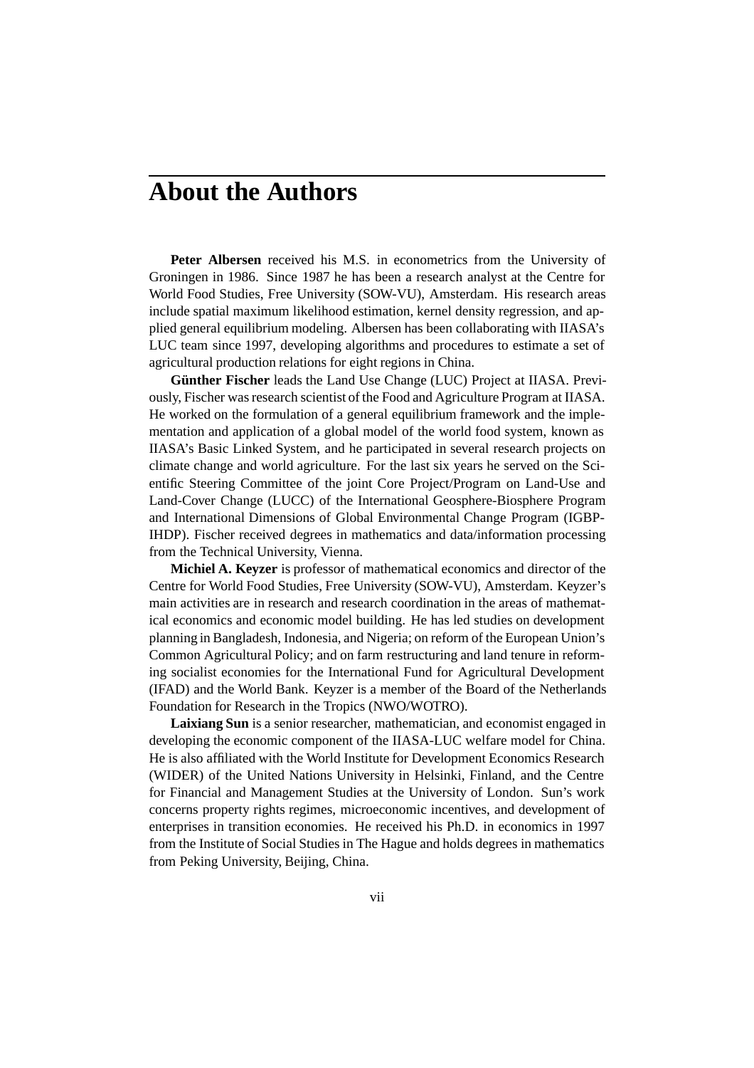# About the Authors

**Peter Albersen** received his M.S. in econometrics from the University of Groningen in 1986. Since 1987 he has been a research analyst at the Centre for World Food Studies, Free University (SOW-VU), Amsterdam. His research areas include spatial maximum likelihood estimation, kernel density regression, and applied general equilibrium modeling. Albersen has been collaborating with IIASA's LUC team since 1997, developing algorithms and procedures to estimate a set of agricultural production relations for eight regions in China.

**Günther Fischer** leads the Land Use Change (LUC) Project at IIASA. Previously, Fischer was research scientist of the Food and Agriculture Program at IIASA. He worked on the formulation of a general equilibrium framework and the implementation and application of a global model of the world food system, known as IIASA's Basic Linked System, and he participated in several research projects on climate change and world agriculture. For the last six years he served on the Scientific Steering Committee of the joint Core Project/Program on Land-Use and Land-Cover Change (LUCC) of the International Geosphere-Biosphere Program and International Dimensions of Global Environmental Change Program (IGBP-IHDP). Fischer received degrees in mathematics and data/information processing from the Technical University, Vienna.

**Michiel A. Keyzer** is professor of mathematical economics and director of the Centre for World Food Studies, Free University (SOW-VU), Amsterdam. Keyzer's main activities are in research and research coordination in the areas of mathematical economics and economic model building. He has led studies on development planning in Bangladesh, Indonesia, and Nigeria; on reform of the European Union's Common Agricultural Policy; and on farm restructuring and land tenure in reforming socialist economies for the International Fund for Agricultural Development (IFAD) and the World Bank. Keyzer is a member of the Board of the Netherlands Foundation for Research in the Tropics (NWO/WOTRO).

**Laixiang Sun** is a senior researcher, mathematician, and economist engaged in developing the economic component of the IIASA-LUC welfare model for China. He is also affiliated with the World Institute for Development Economics Research (WIDER) of the United Nations University in Helsinki, Finland, and the Centre for Financial and Management Studies at the University of London. Sun's work concerns property rights regimes, microeconomic incentives, and development of enterprises in transition economies. He received his Ph.D. in economics in 1997 from the Institute of Social Studies in The Hague and holds degrees in mathematics from Peking University, Beijing, China.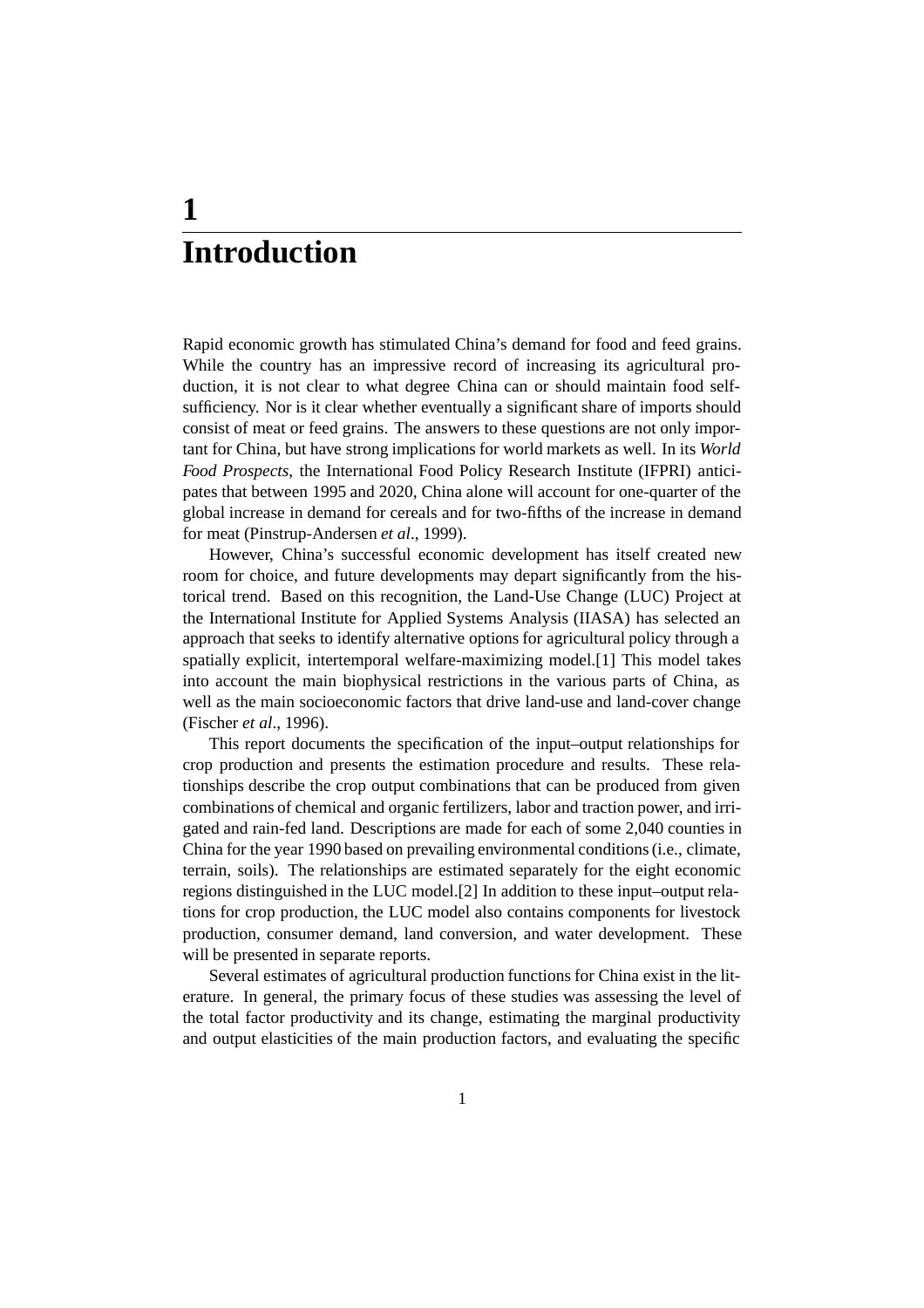# 1 Introduction

Rapid economic growth has stimulated China's demand for food and feed grains. While the country has an impressive record of increasing its agricultural production, it is not clear to what degree China can or should maintain food self-sufficiency. Nor is it clear whether eventually a significant share of imports should consist of meat or feed grains. The answers to these questions are not only important for China, but have strong implications for world markets as well. In its *World Food Prospects*, the International Food Policy Research Institute (IFPRI) anticipates that between 1995 and 2020, China alone will account for one-quarter of the global increase in demand for cereals and for two-fifths of the increase in demand for meat (Pinstrup-Andersen *et al*., 1999).

However, China's successful economic development has itself created new room for choice, and future developments may depart significantly from the historical trend. Based on this recognition, the Land-Use Change (LUC) Project at the International Institute for Applied Systems Analysis (IIASA) has selected an approach that seeks to identify alternative options for agricultural policy through a spatially explicit, intertemporal welfare-maximizing model.[1] This model takes into account the main biophysical restrictions in the various parts of China, as well as the main socioeconomic factors that drive land-use and land-cover change (Fischer *et al*., 1996).

This report documents the specification of the input–output relationships for crop production and presents the estimation procedure and results. These relationships describe the crop output combinations that can be produced from given combinations of chemical and organic fertilizers, labor and traction power, and irrigated and rain-fed land. Descriptions are made for each of some 2,040 counties in China for the year 1990 based on prevailing environmental conditions (i.e., climate, terrain, soils). The relationships are estimated separately for the eight economic regions distinguished in the LUC model.[2] In addition to these input–output relations for crop production, the LUC model also contains components for livestock production, consumer demand, land conversion, and water development. These will be presented in separate reports.

Several estimates of agricultural production functions for China exist in the literature. In general, the primary focus of these studies was assessing the level of the total factor productivity and its change, estimating the marginal productivity and output elasticities of the main production factors, and evaluating the specific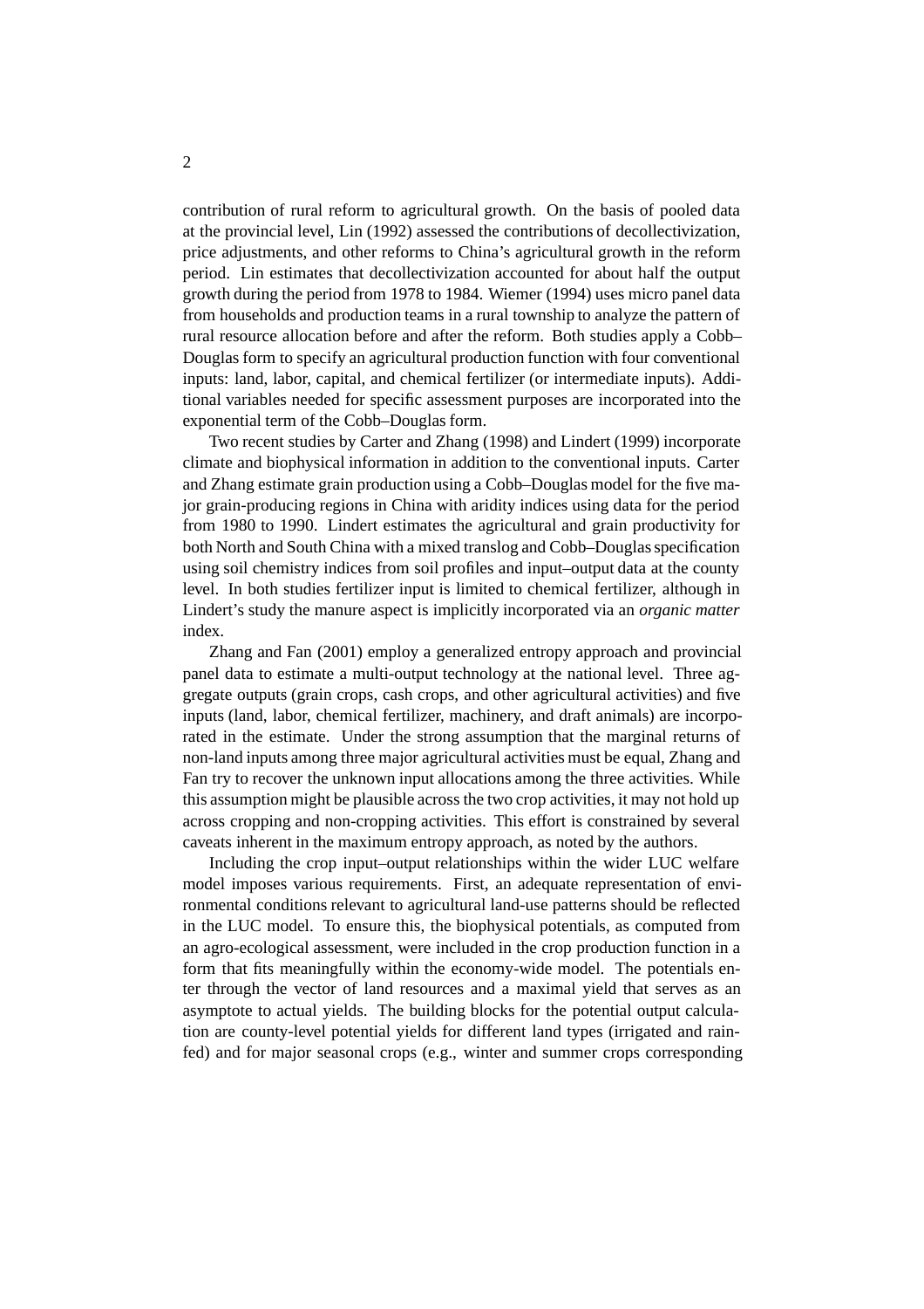contribution of rural reform to agricultural growth. On the basis of pooled data at the provincial level, Lin (1992) assessed the contributions of decollectivization, price adjustments, and other reforms to China's agricultural growth in the reform period. Lin estimates that decollectivization accounted for about half the output growth during the period from 1978 to 1984. Wiemer (1994) uses micro panel data from households and production teams in a rural township to analyze the pattern of rural resource allocation before and after the reform. Both studies apply a Cobb–Douglas form to specify an agricultural production function with four conventional inputs: land, labor, capital, and chemical fertilizer (or intermediate inputs). Additional variables needed for specific assessment purposes are incorporated into the exponential term of the Cobb–Douglas form.

Two recent studies by Carter and Zhang (1998) and Lindert (1999) incorporate climate and biophysical information in addition to the conventional inputs. Carter and Zhang estimate grain production using a Cobb–Douglas model for the five major grain-producing regions in China with aridity indices using data for the period from 1980 to 1990. Lindert estimates the agricultural and grain productivity for both North and South China with a mixed translog and Cobb–Douglas specification using soil chemistry indices from soil profiles and input–output data at the county level. In both studies fertilizer input is limited to chemical fertilizer, although in Lindert's study the manure aspect is implicitly incorporated via an *organic matter* index.

Zhang and Fan (2001) employ a generalized entropy approach and provincial panel data to estimate a multi-output technology at the national level. Three aggregate outputs (grain crops, cash crops, and other agricultural activities) and five inputs (land, labor, chemical fertilizer, machinery, and draft animals) are incorporated in the estimate. Under the strong assumption that the marginal returns of non-land inputs among three major agricultural activities must be equal, Zhang and Fan try to recover the unknown input allocations among the three activities. While this assumption might be plausible across the two crop activities, it may not hold up across cropping and non-cropping activities. This effort is constrained by several caveats inherent in the maximum entropy approach, as noted by the authors.

Including the crop input–output relationships within the wider LUC welfare model imposes various requirements. First, an adequate representation of environmental conditions relevant to agricultural land-use patterns should be reflected in the LUC model. To ensure this, the biophysical potentials, as computed from an agro-ecological assessment, were included in the crop production function in a form that fits meaningfully within the economy-wide model. The potentials enter through the vector of land resources and a maximal yield that serves as an asymptote to actual yields. The building blocks for the potential output calculation are county-level potential yields for different land types (irrigated and rainfed) and for major seasonal crops (e.g., winter and summer crops corresponding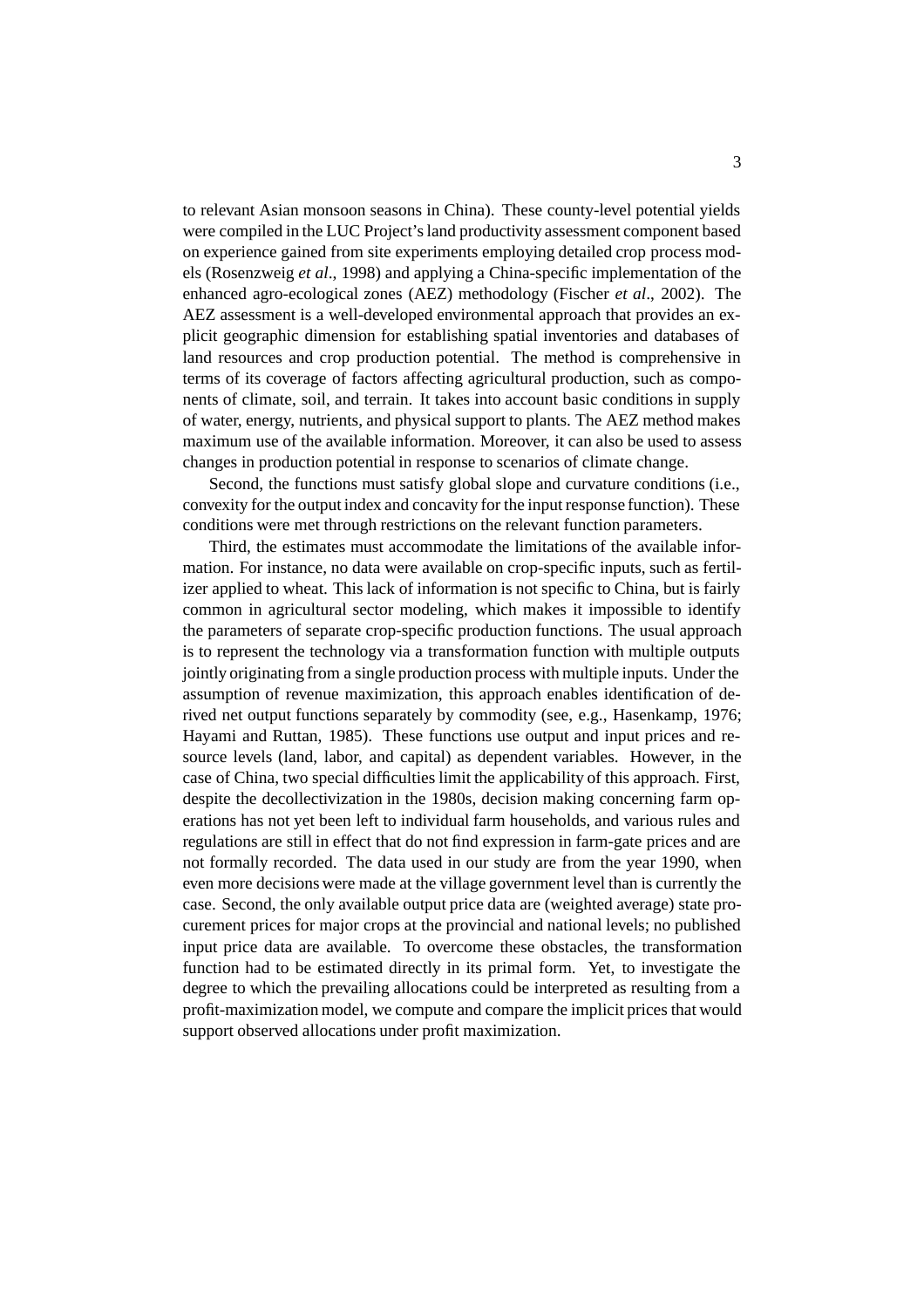to relevant Asian monsoon seasons in China). These county-level potential yields were compiled in the LUC Project's land productivity assessment component based on experience gained from site experiments employing detailed crop process models (Rosenzweig *et al*., 1998) and applying a China-specific implementation of the enhanced agro-ecological zones (AEZ) methodology (Fischer *et al*., 2002). The AEZ assessment is a well-developed environmental approach that provides an explicit geographic dimension for establishing spatial inventories and databases of land resources and crop production potential. The method is comprehensive in terms of its coverage of factors affecting agricultural production, such as components of climate, soil, and terrain. It takes into account basic conditions in supply of water, energy, nutrients, and physical support to plants. The AEZ method makes maximum use of the available information. Moreover, it can also be used to assess changes in production potential in response to scenarios of climate change.

Second, the functions must satisfy global slope and curvature conditions (i.e., convexity for the output index and concavity for the input response function). These conditions were met through restrictions on the relevant function parameters.

Third, the estimates must accommodate the limitations of the available information. For instance, no data were available on crop-specific inputs, such as fertilizer applied to wheat. This lack of information is not specific to China, but is fairly common in agricultural sector modeling, which makes it impossible to identify the parameters of separate crop-specific production functions. The usual approach is to represent the technology via a transformation function with multiple outputs jointly originating from a single production process with multiple inputs. Under the assumption of revenue maximization, this approach enables identification of derived net output functions separately by commodity (see, e.g., Hasenkamp, 1976; Hayami and Ruttan, 1985). These functions use output and input prices and resource levels (land, labor, and capital) as dependent variables. However, in the case of China, two special difficulties limit the applicability of this approach. First, despite the decollectivization in the 1980s, decision making concerning farm operations has not yet been left to individual farm households, and various rules and regulations are still in effect that do not find expression in farm-gate prices and are not formally recorded. The data used in our study are from the year 1990, when even more decisions were made at the village government level than is currently the case. Second, the only available output price data are (weighted average) state procurement prices for major crops at the provincial and national levels; no published input price data are available. To overcome these obstacles, the transformation function had to be estimated directly in its primal form. Yet, to investigate the degree to which the prevailing allocations could be interpreted as resulting from a profit-maximization model, we compute and compare the implicit prices that would support observed allocations under profit maximization.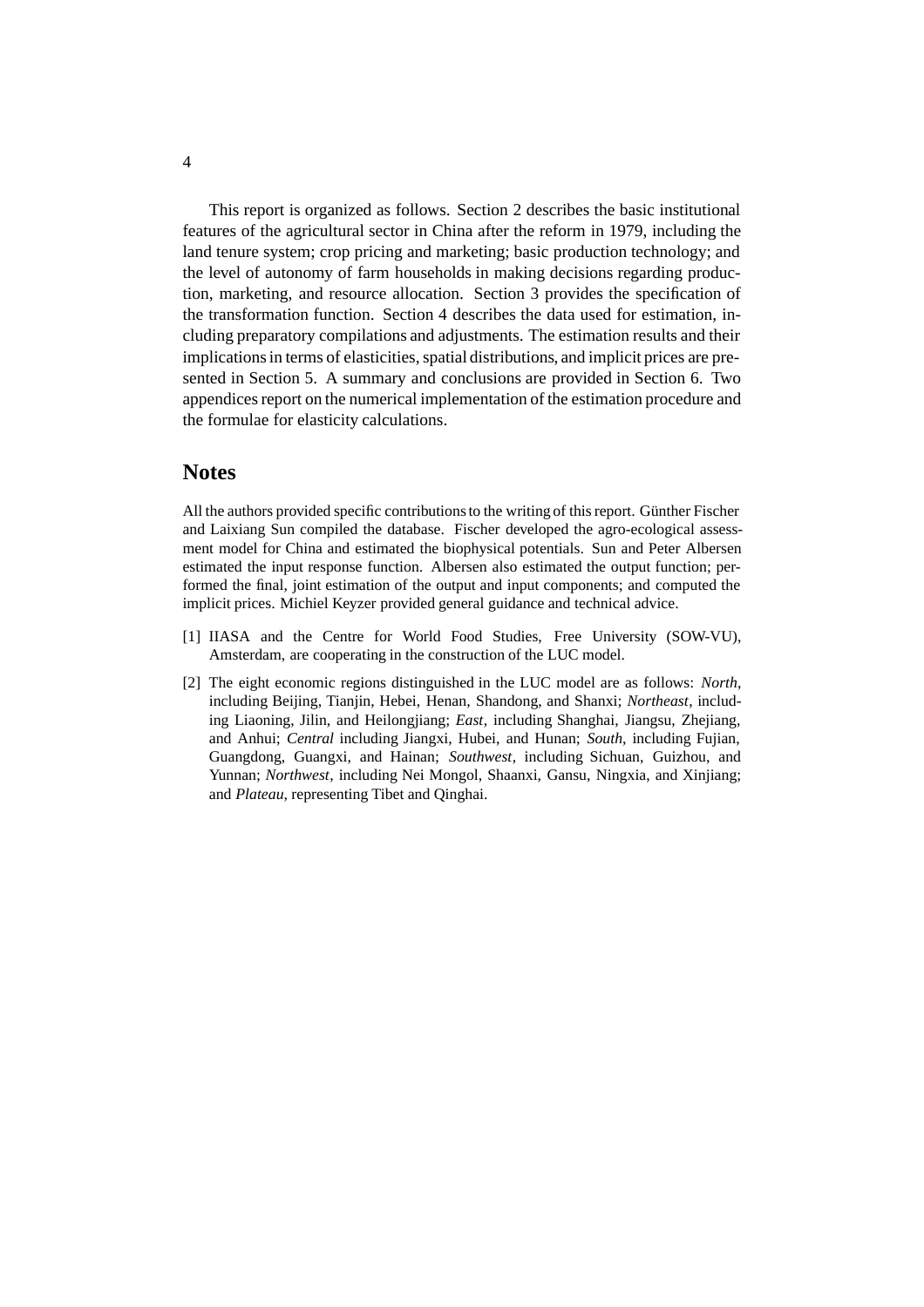This report is organized as follows. Section 2 describes the basic institutional features of the agricultural sector in China after the reform in 1979, including the land tenure system; crop pricing and marketing; basic production technology; and the level of autonomy of farm households in making decisions regarding production, marketing, and resource allocation. Section 3 provides the specification of the transformation function. Section 4 describes the data used for estimation, including preparatory compilations and adjustments. The estimation results and their implications in terms of elasticities, spatial distributions, and implicit prices are presented in Section 5. A summary and conclusions are provided in Section 6. Two appendices report on the numerical implementation of the estimation procedure and the formulae for elasticity calculations.

## Notes

All the authors provided specific contributions to the writing of this report. Günther Fischer and Laixiang Sun compiled the database. Fischer developed the agro-ecological assessment model for China and estimated the biophysical potentials. Sun and Peter Albersen estimated the input response function. Albersen also estimated the output function; performed the final, joint estimation of the output and input components; and computed the implicit prices. Michiel Keyzer provided general guidance and technical advice.

[1] IIASA and the Centre for World Food Studies, Free University (SOW-VU), Amsterdam, are cooperating in the construction of the LUC model.

[2] The eight economic regions distinguished in the LUC model are as follows: *North*, including Beijing, Tianjin, Hebei, Henan, Shandong, and Shanxi; *Northeast*, including Liaoning, Jilin, and Heilongjiang; *East*, including Shanghai, Jiangsu, Zhejiang, and Anhui; *Central* including Jiangxi, Hubei, and Hunan; *South*, including Fujian, Guangdong, Guangxi, and Hainan; *Southwest*, including Sichuan, Guizhou, and Yunnan; *Northwest*, including Nei Mongol, Shaanxi, Gansu, Ningxia, and Xinjiang; and *Plateau*, representing Tibet and Qinghai.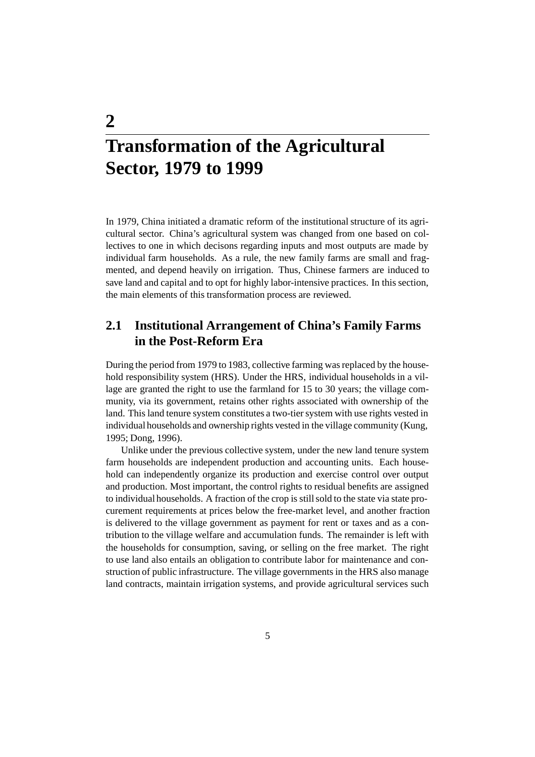# 2

# Transformation of the Agricultural Sector, 1979 to 1999

In 1979, China initiated a dramatic reform of the institutional structure of its agricultural sector. China's agricultural system was changed from one based on collectives to one in which decisons regarding inputs and most outputs are made by individual farm households. As a rule, the new family farms are small and fragmented, and depend heavily on irrigation. Thus, Chinese farmers are induced to save land and capital and to opt for highly labor-intensive practices. In this section, the main elements of this transformation process are reviewed.

## 2.1 Institutional Arrangement of China's Family Farms in the Post-Reform Era

During the period from 1979 to 1983, collective farming was replaced by the household responsibility system (HRS). Under the HRS, individual households in a village are granted the right to use the farmland for 15 to 30 years; the village community, via its government, retains other rights associated with ownership of the land. This land tenure system constitutes a two-tier system with use rights vested in individual households and ownership rights vested in the village community (Kung, 1995; Dong, 1996).

Unlike under the previous collective system, under the new land tenure system farm households are independent production and accounting units. Each household can independently organize its production and exercise control over output and production. Most important, the control rights to residual benefits are assigned to individual households. A fraction of the crop is still sold to the state via state procurement requirements at prices below the free-market level, and another fraction is delivered to the village government as payment for rent or taxes and as a contribution to the village welfare and accumulation funds. The remainder is left with the households for consumption, saving, or selling on the free market. The right to use land also entails an obligation to contribute labor for maintenance and construction of public infrastructure. The village governments in the HRS also manage land contracts, maintain irrigation systems, and provide agricultural services such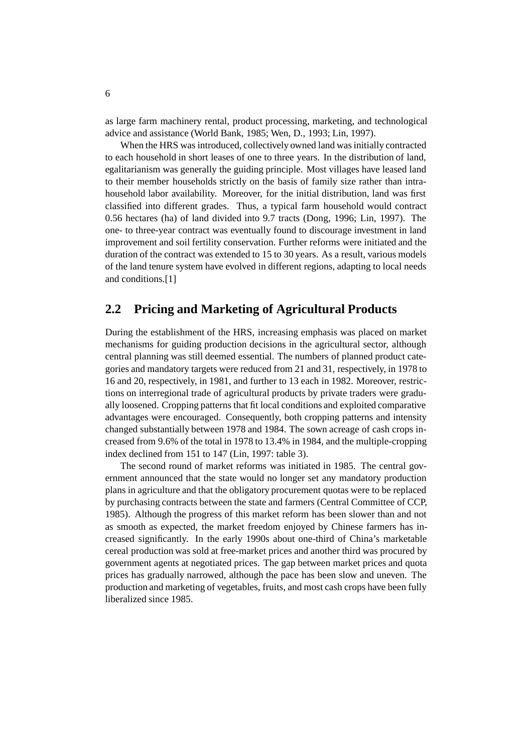as large farm machinery rental, product processing, marketing, and technological advice and assistance (World Bank, 1985; Wen, D., 1993; Lin, 1997).

When the HRS was introduced, collectively owned land was initially contracted to each household in short leases of one to three years. In the distribution of land, egalitarianism was generally the guiding principle. Most villages have leased land to their member households strictly on the basis of family size rather than intra-household labor availability. Moreover, for the initial distribution, land was first classified into different grades. Thus, a typical farm household would contract 0.56 hectares (ha) of land divided into 9.7 tracts (Dong, 1996; Lin, 1997). The one- to three-year contract was eventually found to discourage investment in land improvement and soil fertility conservation. Further reforms were initiated and the duration of the contract was extended to 15 to 30 years. As a result, various models of the land tenure system have evolved in different regions, adapting to local needs and conditions.[1]

## 2.2 Pricing and Marketing of Agricultural Products

During the establishment of the HRS, increasing emphasis was placed on market mechanisms for guiding production decisions in the agricultural sector, although central planning was still deemed essential. The numbers of planned product categories and mandatory targets were reduced from 21 and 31, respectively, in 1978 to 16 and 20, respectively, in 1981, and further to 13 each in 1982. Moreover, restrictions on interregional trade of agricultural products by private traders were gradually loosened. Cropping patterns that fit local conditions and exploited comparative advantages were encouraged. Consequently, both cropping patterns and intensity changed substantially between 1978 and 1984. The sown acreage of cash crops increased from 9.6% of the total in 1978 to 13.4% in 1984, and the multiple-cropping index declined from 151 to 147 (Lin, 1997: table 3).

The second round of market reforms was initiated in 1985. The central government announced that the state would no longer set any mandatory production plans in agriculture and that the obligatory procurement quotas were to be replaced by purchasing contracts between the state and farmers (Central Committee of CCP, 1985). Although the progress of this market reform has been slower than and not as smooth as expected, the market freedom enjoyed by Chinese farmers has increased significantly. In the early 1990s about one-third of China's marketable cereal production was sold at free-market prices and another third was procured by government agents at negotiated prices. The gap between market prices and quota prices has gradually narrowed, although the pace has been slow and uneven. The production and marketing of vegetables, fruits, and most cash crops have been fully liberalized since 1985.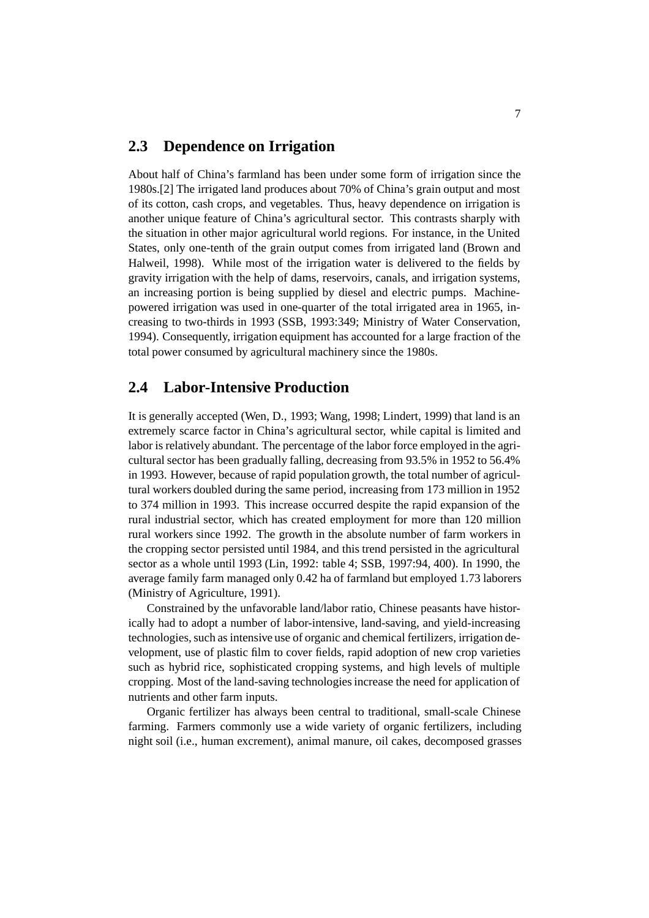## 2.3 Dependence on Irrigation

About half of China's farmland has been under some form of irrigation since the 1980s.[2] The irrigated land produces about 70% of China's grain output and most of its cotton, cash crops, and vegetables. Thus, heavy dependence on irrigation is another unique feature of China's agricultural sector. This contrasts sharply with the situation in other major agricultural world regions. For instance, in the United States, only one-tenth of the grain output comes from irrigated land (Brown and Halweil, 1998). While most of the irrigation water is delivered to the fields by gravity irrigation with the help of dams, reservoirs, canals, and irrigation systems, an increasing portion is being supplied by diesel and electric pumps. Machine-powered irrigation was used in one-quarter of the total irrigated area in 1965, increasing to two-thirds in 1993 (SSB, 1993:349; Ministry of Water Conservation, 1994). Consequently, irrigation equipment has accounted for a large fraction of the total power consumed by agricultural machinery since the 1980s.

## 2.4 Labor-Intensive Production

It is generally accepted (Wen, D., 1993; Wang, 1998; Lindert, 1999) that land is an extremely scarce factor in China's agricultural sector, while capital is limited and labor is relatively abundant. The percentage of the labor force employed in the agricultural sector has been gradually falling, decreasing from 93.5% in 1952 to 56.4% in 1993. However, because of rapid population growth, the total number of agricultural workers doubled during the same period, increasing from 173 million in 1952 to 374 million in 1993. This increase occurred despite the rapid expansion of the rural industrial sector, which has created employment for more than 120 million rural workers since 1992. The growth in the absolute number of farm workers in the cropping sector persisted until 1984, and this trend persisted in the agricultural sector as a whole until 1993 (Lin, 1992: table 4; SSB, 1997:94, 400). In 1990, the average family farm managed only 0.42 ha of farmland but employed 1.73 laborers (Ministry of Agriculture, 1991).

Constrained by the unfavorable land/labor ratio, Chinese peasants have historically had to adopt a number of labor-intensive, land-saving, and yield-increasing technologies, such as intensive use of organic and chemical fertilizers, irrigation development, use of plastic film to cover fields, rapid adoption of new crop varieties such as hybrid rice, sophisticated cropping systems, and high levels of multiple cropping. Most of the land-saving technologies increase the need for application of nutrients and other farm inputs.

Organic fertilizer has always been central to traditional, small-scale Chinese farming. Farmers commonly use a wide variety of organic fertilizers, including night soil (i.e., human excrement), animal manure, oil cakes, decomposed grasses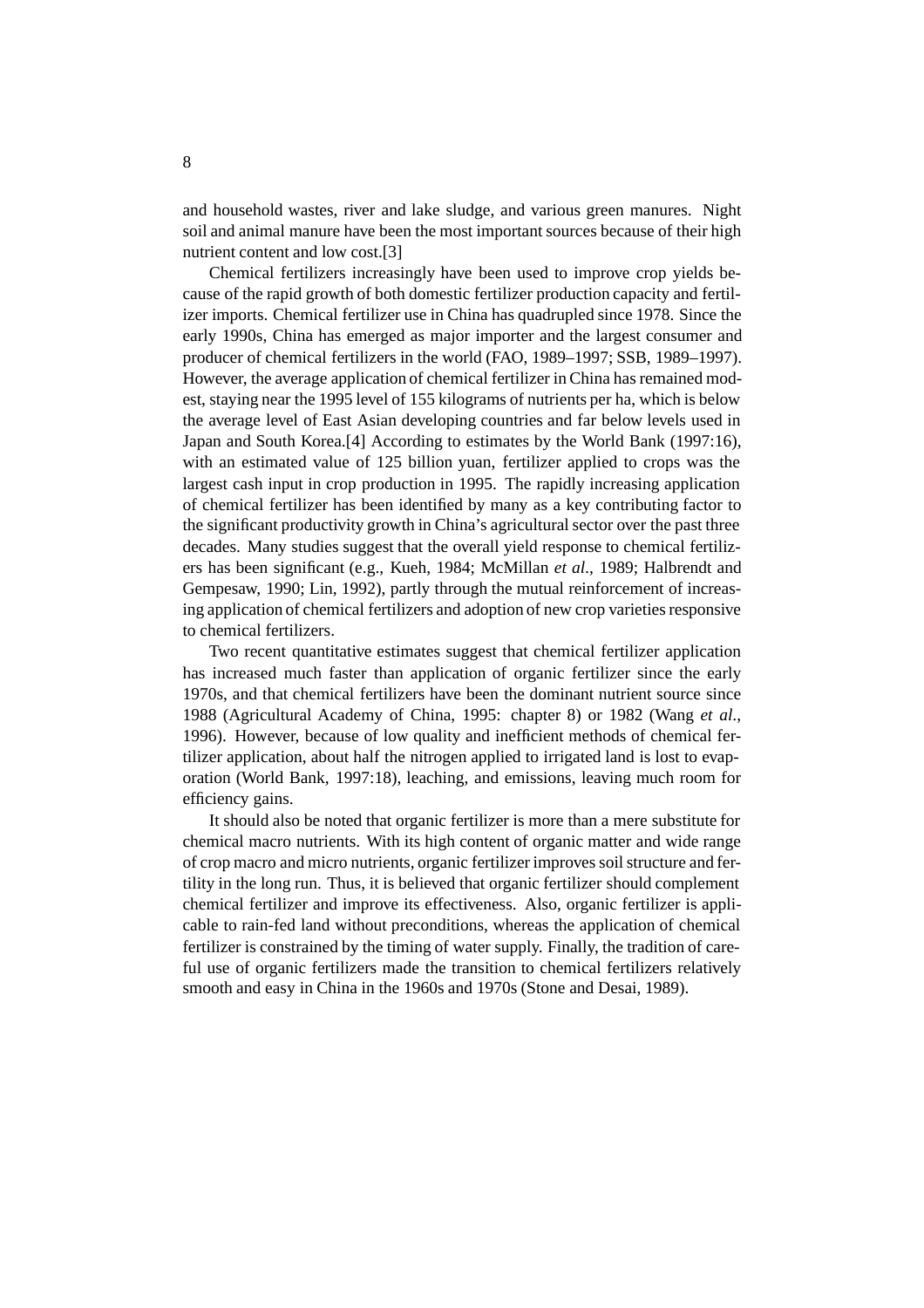and household wastes, river and lake sludge, and various green manures. Night soil and animal manure have been the most important sources because of their high nutrient content and low cost.[3]

Chemical fertilizers increasingly have been used to improve crop yields because of the rapid growth of both domestic fertilizer production capacity and fertilizer imports. Chemical fertilizer use in China has quadrupled since 1978. Since the early 1990s, China has emerged as major importer and the largest consumer and producer of chemical fertilizers in the world (FAO, 1989–1997; SSB, 1989–1997). However, the average application of chemical fertilizer in China has remained modest, staying near the 1995 level of 155 kilograms of nutrients per ha, which is below the average level of East Asian developing countries and far below levels used in Japan and South Korea.[4] According to estimates by the World Bank (1997:16), with an estimated value of 125 billion yuan, fertilizer applied to crops was the largest cash input in crop production in 1995. The rapidly increasing application of chemical fertilizer has been identified by many as a key contributing factor to the significant productivity growth in China's agricultural sector over the past three decades. Many studies suggest that the overall yield response to chemical fertilizers has been significant (e.g., Kueh, 1984; McMillan *et al*., 1989; Halbrendt and Gempesaw, 1990; Lin, 1992), partly through the mutual reinforcement of increasing application of chemical fertilizers and adoption of new crop varieties responsive to chemical fertilizers.

Two recent quantitative estimates suggest that chemical fertilizer application has increased much faster than application of organic fertilizer since the early 1970s, and that chemical fertilizers have been the dominant nutrient source since 1988 (Agricultural Academy of China, 1995: chapter 8) or 1982 (Wang *et al*., 1996). However, because of low quality and inefficient methods of chemical fertilizer application, about half the nitrogen applied to irrigated land is lost to evaporation (World Bank, 1997:18), leaching, and emissions, leaving much room for efficiency gains.

It should also be noted that organic fertilizer is more than a mere substitute for chemical macro nutrients. With its high content of organic matter and wide range of crop macro and micro nutrients, organic fertilizer improves soil structure and fertility in the long run. Thus, it is believed that organic fertilizer should complement chemical fertilizer and improve its effectiveness. Also, organic fertilizer is applicable to rain-fed land without preconditions, whereas the application of chemical fertilizer is constrained by the timing of water supply. Finally, the tradition of careful use of organic fertilizers made the transition to chemical fertilizers relatively smooth and easy in China in the 1960s and 1970s (Stone and Desai, 1989).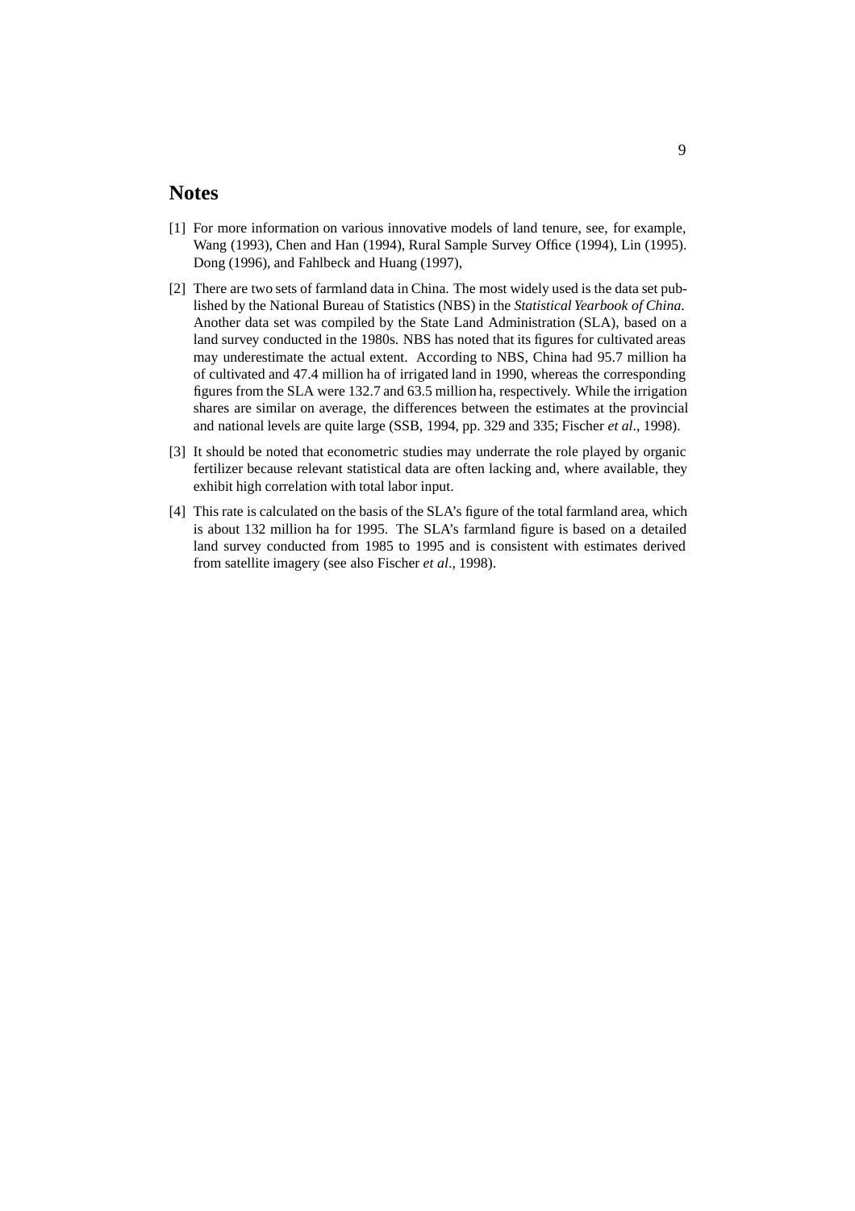## Notes

[1] For more information on various innovative models of land tenure, see, for example, Wang (1993), Chen and Han (1994), Rural Sample Survey Office (1994), Lin (1995). Dong (1996), and Fahlbeck and Huang (1997),

[2] There are two sets of farmland data in China. The most widely used is the data set published by the National Bureau of Statistics (NBS) in the *Statistical Yearbook of China*. Another data set was compiled by the State Land Administration (SLA), based on a land survey conducted in the 1980s. NBS has noted that its figures for cultivated areas may underestimate the actual extent. According to NBS, China had 95.7 million ha of cultivated and 47.4 million ha of irrigated land in 1990, whereas the corresponding figures from the SLA were 132.7 and 63.5 million ha, respectively. While the irrigation shares are similar on average, the differences between the estimates at the provincial and national levels are quite large (SSB, 1994, pp. 329 and 335; Fischer *et al*., 1998).

[3] It should be noted that econometric studies may underrate the role played by organic fertilizer because relevant statistical data are often lacking and, where available, they exhibit high correlation with total labor input.

[4] This rate is calculated on the basis of the SLA's figure of the total farmland area, which is about 132 million ha for 1995. The SLA's farmland figure is based on a detailed land survey conducted from 1985 to 1995 and is consistent with estimates derived from satellite imagery (see also Fischer *et al*., 1998).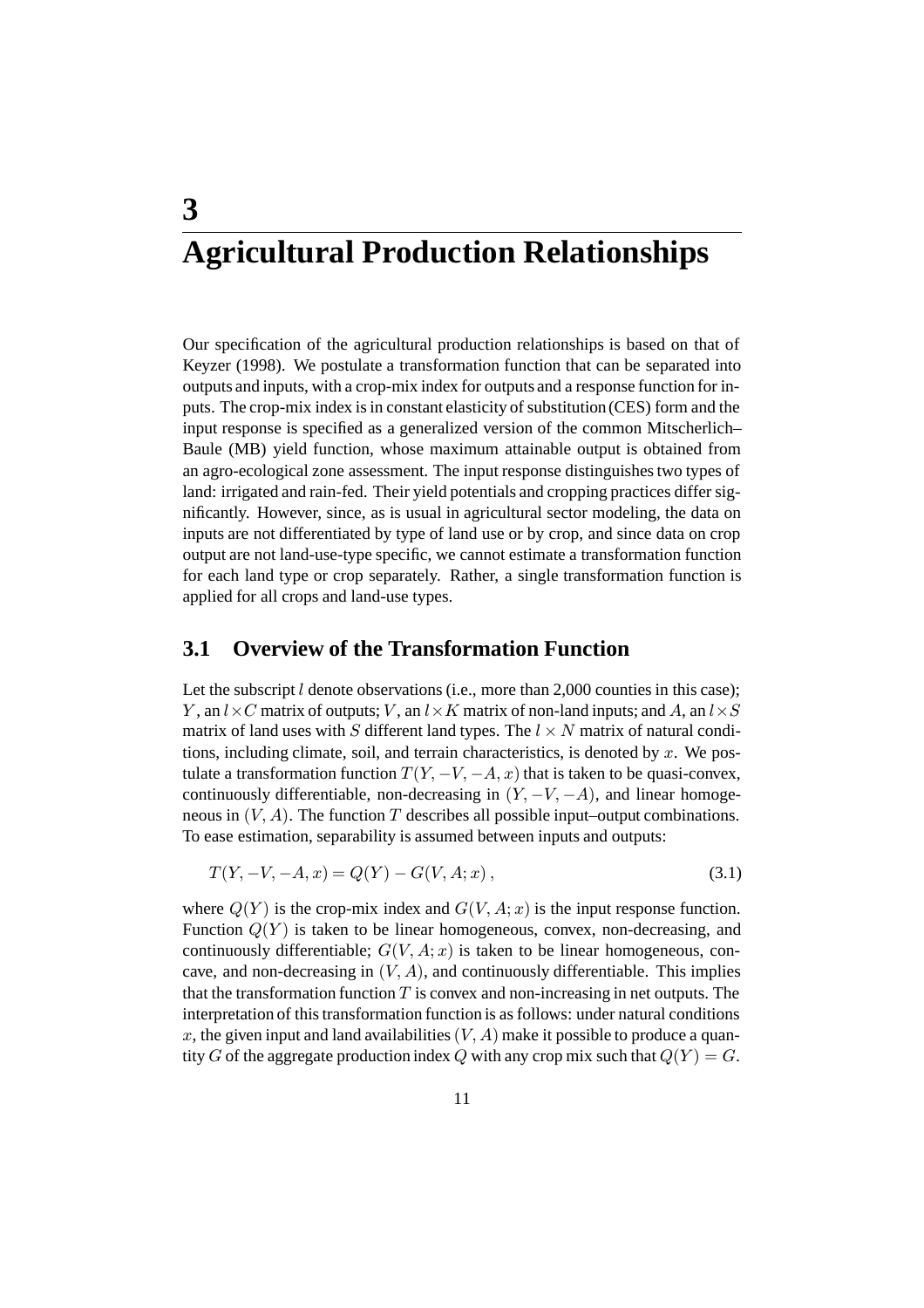# 3 Agricultural Production Relationships

Our specification of the agricultural production relationships is based on that of Keyzer (1998). We postulate a transformation function that can be separated into outputs and inputs, with a crop-mix index for outputs and a response function for inputs. The crop-mix index is in constant elasticity of substitution (CES) form and the input response is specified as a generalized version of the common Mitscherlich–Baule (MB) yield function, whose maximum attainable output is obtained from an agro-ecological zone assessment. The input response distinguishes two types of land: irrigated and rain-fed. Their yield potentials and cropping practices differ significantly. However, since, as is usual in agricultural sector modeling, the data on inputs are not differentiated by type of land use or by crop, and since data on crop output are not land-use-type specific, we cannot estimate a transformation function for each land type or crop separately. Rather, a single transformation function is applied for all crops and land-use types.

## 3.1 Overview of the Transformation Function

Let the subscript $l$ denote observations (i.e., more than 2,000 counties in this case); $Y$, an $l \times C$ matrix of outputs; $V$, an $l \times K$ matrix of non-land inputs; and $A$, an $l \times S$ matrix of land uses with $S$ different land types. The $l \times N$ matrix of natural conditions, including climate, soil, and terrain characteristics, is denoted by $x$. We postulate a transformation function $T(Y, -V, -A, x)$ that is taken to be quasi-convex, continuously differentiable, non-decreasing in $(Y, -V, -A)$, and linear homogeneous in $(V, A)$. The function $T$ describes all possible input–output combinations. To ease estimation, separability is assumed between inputs and outputs:

$$T(Y, -V, -A, x) = Q(Y) - G(V, A; x)\,, \tag{3.1}$$

where $Q(Y)$ is the crop-mix index and $G(V, A; x)$ is the input response function. Function $Q(Y)$ is taken to be linear homogeneous, convex, non-decreasing, and continuously differentiable; $G(V, A; x)$ is taken to be linear homogeneous, concave, and non-decreasing in $(V, A)$, and continuously differentiable. This implies that the transformation function $T$ is convex and non-increasing in net outputs. The interpretation of this transformation function is as follows: under natural conditions $x$, the given input and land availabilities $(V, A)$ make it possible to produce a quantity $G$ of the aggregate production index $Q$ with any crop mix such that $Q(Y) = G$.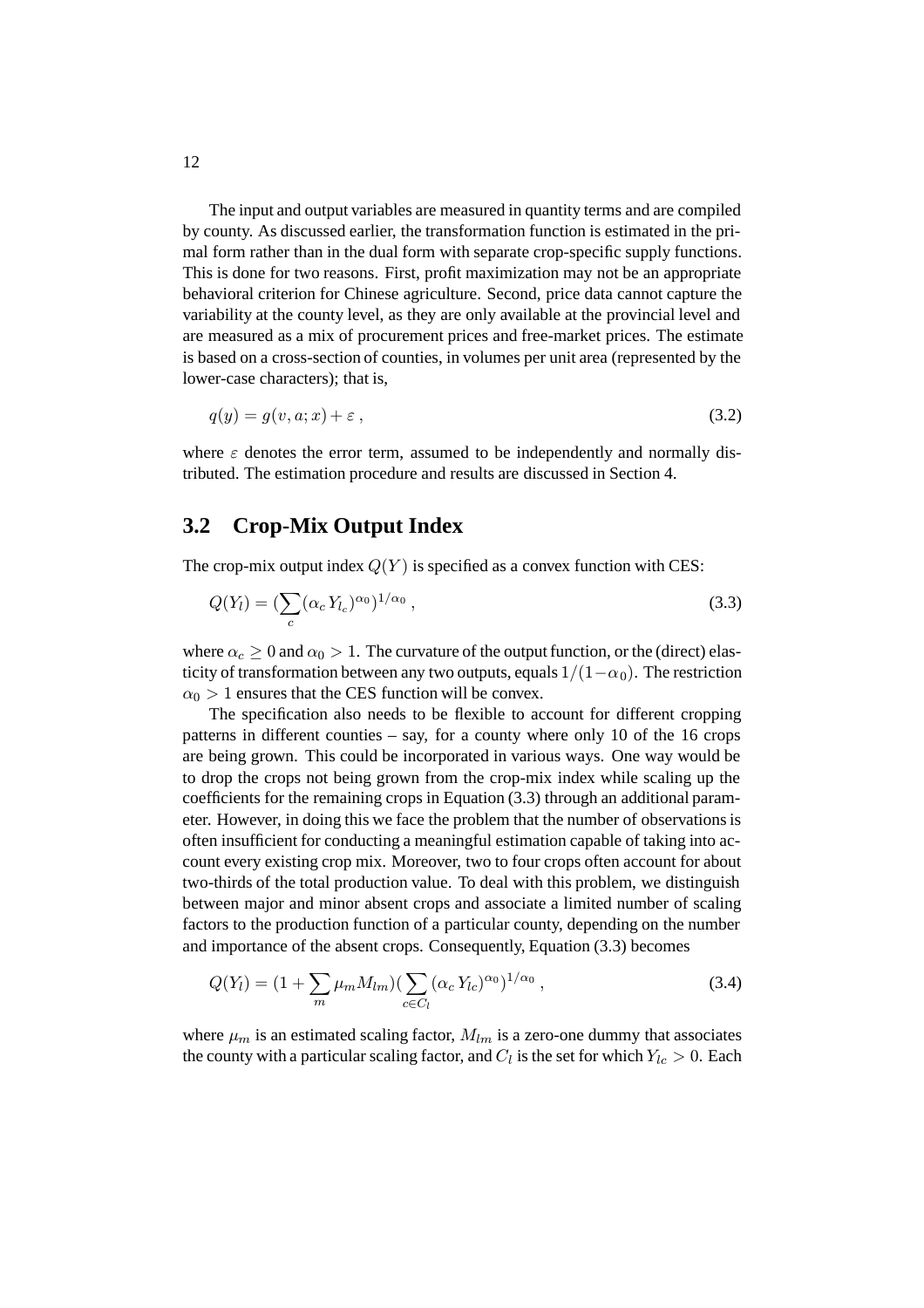The input and output variables are measured in quantity terms and are compiled by county. As discussed earlier, the transformation function is estimated in the primal form rather than in the dual form with separate crop-specific supply functions. This is done for two reasons. First, profit maximization may not be an appropriate behavioral criterion for Chinese agriculture. Second, price data cannot capture the variability at the county level, as they are only available at the provincial level and are measured as a mix of procurement prices and free-market prices. The estimate is based on a cross-section of counties, in volumes per unit area (represented by the lower-case characters); that is,

$$q(y) = g(v, a; x) + \varepsilon \, , \tag{3.2}$$

where $\varepsilon$ denotes the error term, assumed to be independently and normally distributed. The estimation procedure and results are discussed in Section 4.

## 3.2 Crop-Mix Output Index

The crop-mix output index $Q(Y)$ is specified as a convex function with CES:

$$Q(Y_l) = (\sum_c (\alpha_c \, Y_{l_c})^{\alpha_0})^{1/\alpha_0} \, , \tag{3.3}$$

where $\alpha_c \geq 0$ and $\alpha_0 > 1$. The curvature of the output function, or the (direct) elasticity of transformation between any two outputs, equals $1/(1-\alpha_0)$. The restriction $\alpha_0 > 1$ ensures that the CES function will be convex.

The specification also needs to be flexible to account for different cropping patterns in different counties – say, for a county where only 10 of the 16 crops are being grown. This could be incorporated in various ways. One way would be to drop the crops not being grown from the crop-mix index while scaling up the coefficients for the remaining crops in Equation (3.3) through an additional parameter. However, in doing this we face the problem that the number of observations is often insufficient for conducting a meaningful estimation capable of taking into account every existing crop mix. Moreover, two to four crops often account for about two-thirds of the total production value. To deal with this problem, we distinguish between major and minor absent crops and associate a limited number of scaling factors to the production function of a particular county, depending on the number and importance of the absent crops. Consequently, Equation (3.3) becomes

$$Q(Y_l) = (1 + \sum_m \mu_m M_{lm})(\sum_{c \in C_l} (\alpha_c \, Y_{lc})^{\alpha_0})^{1/\alpha_0} \, , \tag{3.4}$$

where $\mu_m$ is an estimated scaling factor, $M_{lm}$ is a zero-one dummy that associates the county with a particular scaling factor, and $C_l$ is the set for which $Y_{lc} > 0$. Each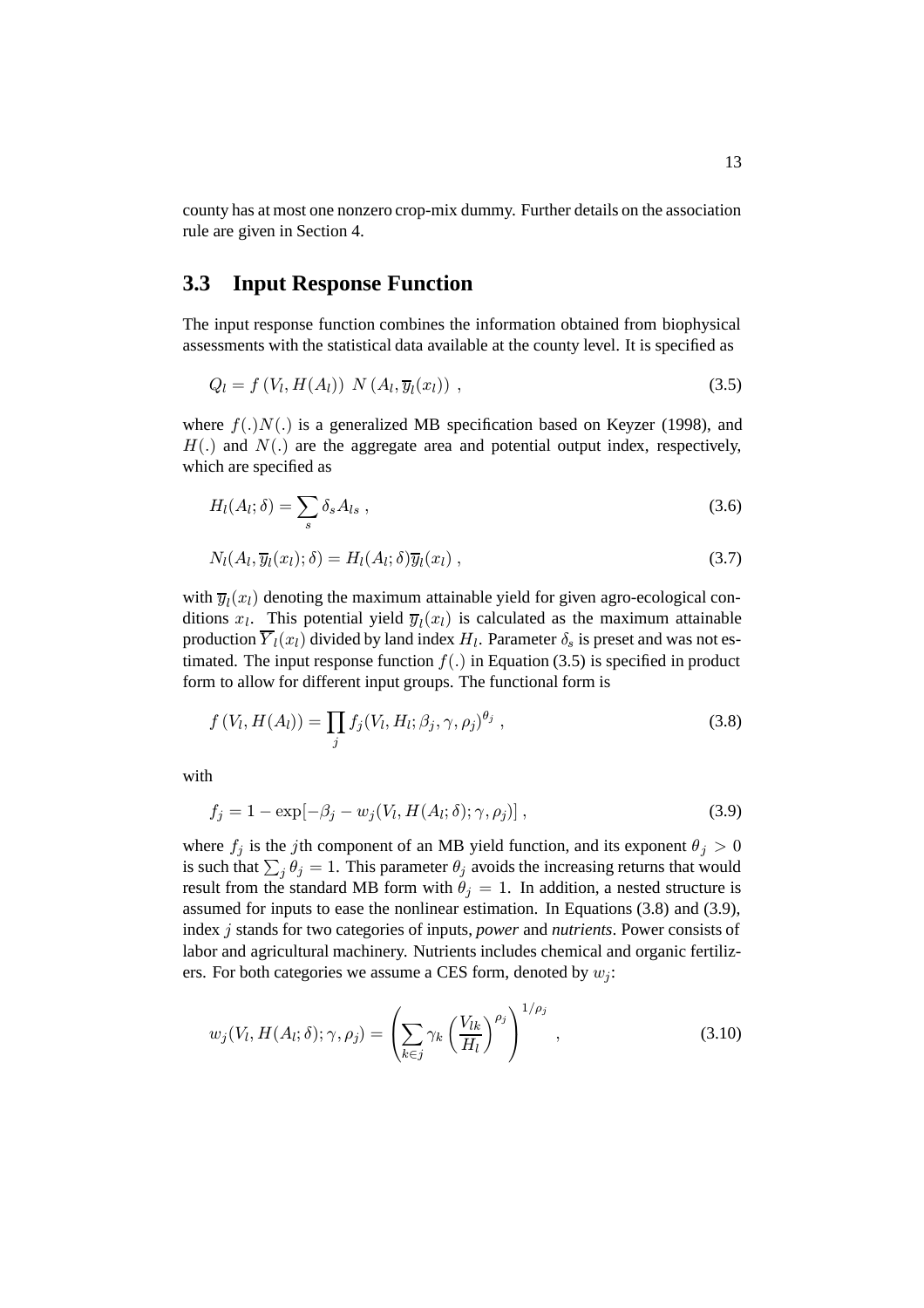county has at most one nonzero crop-mix dummy. Further details on the association rule are given in Section 4.

## 3.3 Input Response Function

The input response function combines the information obtained from biophysical assessments with the statistical data available at the county level. It is specified as

$$Q_l = f\left(V_l, H(A_l)\right)\ N\left(A_l, \overline{y}_l(x_l)\right)\ , \tag{3.5}$$

where $f(.)N(.)$ is a generalized MB specification based on Keyzer (1998), and $H(.)$ and $N(.)$ are the aggregate area and potential output index, respectively, which are specified as

$$H_l(A_l; \delta) = \sum_s \delta_s A_{ls}\ , \tag{3.6}$$

$$N_l(A_l, \overline{y}_l(x_l); \delta) = H_l(A_l; \delta)\overline{y}_l(x_l)\ , \tag{3.7}$$

with $\overline{y}_l(x_l)$ denoting the maximum attainable yield for given agro-ecological conditions $x_l$. This potential yield $\overline{y}_l(x_l)$ is calculated as the maximum attainable production $\overline{Y}_l(x_l)$ divided by land index $H_l$. Parameter $\delta_s$ is preset and was not estimated. The input response function $f(.)$ in Equation (3.5) is specified in product form to allow for different input groups. The functional form is

$$f\left(V_l, H(A_l)\right) = \prod_j f_j(V_l, H_l; \beta_j, \gamma, \rho_j)^{\theta_j}\ , \tag{3.8}$$

with

$$f_j = 1 - \exp[-\beta_j - w_j(V_l, H(A_l; \delta); \gamma, \rho_j)]\ , \tag{3.9}$$

where $f_j$ is the $j$th component of an MB yield function, and its exponent $\theta_j > 0$ is such that $\sum_j \theta_j = 1$. This parameter $\theta_j$ avoids the increasing returns that would result from the standard MB form with $\theta_j = 1$. In addition, a nested structure is assumed for inputs to ease the nonlinear estimation. In Equations (3.8) and (3.9), index $j$ stands for two categories of inputs, *power* and *nutrients*. Power consists of labor and agricultural machinery. Nutrients includes chemical and organic fertilizers. For both categories we assume a CES form, denoted by $w_j$:

$$w_j(V_l, H(A_l; \delta); \gamma, \rho_j) = \left(\sum_{k \in j} \gamma_k \left(\frac{V_{lk}}{H_l}\right)^{\rho_j}\right)^{1/\rho_j}\ , \tag{3.10}$$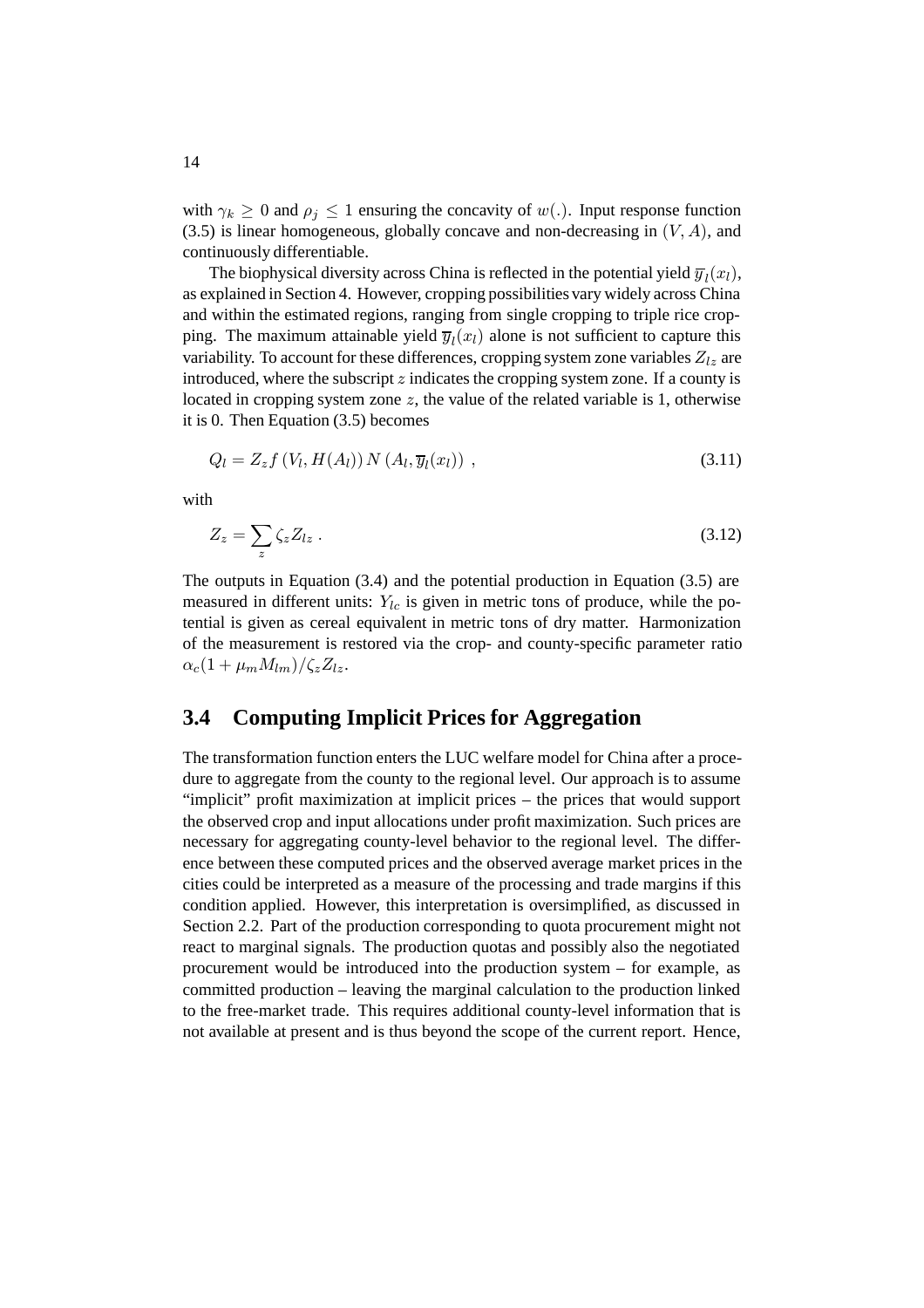with $\gamma_k \geq 0$ and $\rho_j \leq 1$ ensuring the concavity of $w(.)$. Input response function (3.5) is linear homogeneous, globally concave and non-decreasing in $(V, A)$, and continuously differentiable.

The biophysical diversity across China is reflected in the potential yield $\overline{y}_l(x_l)$, as explained in Section 4. However, cropping possibilities vary widely across China and within the estimated regions, ranging from single cropping to triple rice cropping. The maximum attainable yield $\overline{y}_l(x_l)$ alone is not sufficient to capture this variability. To account for these differences, cropping system zone variables $Z_{lz}$ are introduced, where the subscript $z$ indicates the cropping system zone. If a county is located in cropping system zone $z$, the value of the related variable is 1, otherwise it is 0. Then Equation (3.5) becomes

$$Q_l = Z_z f\left(V_l, H(A_l)\right) N\left(A_l, \overline{y}_l(x_l)\right) \,, \tag{3.11}$$

with

$$Z_z = \sum_z \zeta_z Z_{lz} \,. \tag{3.12}$$

The outputs in Equation (3.4) and the potential production in Equation (3.5) are measured in different units: $Y_{lc}$ is given in metric tons of produce, while the potential is given as cereal equivalent in metric tons of dry matter. Harmonization of the measurement is restored via the crop- and county-specific parameter ratio $\alpha_c(1 + \mu_m M_{lm})/\zeta_z Z_{lz}$.

## 3.4 Computing Implicit Prices for Aggregation

The transformation function enters the LUC welfare model for China after a procedure to aggregate from the county to the regional level. Our approach is to assume "implicit" profit maximization at implicit prices – the prices that would support the observed crop and input allocations under profit maximization. Such prices are necessary for aggregating county-level behavior to the regional level. The difference between these computed prices and the observed average market prices in the cities could be interpreted as a measure of the processing and trade margins if this condition applied. However, this interpretation is oversimplified, as discussed in Section 2.2. Part of the production corresponding to quota procurement might not react to marginal signals. The production quotas and possibly also the negotiated procurement would be introduced into the production system – for example, as committed production – leaving the marginal calculation to the production linked to the free-market trade. This requires additional county-level information that is not available at present and is thus beyond the scope of the current report. Hence,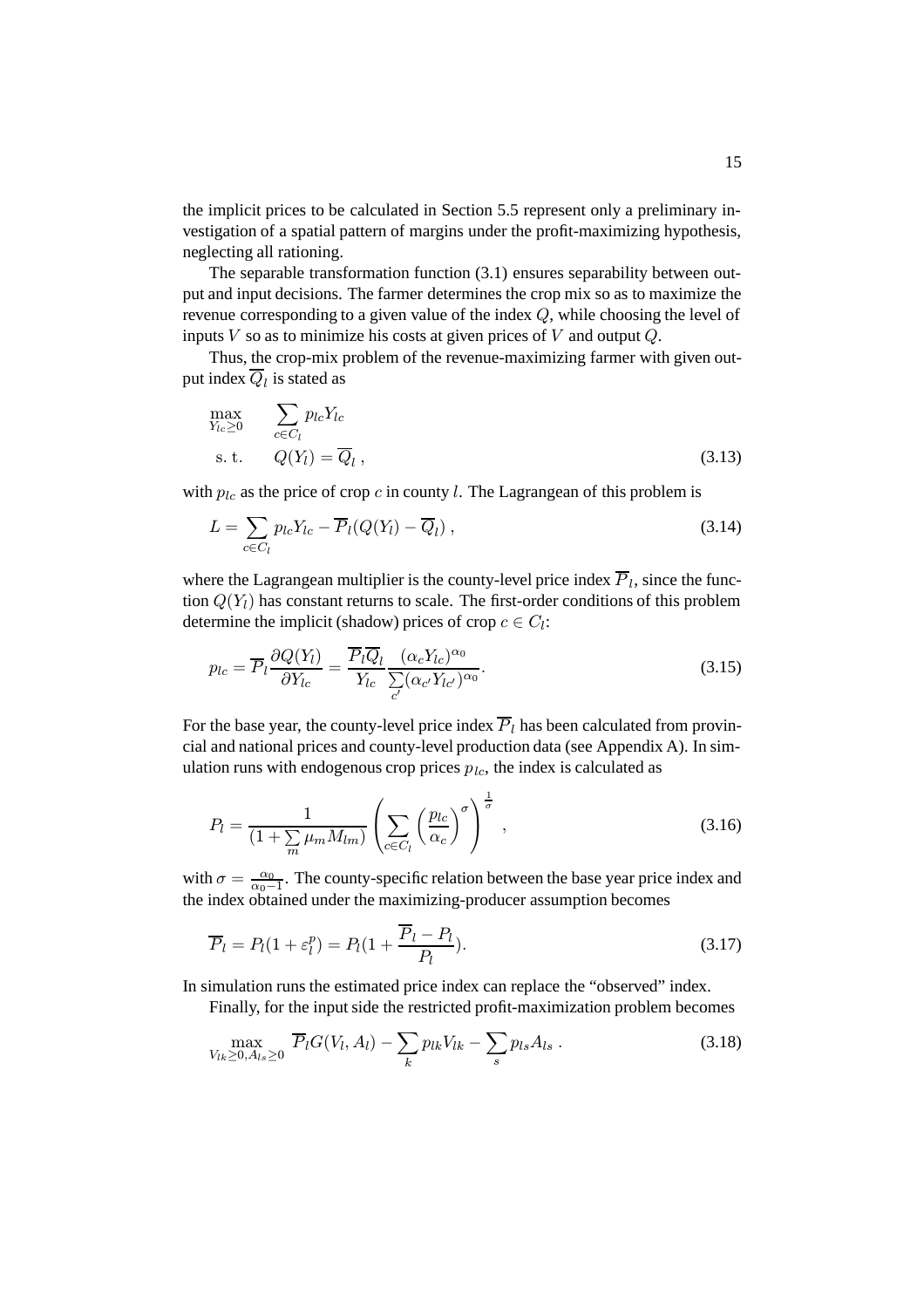the implicit prices to be calculated in Section 5.5 represent only a preliminary investigation of a spatial pattern of margins under the profit-maximizing hypothesis, neglecting all rationing.

The separable transformation function (3.1) ensures separability between output and input decisions. The farmer determines the crop mix so as to maximize the revenue corresponding to a given value of the index $Q$, while choosing the level of inputs $V$ so as to minimize his costs at given prices of $V$ and output $Q$.

Thus, the crop-mix problem of the revenue-maximizing farmer with given output index $\overline{Q}_l$ is stated as

$$\begin{aligned} \max_{Y_{lc} \geq 0} \quad & \sum_{c \in C_l} p_{lc} Y_{lc} \\ \text{s. t.} \quad & Q(Y_l) = \overline{Q}_l \, , \end{aligned} \tag{3.13}$$

with $p_{lc}$ as the price of crop $c$ in county $l$. The Lagrangean of this problem is

$$L = \sum_{c \in C_l} p_{lc} Y_{lc} - \overline{P}_l (Q(Y_l) - \overline{Q}_l) \, , \tag{3.14}$$

where the Lagrangean multiplier is the county-level price index $\overline{P}_l$, since the function $Q(Y_l)$ has constant returns to scale. The first-order conditions of this problem determine the implicit (shadow) prices of crop $c \in C_l$:

$$p_{lc} = \overline{P}_l \frac{\partial Q(Y_l)}{\partial Y_{lc}} = \frac{\overline{P}_l \overline{Q}_l}{Y_{lc}} \frac{(\alpha_c Y_{lc})^{\alpha_0}}{\sum\limits_{c'} (\alpha_{c'} Y_{lc'})^{\alpha_0}} . \tag{3.15}$$

For the base year, the county-level price index $\overline{P}_l$ has been calculated from provincial and national prices and county-level production data (see Appendix A). In simulation runs with endogenous crop prices $p_{lc}$, the index is calculated as

$$P_l = \frac{1}{(1 + \sum\limits_m \mu_m M_{lm})} \left( \sum_{c \in C_l} \left( \frac{p_{lc}}{\alpha_c} \right)^{\sigma} \right)^{\frac{1}{\sigma}} , \tag{3.16}$$

with $\sigma = \frac{\alpha_0}{\alpha_0 - 1}$. The county-specific relation between the base year price index and the index obtained under the maximizing-producer assumption becomes

$$\overline{P}_l = P_l (1 + \varepsilon_l^p) = P_l (1 + \frac{\overline{P}_l - P_l}{P_l}). \tag{3.17}$$

In simulation runs the estimated price index can replace the "observed" index.

Finally, for the input side the restricted profit-maximization problem becomes

$$\max_{V_{lk} \geq 0, A_{ls} \geq 0} \; \overline{P}_l G(V_l, A_l) - \sum_k p_{lk} V_{lk} - \sum_s p_{ls} A_{ls} \, . \tag{3.18}$$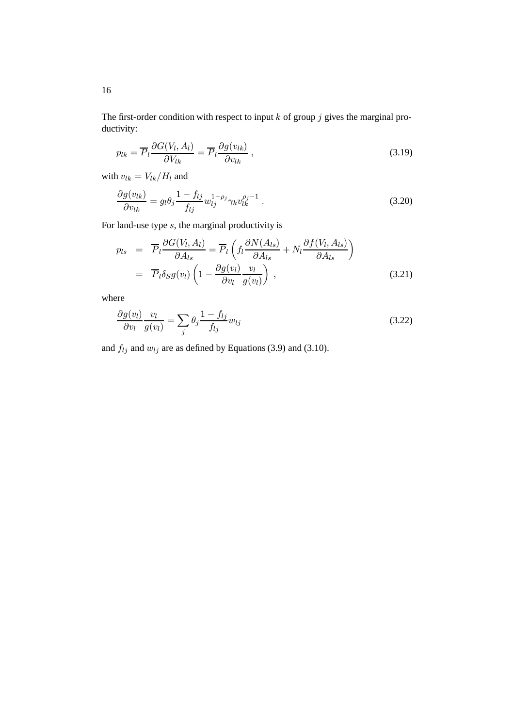The first-order condition with respect to input $k$ of group $j$ gives the marginal productivity:

$$p_{lk} = \overline{P}_l \frac{\partial G(V_l, A_l)}{\partial V_{lk}} = \overline{P}_l \frac{\partial g(v_{lk})}{\partial v_{lk}} \;, \tag{3.19}$$

with $v_{lk} = V_{lk}/H_l$ and

$$\frac{\partial g(v_{lk})}{\partial v_{lk}} = g_l \theta_j \frac{1 - f_{lj}}{f_{lj}} w_{lj}^{1-\rho_j} \gamma_k v_{lk}^{\rho_j - 1} \;. \tag{3.20}$$

For land-use type $s$, the marginal productivity is

$$\begin{aligned} p_{ls} &= \overline{P}_l \frac{\partial G(V_l, A_l)}{\partial A_{ls}} = \overline{P}_l \left( f_l \frac{\partial N(A_{ls})}{\partial A_{ls}} + N_l \frac{\partial f(V_l, A_{ls})}{\partial A_{ls}} \right) \\ &= \overline{P}_l \delta_S g(v_l) \left( 1 - \frac{\partial g(v_l)}{\partial v_l} \frac{v_l}{g(v_l)} \right) \;, \end{aligned} \tag{3.21}$$

where

$$\frac{\partial g(v_l)}{\partial v_l} \frac{v_l}{g(v_l)} = \sum_j \theta_j \frac{1 - f_{lj}}{f_{lj}} w_{lj} \tag{3.22}$$

and $f_{lj}$ and $w_{lj}$ are as defined by Equations (3.9) and (3.10).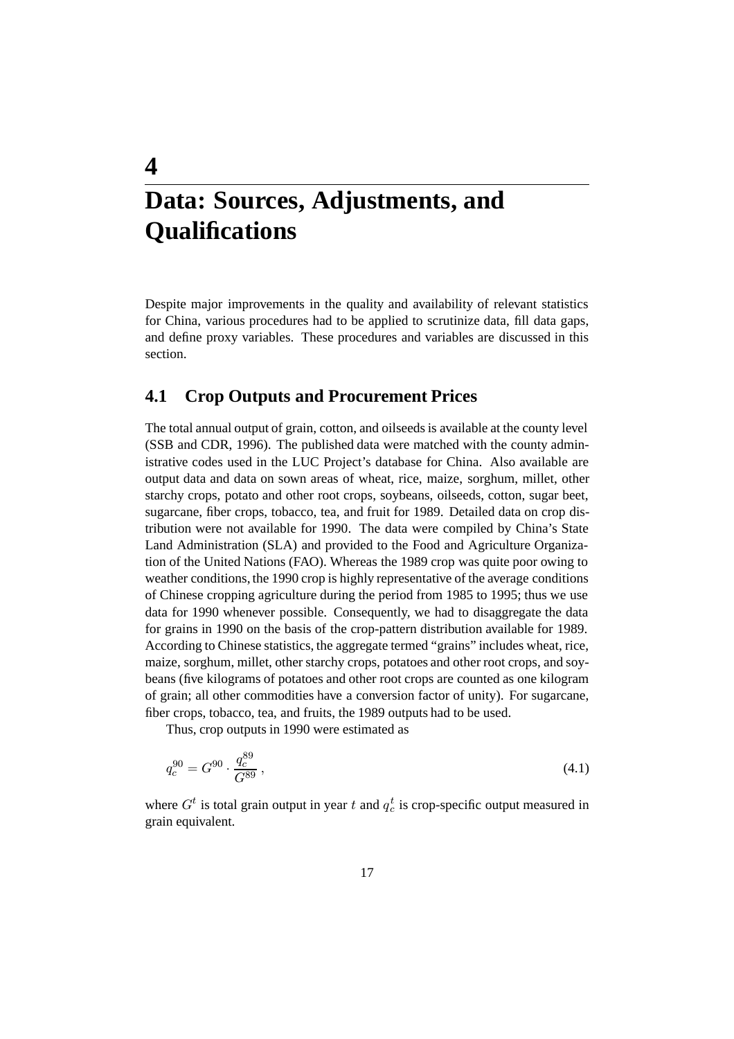# 4 Data: Sources, Adjustments, and Qualifications

Despite major improvements in the quality and availability of relevant statistics for China, various procedures had to be applied to scrutinize data, fill data gaps, and define proxy variables. These procedures and variables are discussed in this section.

## 4.1 Crop Outputs and Procurement Prices

The total annual output of grain, cotton, and oilseeds is available at the county level (SSB and CDR, 1996). The published data were matched with the county administrative codes used in the LUC Project's database for China. Also available are output data and data on sown areas of wheat, rice, maize, sorghum, millet, other starchy crops, potato and other root crops, soybeans, oilseeds, cotton, sugar beet, sugarcane, fiber crops, tobacco, tea, and fruit for 1989. Detailed data on crop distribution were not available for 1990. The data were compiled by China's State Land Administration (SLA) and provided to the Food and Agriculture Organization of the United Nations (FAO). Whereas the 1989 crop was quite poor owing to weather conditions, the 1990 crop is highly representative of the average conditions of Chinese cropping agriculture during the period from 1985 to 1995; thus we use data for 1990 whenever possible. Consequently, we had to disaggregate the data for grains in 1990 on the basis of the crop-pattern distribution available for 1989. According to Chinese statistics, the aggregate termed "grains" includes wheat, rice, maize, sorghum, millet, other starchy crops, potatoes and other root crops, and soybeans (five kilograms of potatoes and other root crops are counted as one kilogram of grain; all other commodities have a conversion factor of unity). For sugarcane, fiber crops, tobacco, tea, and fruits, the 1989 outputs had to be used.

Thus, crop outputs in 1990 were estimated as

$$q_c^{90} = G^{90} \cdot \frac{q_c^{89}}{G^{89}}\,, \tag{4.1}$$

where $G^t$ is total grain output in year $t$ and $q_c^t$ is crop-specific output measured in grain equivalent.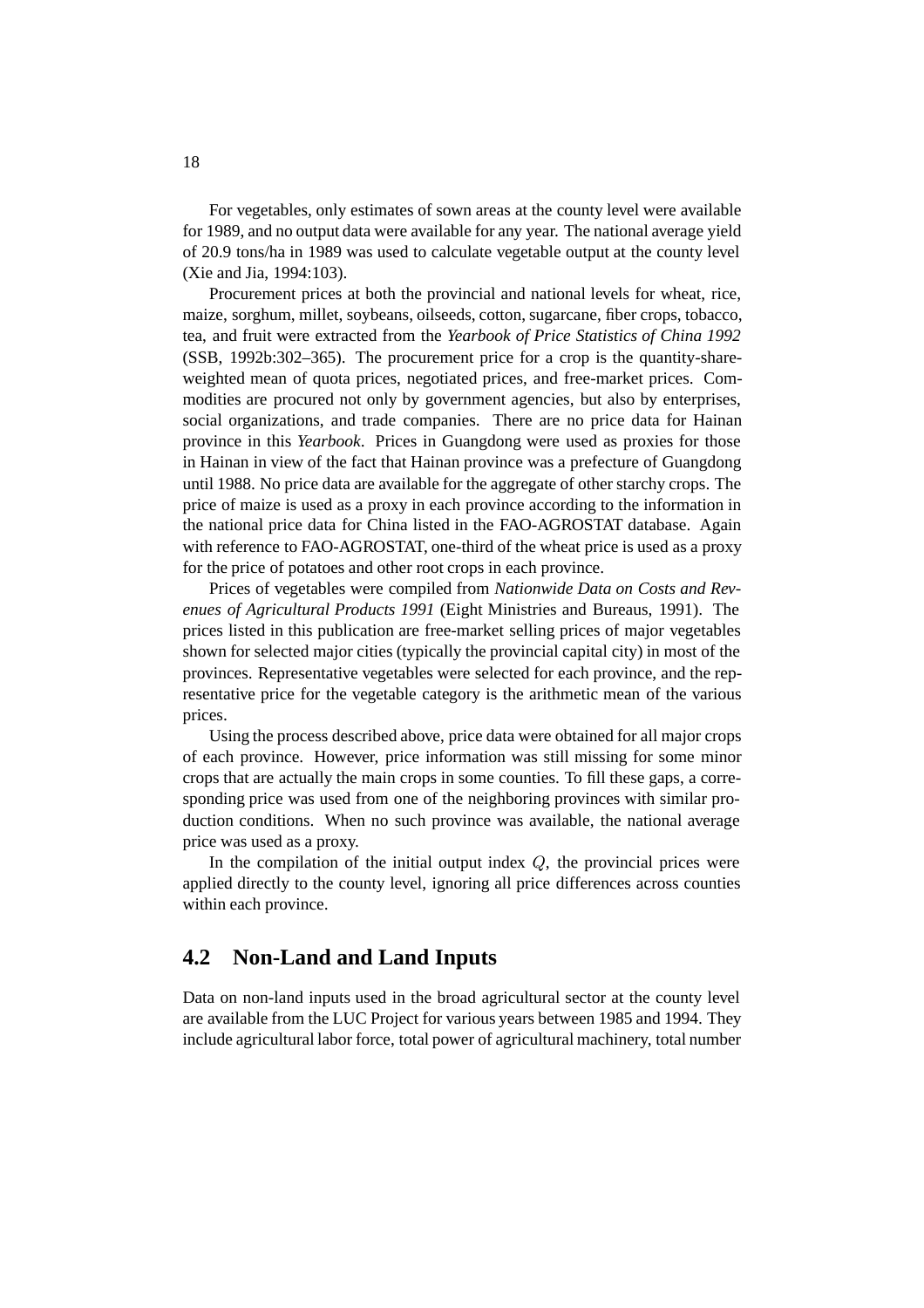For vegetables, only estimates of sown areas at the county level were available for 1989, and no output data were available for any year. The national average yield of 20.9 tons/ha in 1989 was used to calculate vegetable output at the county level (Xie and Jia, 1994:103).

Procurement prices at both the provincial and national levels for wheat, rice, maize, sorghum, millet, soybeans, oilseeds, cotton, sugarcane, fiber crops, tobacco, tea, and fruit were extracted from the *Yearbook of Price Statistics of China 1992* (SSB, 1992b:302–365). The procurement price for a crop is the quantity-share-weighted mean of quota prices, negotiated prices, and free-market prices. Commodities are procured not only by government agencies, but also by enterprises, social organizations, and trade companies. There are no price data for Hainan province in this *Yearbook*. Prices in Guangdong were used as proxies for those in Hainan in view of the fact that Hainan province was a prefecture of Guangdong until 1988. No price data are available for the aggregate of other starchy crops. The price of maize is used as a proxy in each province according to the information in the national price data for China listed in the FAO-AGROSTAT database. Again with reference to FAO-AGROSTAT, one-third of the wheat price is used as a proxy for the price of potatoes and other root crops in each province.

Prices of vegetables were compiled from *Nationwide Data on Costs and Revenues of Agricultural Products 1991* (Eight Ministries and Bureaus, 1991). The prices listed in this publication are free-market selling prices of major vegetables shown for selected major cities (typically the provincial capital city) in most of the provinces. Representative vegetables were selected for each province, and the representative price for the vegetable category is the arithmetic mean of the various prices.

Using the process described above, price data were obtained for all major crops of each province. However, price information was still missing for some minor crops that are actually the main crops in some counties. To fill these gaps, a corresponding price was used from one of the neighboring provinces with similar production conditions. When no such province was available, the national average price was used as a proxy.

In the compilation of the initial output index $Q$, the provincial prices were applied directly to the county level, ignoring all price differences across counties within each province.

## 4.2 Non-Land and Land Inputs

Data on non-land inputs used in the broad agricultural sector at the county level are available from the LUC Project for various years between 1985 and 1994. They include agricultural labor force, total power of agricultural machinery, total number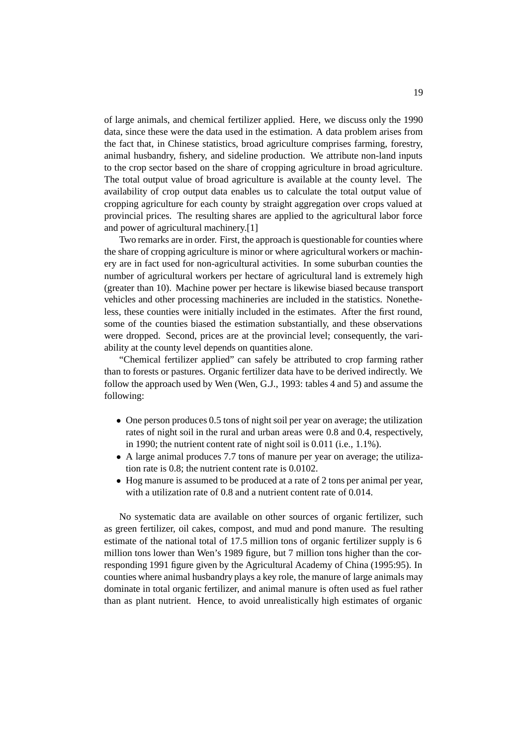of large animals, and chemical fertilizer applied. Here, we discuss only the 1990 data, since these were the data used in the estimation. A data problem arises from the fact that, in Chinese statistics, broad agriculture comprises farming, forestry, animal husbandry, fishery, and sideline production. We attribute non-land inputs to the crop sector based on the share of cropping agriculture in broad agriculture. The total output value of broad agriculture is available at the county level. The availability of crop output data enables us to calculate the total output value of cropping agriculture for each county by straight aggregation over crops valued at provincial prices. The resulting shares are applied to the agricultural labor force and power of agricultural machinery.[1]

Two remarks are in order. First, the approach is questionable for counties where the share of cropping agriculture is minor or where agricultural workers or machinery are in fact used for non-agricultural activities. In some suburban counties the number of agricultural workers per hectare of agricultural land is extremely high (greater than 10). Machine power per hectare is likewise biased because transport vehicles and other processing machineries are included in the statistics. Nonetheless, these counties were initially included in the estimates. After the first round, some of the counties biased the estimation substantially, and these observations were dropped. Second, prices are at the provincial level; consequently, the variability at the county level depends on quantities alone.

"Chemical fertilizer applied" can safely be attributed to crop farming rather than to forests or pastures. Organic fertilizer data have to be derived indirectly. We follow the approach used by Wen (Wen, G.J., 1993: tables 4 and 5) and assume the following:

- One person produces 0.5 tons of night soil per year on average; the utilization rates of night soil in the rural and urban areas were 0.8 and 0.4, respectively, in 1990; the nutrient content rate of night soil is 0.011 (i.e., 1.1%).
- A large animal produces 7.7 tons of manure per year on average; the utilization rate is 0.8; the nutrient content rate is 0.0102.
- Hog manure is assumed to be produced at a rate of 2 tons per animal per year, with a utilization rate of 0.8 and a nutrient content rate of 0.014.

No systematic data are available on other sources of organic fertilizer, such as green fertilizer, oil cakes, compost, and mud and pond manure. The resulting estimate of the national total of 17.5 million tons of organic fertilizer supply is 6 million tons lower than Wen's 1989 figure, but 7 million tons higher than the corresponding 1991 figure given by the Agricultural Academy of China (1995:95). In counties where animal husbandry plays a key role, the manure of large animals may dominate in total organic fertilizer, and animal manure is often used as fuel rather than as plant nutrient. Hence, to avoid unrealistically high estimates of organic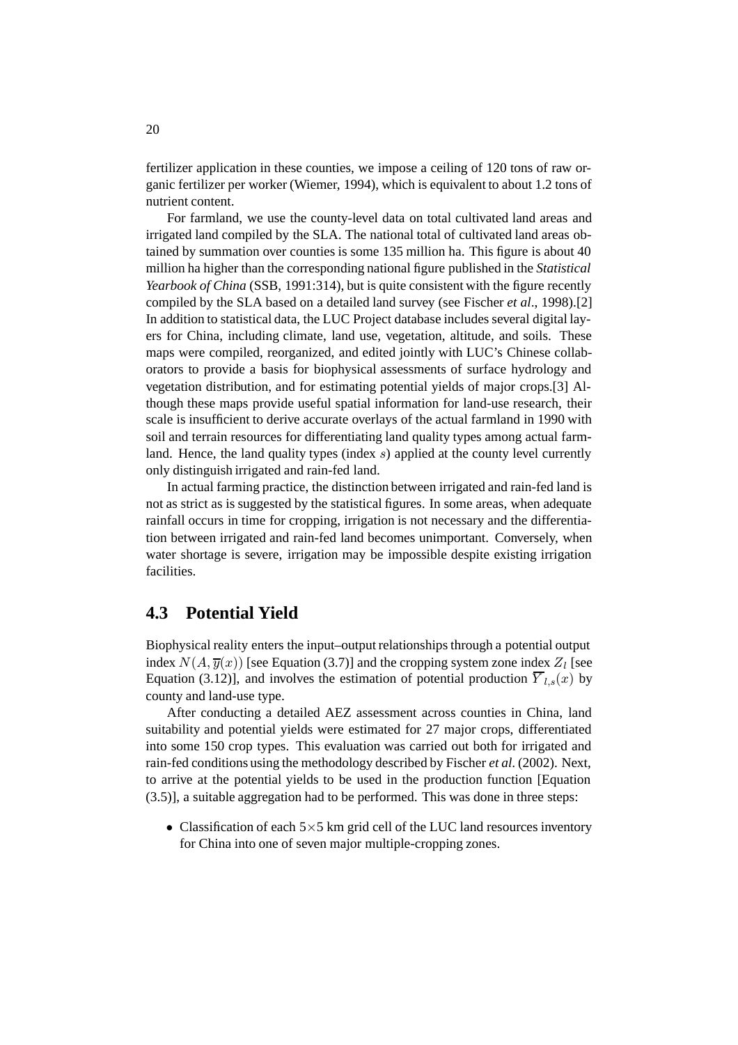fertilizer application in these counties, we impose a ceiling of 120 tons of raw organic fertilizer per worker (Wiemer, 1994), which is equivalent to about 1.2 tons of nutrient content.

For farmland, we use the county-level data on total cultivated land areas and irrigated land compiled by the SLA. The national total of cultivated land areas obtained by summation over counties is some 135 million ha. This figure is about 40 million ha higher than the corresponding national figure published in the *Statistical Yearbook of China* (SSB, 1991:314), but is quite consistent with the figure recently compiled by the SLA based on a detailed land survey (see Fischer *et al*., 1998).[2] In addition to statistical data, the LUC Project database includes several digital layers for China, including climate, land use, vegetation, altitude, and soils. These maps were compiled, reorganized, and edited jointly with LUC's Chinese collaborators to provide a basis for biophysical assessments of surface hydrology and vegetation distribution, and for estimating potential yields of major crops.[3] Although these maps provide useful spatial information for land-use research, their scale is insufficient to derive accurate overlays of the actual farmland in 1990 with soil and terrain resources for differentiating land quality types among actual farmland. Hence, the land quality types (index $s$) applied at the county level currently only distinguish irrigated and rain-fed land.

In actual farming practice, the distinction between irrigated and rain-fed land is not as strict as is suggested by the statistical figures. In some areas, when adequate rainfall occurs in time for cropping, irrigation is not necessary and the differentiation between irrigated and rain-fed land becomes unimportant. Conversely, when water shortage is severe, irrigation may be impossible despite existing irrigation facilities.

## 4.3 Potential Yield

Biophysical reality enters the input–output relationships through a potential output index $N(A, \overline{y}(x))$ [see Equation (3.7)] and the cropping system zone index $Z_l$ [see Equation (3.12)], and involves the estimation of potential production $\overline{Y}_{l,s}(x)$ by county and land-use type.

After conducting a detailed AEZ assessment across counties in China, land suitability and potential yields were estimated for 27 major crops, differentiated into some 150 crop types. This evaluation was carried out both for irrigated and rain-fed conditions using the methodology described by Fischer *et al.* (2002). Next, to arrive at the potential yields to be used in the production function [Equation (3.5)], a suitable aggregation had to be performed. This was done in three steps:

- Classification of each $5{\times}5$ km grid cell of the LUC land resources inventory for China into one of seven major multiple-cropping zones.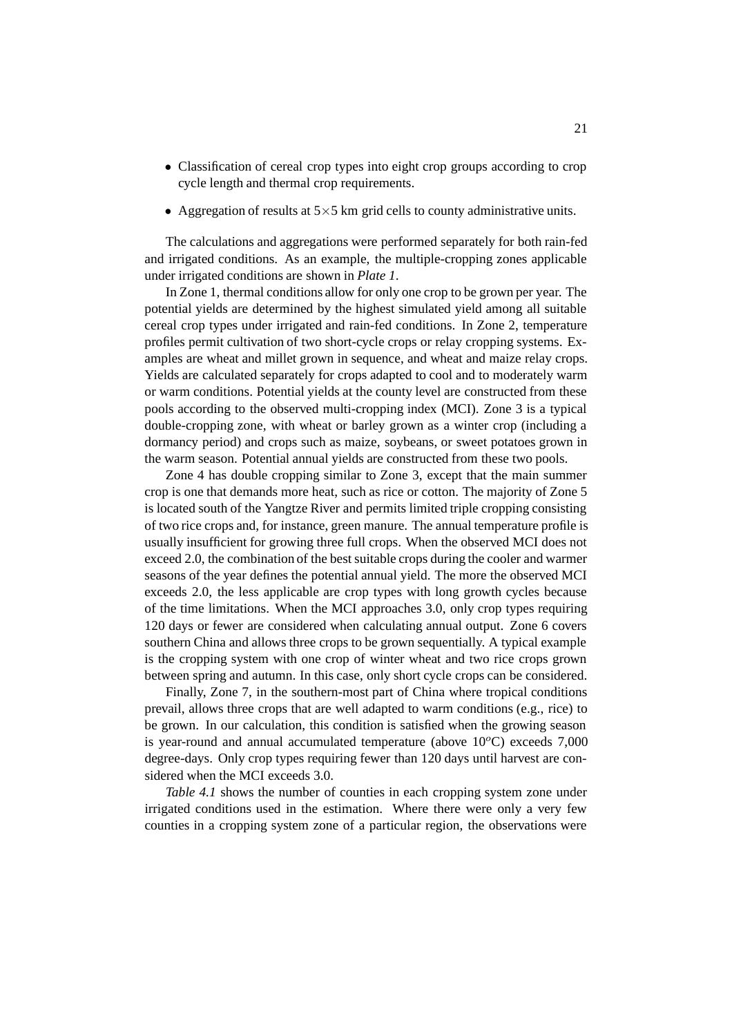- Classification of cereal crop types into eight crop groups according to crop cycle length and thermal crop requirements.
- Aggregation of results at $5 \times 5$ km grid cells to county administrative units.

The calculations and aggregations were performed separately for both rain-fed and irrigated conditions. As an example, the multiple-cropping zones applicable under irrigated conditions are shown in *Plate 1*.

In Zone 1, thermal conditions allow for only one crop to be grown per year. The potential yields are determined by the highest simulated yield among all suitable cereal crop types under irrigated and rain-fed conditions. In Zone 2, temperature profiles permit cultivation of two short-cycle crops or relay cropping systems. Examples are wheat and millet grown in sequence, and wheat and maize relay crops. Yields are calculated separately for crops adapted to cool and to moderately warm or warm conditions. Potential yields at the county level are constructed from these pools according to the observed multi-cropping index (MCI). Zone 3 is a typical double-cropping zone, with wheat or barley grown as a winter crop (including a dormancy period) and crops such as maize, soybeans, or sweet potatoes grown in the warm season. Potential annual yields are constructed from these two pools.

Zone 4 has double cropping similar to Zone 3, except that the main summer crop is one that demands more heat, such as rice or cotton. The majority of Zone 5 is located south of the Yangtze River and permits limited triple cropping consisting of two rice crops and, for instance, green manure. The annual temperature profile is usually insufficient for growing three full crops. When the observed MCI does not exceed 2.0, the combination of the best suitable crops during the cooler and warmer seasons of the year defines the potential annual yield. The more the observed MCI exceeds 2.0, the less applicable are crop types with long growth cycles because of the time limitations. When the MCI approaches 3.0, only crop types requiring 120 days or fewer are considered when calculating annual output. Zone 6 covers southern China and allows three crops to be grown sequentially. A typical example is the cropping system with one crop of winter wheat and two rice crops grown between spring and autumn. In this case, only short cycle crops can be considered.

Finally, Zone 7, in the southern-most part of China where tropical conditions prevail, allows three crops that are well adapted to warm conditions (e.g., rice) to be grown. In our calculation, this condition is satisfied when the growing season is year-round and annual accumulated temperature (above $10^{o}$C) exceeds 7,000 degree-days. Only crop types requiring fewer than 120 days until harvest are considered when the MCI exceeds 3.0.

*Table 4.1* shows the number of counties in each cropping system zone under irrigated conditions used in the estimation. Where there were only a very few counties in a cropping system zone of a particular region, the observations were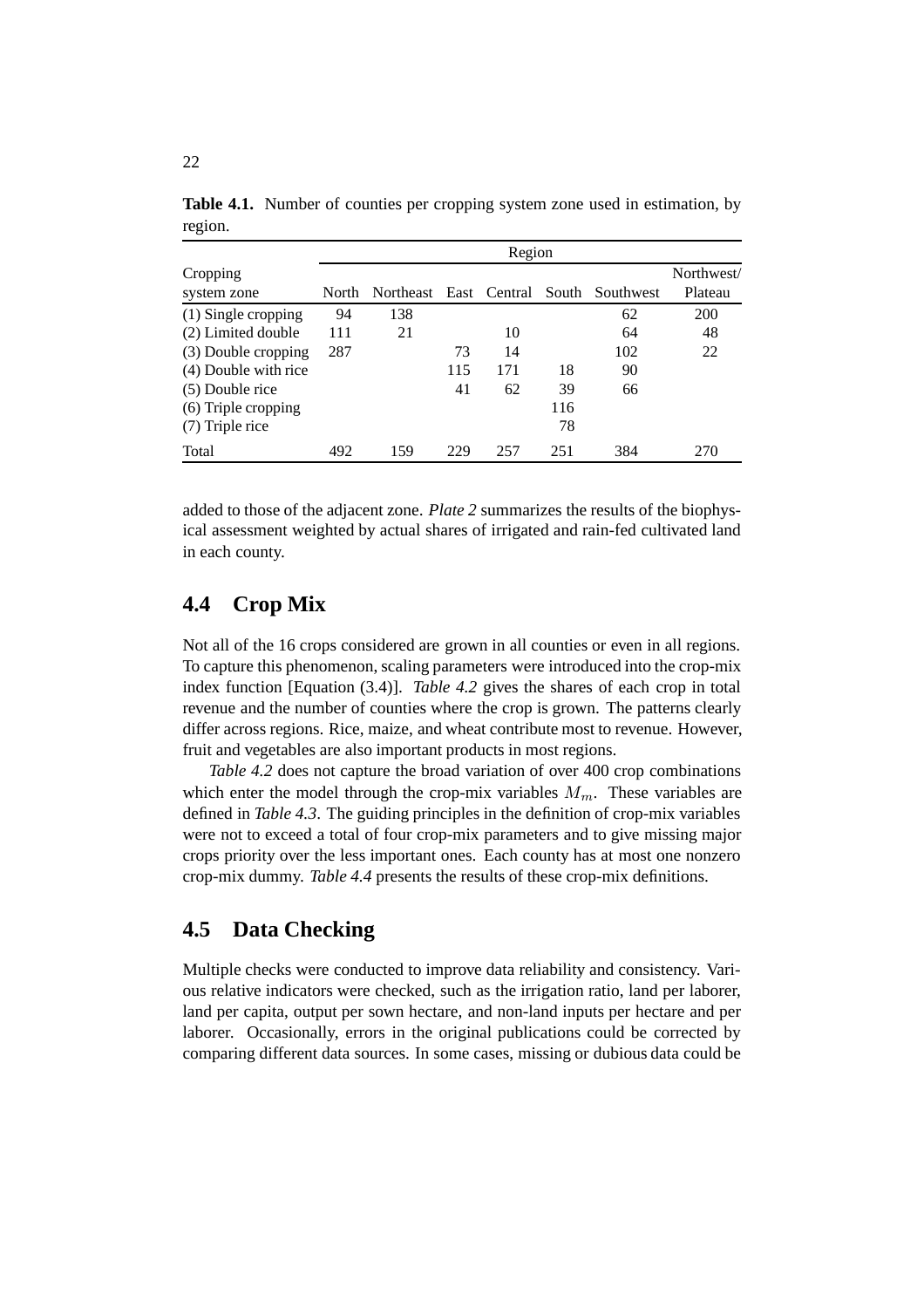**Table 4.1.** Number of counties per cropping system zone used in estimation, by region.

| Cropping system zone | Region | | | | | | |
|---|---|---|---|---|---|---|---|
| | North | Northeast | East | Central | South | Southwest | Northwest/ Plateau |
| (1) Single cropping | 94 | 138 | | | | 62 | 200 |
| (2) Limited double | 111 | 21 | | 10 | | 64 | 48 |
| (3) Double cropping | 287 | | 73 | 14 | | 102 | 22 |
| (4) Double with rice | | | 115 | 171 | 18 | 90 | |
| (5) Double rice | | | 41 | 62 | 39 | 66 | |
| (6) Triple cropping | | | | | 116 | | |
| (7) Triple rice | | | | | 78 | | |
| Total | 492 | 159 | 229 | 257 | 251 | 384 | 270 |

added to those of the adjacent zone. *Plate 2* summarizes the results of the biophysical assessment weighted by actual shares of irrigated and rain-fed cultivated land in each county.

## 4.4 Crop Mix

Not all of the 16 crops considered are grown in all counties or even in all regions. To capture this phenomenon, scaling parameters were introduced into the crop-mix index function [Equation (3.4)]. *Table 4.2* gives the shares of each crop in total revenue and the number of counties where the crop is grown. The patterns clearly differ across regions. Rice, maize, and wheat contribute most to revenue. However, fruit and vegetables are also important products in most regions.

*Table 4.2* does not capture the broad variation of over 400 crop combinations which enter the model through the crop-mix variables $M_m$. These variables are defined in *Table 4.3*. The guiding principles in the definition of crop-mix variables were not to exceed a total of four crop-mix parameters and to give missing major crops priority over the less important ones. Each county has at most one nonzero crop-mix dummy. *Table 4.4* presents the results of these crop-mix definitions.

## 4.5 Data Checking

Multiple checks were conducted to improve data reliability and consistency. Various relative indicators were checked, such as the irrigation ratio, land per laborer, land per capita, output per sown hectare, and non-land inputs per hectare and per laborer. Occasionally, errors in the original publications could be corrected by comparing different data sources. In some cases, missing or dubious data could be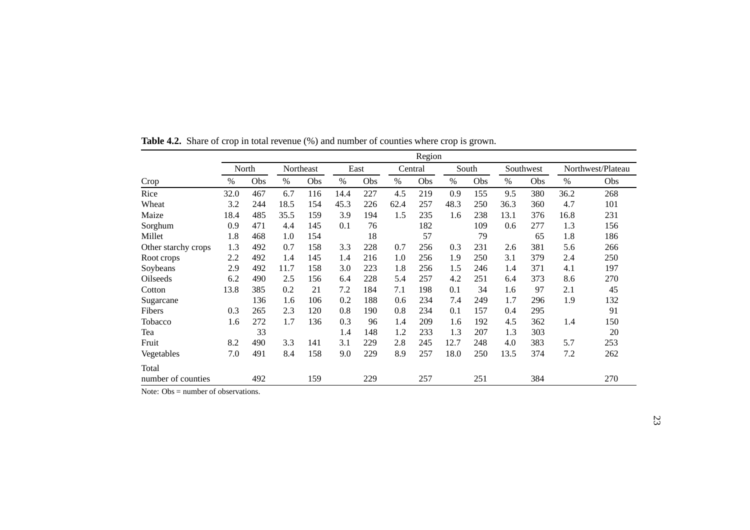**Table 4.2.** Share of crop in total revenue (%) and number of counties where crop is grown.

| | Region | | | | | | | | | | | | | |
|---|---|---|---|---|---|---|---|---|---|---|---|---|---|---|
| | North | | Northeast | | East | | Central | | South | | Southwest | | Northwest/Plateau | |
| Crop | % | Obs | % | Obs | % | Obs | % | Obs | % | Obs | % | Obs | % | Obs |
| Rice | 32.0 | 467 | 6.7 | 116 | 14.4 | 227 | 4.5 | 219 | 0.9 | 155 | 9.5 | 380 | 36.2 | 268 |
| Wheat | 3.2 | 244 | 18.5 | 154 | 45.3 | 226 | 62.4 | 257 | 48.3 | 250 | 36.3 | 360 | 4.7 | 101 |
| Maize | 18.4 | 485 | 35.5 | 159 | 3.9 | 194 | 1.5 | 235 | 1.6 | 238 | 13.1 | 376 | 16.8 | 231 |
| Sorghum | 0.9 | 471 | 4.4 | 145 | 0.1 | 76 | | 182 | | 109 | 0.6 | 277 | 1.3 | 156 |
| Millet | 1.8 | 468 | 1.0 | 154 | | 18 | | 57 | | 79 | | 65 | 1.8 | 186 |
| Other starchy crops | 1.3 | 492 | 0.7 | 158 | 3.3 | 228 | 0.7 | 256 | 0.3 | 231 | 2.6 | 381 | 5.6 | 266 |
| Root crops | 2.2 | 492 | 1.4 | 145 | 1.4 | 216 | 1.0 | 256 | 1.9 | 250 | 3.1 | 379 | 2.4 | 250 |
| Soybeans | 2.9 | 492 | 11.7 | 158 | 3.0 | 223 | 1.8 | 256 | 1.5 | 246 | 1.4 | 371 | 4.1 | 197 |
| Oilseeds | 6.2 | 490 | 2.5 | 156 | 6.4 | 228 | 5.4 | 257 | 4.2 | 251 | 6.4 | 373 | 8.6 | 270 |
| Cotton | 13.8 | 385 | 0.2 | 21 | 7.2 | 184 | 7.1 | 198 | 0.1 | 34 | 1.6 | 97 | 2.1 | 45 |
| Sugarcane | | 136 | 1.6 | 106 | 0.2 | 188 | 0.6 | 234 | 7.4 | 249 | 1.7 | 296 | 1.9 | 132 |
| Fibers | 0.3 | 265 | 2.3 | 120 | 0.8 | 190 | 0.8 | 234 | 0.1 | 157 | 0.4 | 295 | | 91 |
| Tobacco | 1.6 | 272 | 1.7 | 136 | 0.3 | 96 | 1.4 | 209 | 1.6 | 192 | 4.5 | 362 | 1.4 | 150 |
| Tea | | 33 | | | 1.4 | 148 | 1.2 | 233 | 1.3 | 207 | 1.3 | 303 | | 20 |
| Fruit | 8.2 | 490 | 3.3 | 141 | 3.1 | 229 | 2.8 | 245 | 12.7 | 248 | 4.0 | 383 | 5.7 | 253 |
| Vegetables | 7.0 | 491 | 8.4 | 158 | 9.0 | 229 | 8.9 | 257 | 18.0 | 250 | 13.5 | 374 | 7.2 | 262 |
| Total number of counties | | 492 | | 159 | | 229 | | 257 | | 251 | | 384 | | 270 |

Note: Obs = number of observations.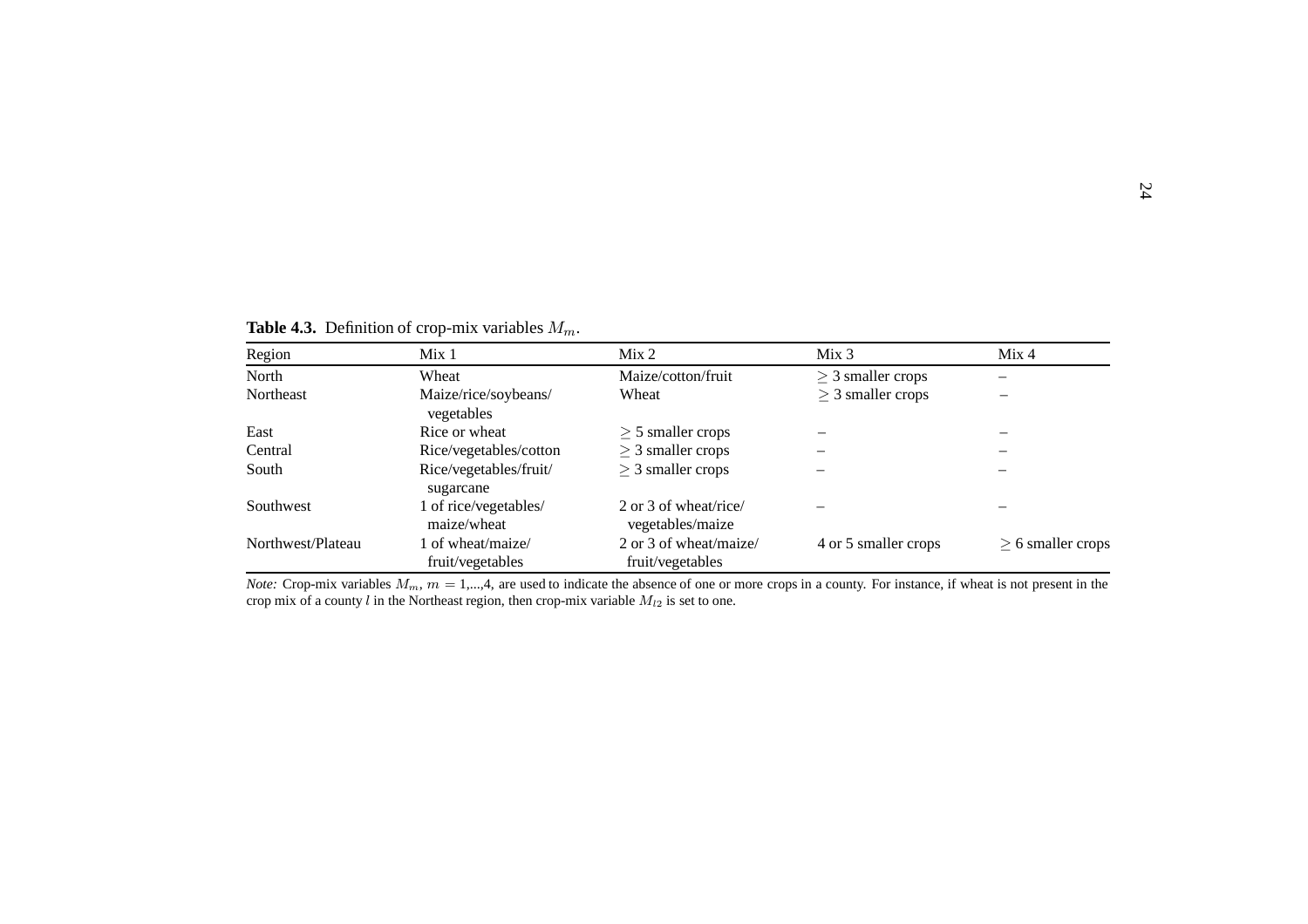**Table 4.3.** Definition of crop-mix variables $M_m$.

| Region | Mix 1 | Mix 2 | Mix 3 | Mix 4 |
|---|---|---|---|---|
| North | Wheat | Maize/cotton/fruit | $\geq$ 3 smaller crops | – |
| Northeast | Maize/rice/soybeans/ vegetables | Wheat | $\geq$ 3 smaller crops | – |
| East | Rice or wheat | $\geq$ 5 smaller crops | – | – |
| Central | Rice/vegetables/cotton | $\geq$ 3 smaller crops | – | – |
| South | Rice/vegetables/fruit/ sugarcane | $\geq$ 3 smaller crops | – | – |
| Southwest | 1 of rice/vegetables/ maize/wheat | 2 or 3 of wheat/rice/ vegetables/maize | – | – |
| Northwest/Plateau | 1 of wheat/maize/ fruit/vegetables | 2 or 3 of wheat/maize/ fruit/vegetables | 4 or 5 smaller crops | $\geq$ 6 smaller crops |

*Note:* Crop-mix variables $M_m$, $m = 1,...,4$, are used to indicate the absence of one or more crops in a county. For instance, if wheat is not present in the crop mix of a county $l$ in the Northeast region, then crop-mix variable $M_{l2}$ is set to one.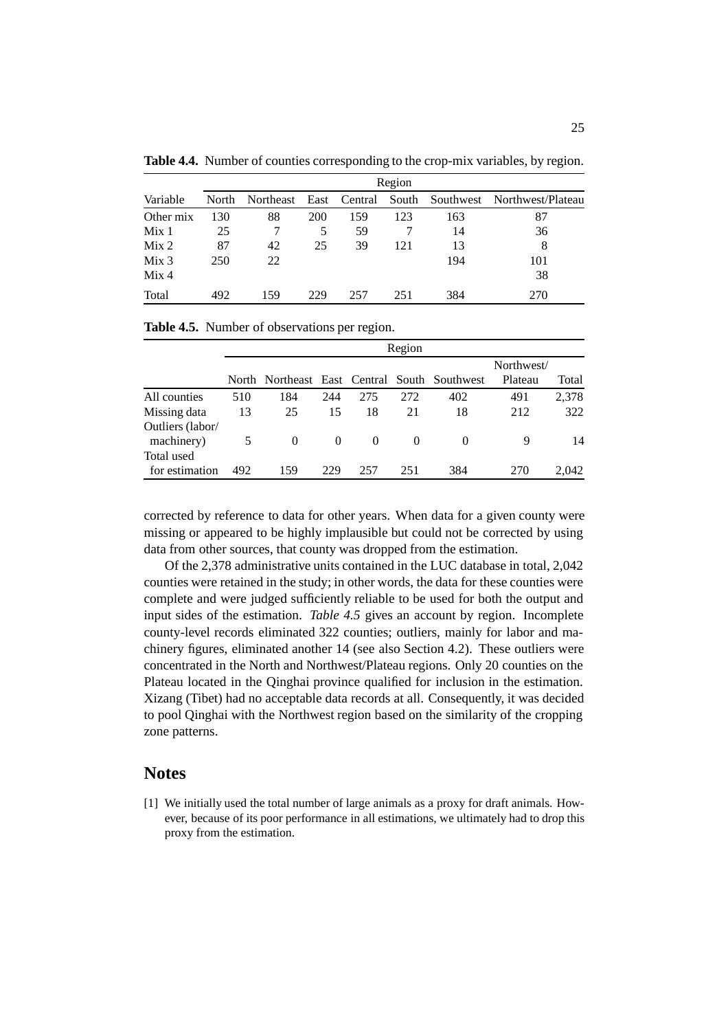**Table 4.4.** Number of counties corresponding to the crop-mix variables, by region.

| | Region | | | | | | |
|---|---|---|---|---|---|---|---|
| Variable | North | Northeast | East | Central | South | Southwest | Northwest/Plateau |
| Other mix | 130 | 88 | 200 | 159 | 123 | 163 | 87 |
| Mix 1 | 25 | 7 | 5 | 59 | 7 | 14 | 36 |
| Mix 2 | 87 | 42 | 25 | 39 | 121 | 13 | 8 |
| Mix 3 | 250 | 22 | | | | 194 | 101 |
| Mix 4 | | | | | | | 38 |
| Total | 492 | 159 | 229 | 257 | 251 | 384 | 270 |

**Table 4.5.** Number of observations per region.

| | Region | | | | | | | |
|---|---|---|---|---|---|---|---|---|
| | North | Northeast | East | Central | South | Southwest | Northwest/ Plateau | Total |
| All counties | 510 | 184 | 244 | 275 | 272 | 402 | 491 | 2,378 |
| Missing data | 13 | 25 | 15 | 18 | 21 | 18 | 212 | 322 |
| Outliers (labor/ machinery) | 5 | 0 | 0 | 0 | 0 | 0 | 9 | 14 |
| Total used for estimation | 492 | 159 | 229 | 257 | 251 | 384 | 270 | 2,042 |

corrected by reference to data for other years. When data for a given county were missing or appeared to be highly implausible but could not be corrected by using data from other sources, that county was dropped from the estimation.

Of the 2,378 administrative units contained in the LUC database in total, 2,042 counties were retained in the study; in other words, the data for these counties were complete and were judged sufficiently reliable to be used for both the output and input sides of the estimation. *Table 4.5* gives an account by region. Incomplete county-level records eliminated 322 counties; outliers, mainly for labor and machinery figures, eliminated another 14 (see also Section 4.2). These outliers were concentrated in the North and Northwest/Plateau regions. Only 20 counties on the Plateau located in the Qinghai province qualified for inclusion in the estimation. Xizang (Tibet) had no acceptable data records at all. Consequently, it was decided to pool Qinghai with the Northwest region based on the similarity of the cropping zone patterns.

## Notes

[1] We initially used the total number of large animals as a proxy for draft animals. However, because of its poor performance in all estimations, we ultimately had to drop this proxy from the estimation.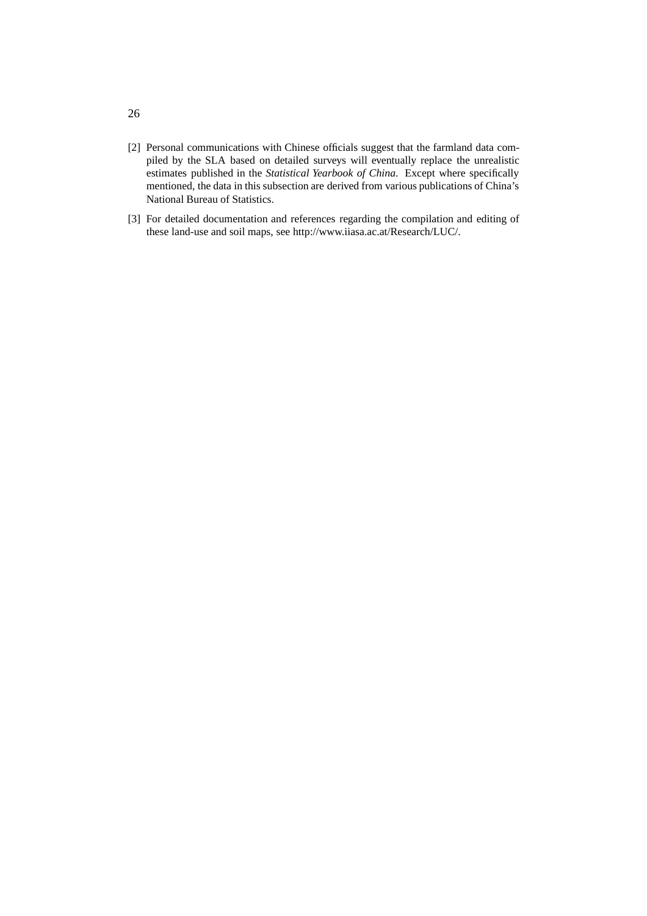[2] Personal communications with Chinese officials suggest that the farmland data compiled by the SLA based on detailed surveys will eventually replace the unrealistic estimates published in the *Statistical Yearbook of China*. Except where specifically mentioned, the data in this subsection are derived from various publications of China's National Bureau of Statistics.

[3] For detailed documentation and references regarding the compilation and editing of these land-use and soil maps, see http://www.iiasa.ac.at/Research/LUC/.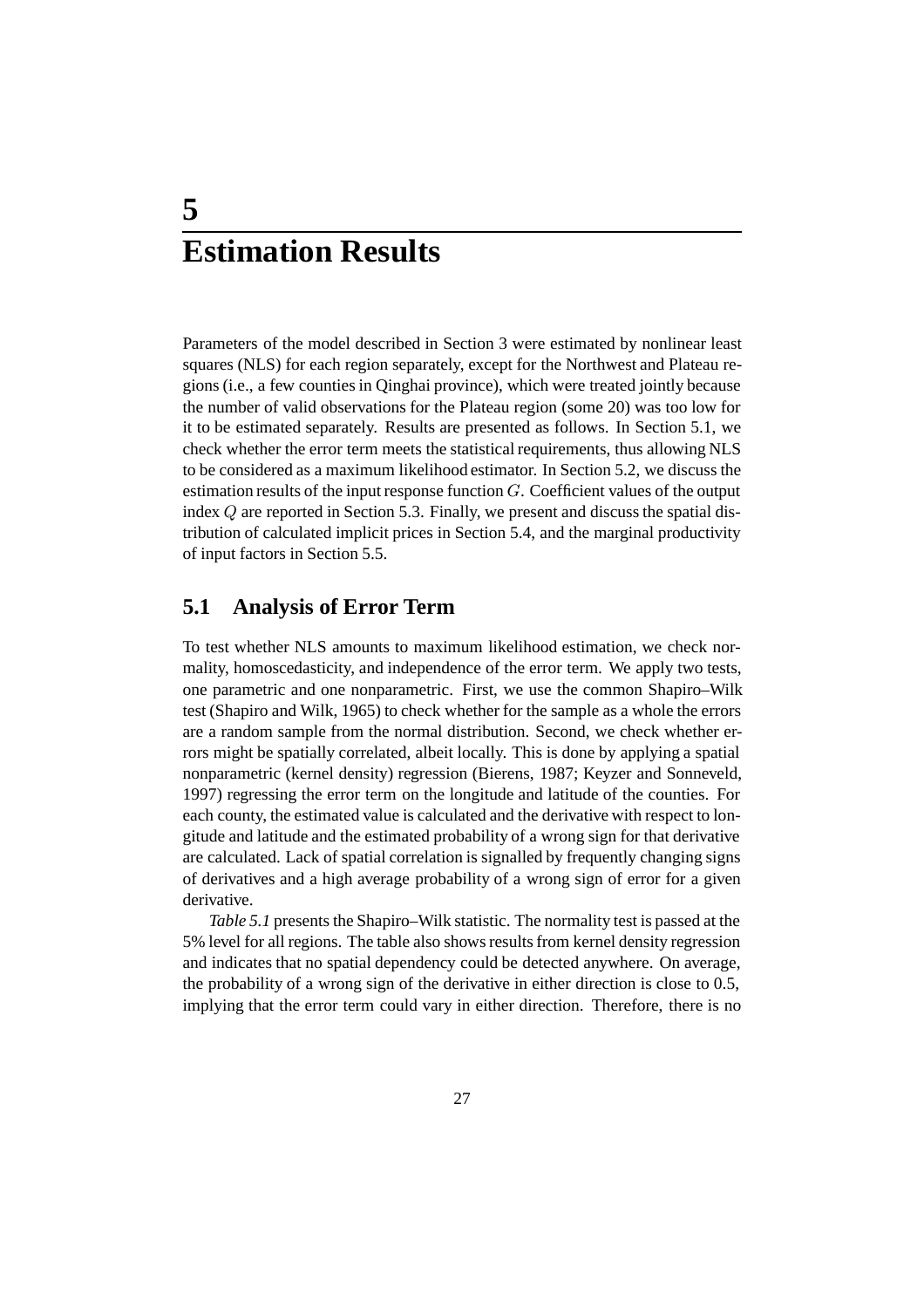# 5 Estimation Results

Parameters of the model described in Section 3 were estimated by nonlinear least squares (NLS) for each region separately, except for the Northwest and Plateau regions (i.e., a few counties in Qinghai province), which were treated jointly because the number of valid observations for the Plateau region (some 20) was too low for it to be estimated separately. Results are presented as follows. In Section 5.1, we check whether the error term meets the statistical requirements, thus allowing NLS to be considered as a maximum likelihood estimator. In Section 5.2, we discuss the estimation results of the input response function $G$. Coefficient values of the output index $Q$ are reported in Section 5.3. Finally, we present and discuss the spatial distribution of calculated implicit prices in Section 5.4, and the marginal productivity of input factors in Section 5.5.

## 5.1 Analysis of Error Term

To test whether NLS amounts to maximum likelihood estimation, we check normality, homoscedasticity, and independence of the error term. We apply two tests, one parametric and one nonparametric. First, we use the common Shapiro–Wilk test (Shapiro and Wilk, 1965) to check whether for the sample as a whole the errors are a random sample from the normal distribution. Second, we check whether errors might be spatially correlated, albeit locally. This is done by applying a spatial nonparametric (kernel density) regression (Bierens, 1987; Keyzer and Sonneveld, 1997) regressing the error term on the longitude and latitude of the counties. For each county, the estimated value is calculated and the derivative with respect to longitude and latitude and the estimated probability of a wrong sign for that derivative are calculated. Lack of spatial correlation is signalled by frequently changing signs of derivatives and a high average probability of a wrong sign of error for a given derivative.

*Table 5.1* presents the Shapiro–Wilk statistic. The normality test is passed at the 5% level for all regions. The table also shows results from kernel density regression and indicates that no spatial dependency could be detected anywhere. On average, the probability of a wrong sign of the derivative in either direction is close to 0.5, implying that the error term could vary in either direction. Therefore, there is no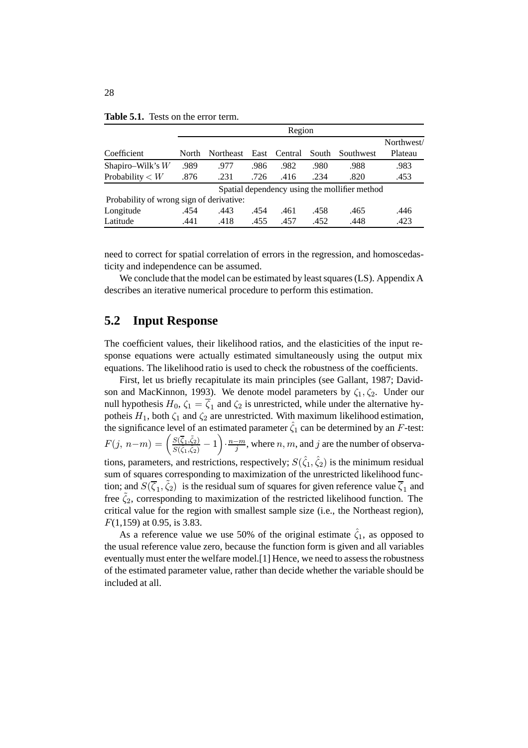**Table 5.1.** Tests on the error term.

| | Region | | | | | | |
|---|---|---|---|---|---|---|---|
| Coefficient | North | Northeast | East | Central | South | Southwest | Northwest/ Plateau |
| Shapiro–Wilk's $W$ | .989 | .977 | .986 | .982 | .980 | .988 | .983 |
| Probability $< W$ | .876 | .231 | .726 | .416 | .234 | .820 | .453 |
| | Spatial dependency using the mollifier method | | | | | | |
| Probability of wrong sign of derivative: | | | | | | | |
| Longitude | .454 | .443 | .454 | .461 | .458 | .465 | .446 |
| Latitude | .441 | .418 | .455 | .457 | .452 | .448 | .423 |

need to correct for spatial correlation of errors in the regression, and homoscedasticity and independence can be assumed.

We conclude that the model can be estimated by least squares (LS). Appendix A describes an iterative numerical procedure to perform this estimation.

## 5.2 Input Response

The coefficient values, their likelihood ratios, and the elasticities of the input response equations were actually estimated simultaneously using the output mix equations. The likelihood ratio is used to check the robustness of the coefficients.

First, let us briefly recapitulate its main principles (see Gallant, 1987; Davidson and MacKinnon, 1993). We denote model parameters by $\zeta_1, \zeta_2$. Under our null hypothesis $H_0$, $\zeta_1 = \overline{\zeta}_1$ and $\zeta_2$ is unrestricted, while under the alternative hypotheis $H_1$, both $\zeta_1$ and $\zeta_2$ are unrestricted. With maximum likelihood estimation, the significance level of an estimated parameter $\hat{\zeta}_1$ can be determined by an $F$-test: $F(j,\, n{-}m) = \left(\frac{S(\overline{\zeta}_1,\tilde{\zeta}_2)}{S(\hat{\zeta}_1,\hat{\zeta}_2)} - 1\right) \cdot \frac{n-m}{j}$, where $n, m$, and $j$ are the number of observations, parameters, and restrictions, respectively; $S(\hat{\zeta}_1, \hat{\zeta}_2)$ is the minimum residual sum of squares corresponding to maximization of the unrestricted likelihood function; and $S(\overline{\zeta}_1, \tilde{\zeta}_2)$ is the residual sum of squares for given reference value $\overline{\zeta}_1$ and free $\tilde{\zeta}_2$, corresponding to maximization of the restricted likelihood function. The critical value for the region with smallest sample size (i.e., the Northeast region), $F$(1,159) at 0.95, is 3.83.

As a reference value we use 50% of the original estimate $\hat{\zeta}_1$, as opposed to the usual reference value zero, because the function form is given and all variables eventually must enter the welfare model.[1] Hence, we need to assess the robustness of the estimated parameter value, rather than decide whether the variable should be included at all.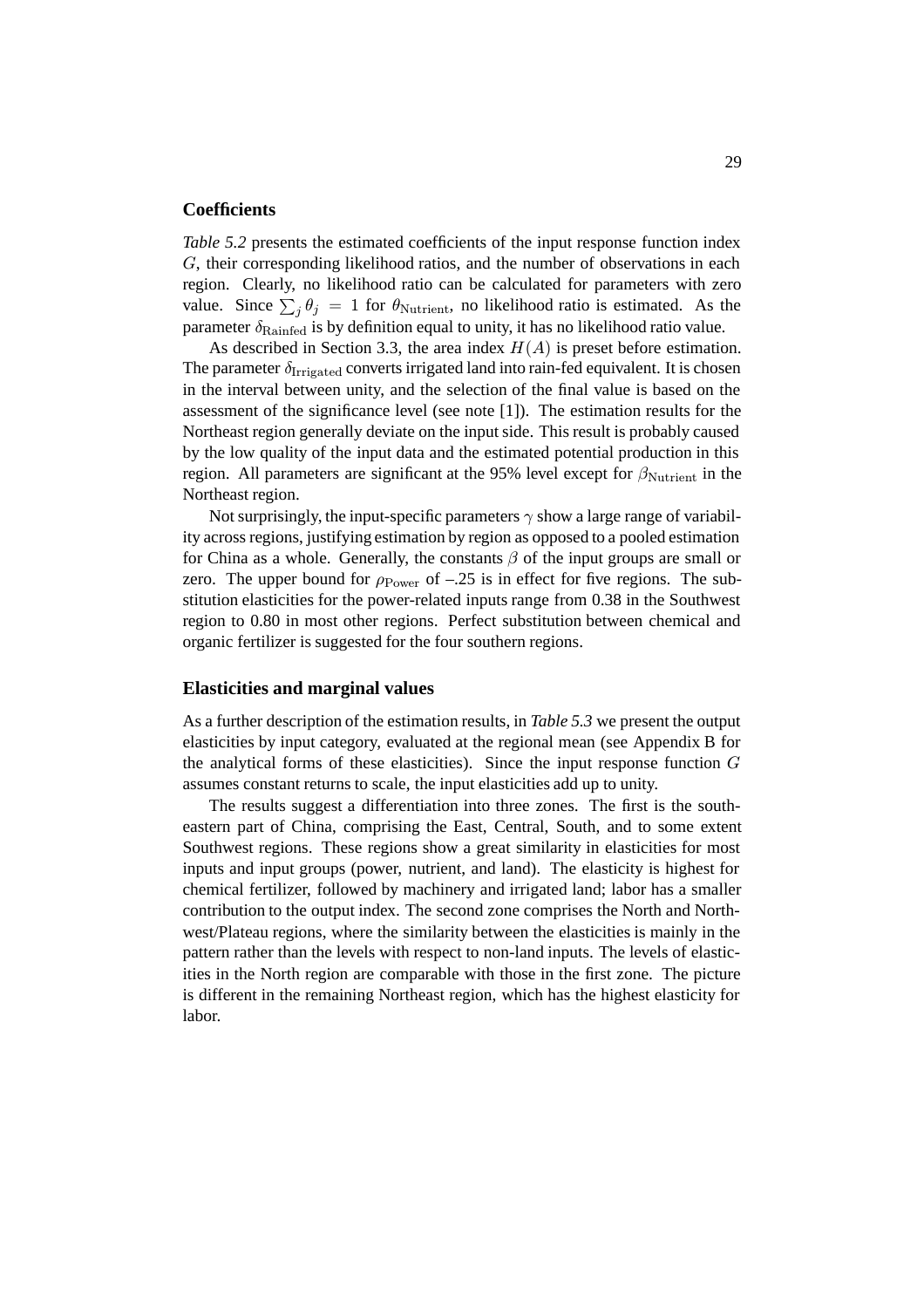### Coefficients

*Table 5.2* presents the estimated coefficients of the input response function index $G$, their corresponding likelihood ratios, and the number of observations in each region. Clearly, no likelihood ratio can be calculated for parameters with zero value. Since $\sum_j \theta_j = 1$ for $\theta_{\text{Nutrient}}$, no likelihood ratio is estimated. As the parameter $\delta_{\text{Rainfed}}$ is by definition equal to unity, it has no likelihood ratio value.

As described in Section 3.3, the area index $H(A)$ is preset before estimation. The parameter $\delta_{\text{Irrigated}}$ converts irrigated land into rain-fed equivalent. It is chosen in the interval between unity, and the selection of the final value is based on the assessment of the significance level (see note [1]). The estimation results for the Northeast region generally deviate on the input side. This result is probably caused by the low quality of the input data and the estimated potential production in this region. All parameters are significant at the 95% level except for $\beta_{\text{Nutrient}}$ in the Northeast region.

Not surprisingly, the input-specific parameters $\gamma$ show a large range of variability across regions, justifying estimation by region as opposed to a pooled estimation for China as a whole. Generally, the constants $\beta$ of the input groups are small or zero. The upper bound for $\rho_{\text{Power}}$ of –.25 is in effect for five regions. The substitution elasticities for the power-related inputs range from 0.38 in the Southwest region to 0.80 in most other regions. Perfect substitution between chemical and organic fertilizer is suggested for the four southern regions.

### Elasticities and marginal values

As a further description of the estimation results, in *Table 5.3* we present the output elasticities by input category, evaluated at the regional mean (see Appendix B for the analytical forms of these elasticities). Since the input response function $G$ assumes constant returns to scale, the input elasticities add up to unity.

The results suggest a differentiation into three zones. The first is the southeastern part of China, comprising the East, Central, South, and to some extent Southwest regions. These regions show a great similarity in elasticities for most inputs and input groups (power, nutrient, and land). The elasticity is highest for chemical fertilizer, followed by machinery and irrigated land; labor has a smaller contribution to the output index. The second zone comprises the North and Northwest/Plateau regions, where the similarity between the elasticities is mainly in the pattern rather than the levels with respect to non-land inputs. The levels of elasticities in the North region are comparable with those in the first zone. The picture is different in the remaining Northeast region, which has the highest elasticity for labor.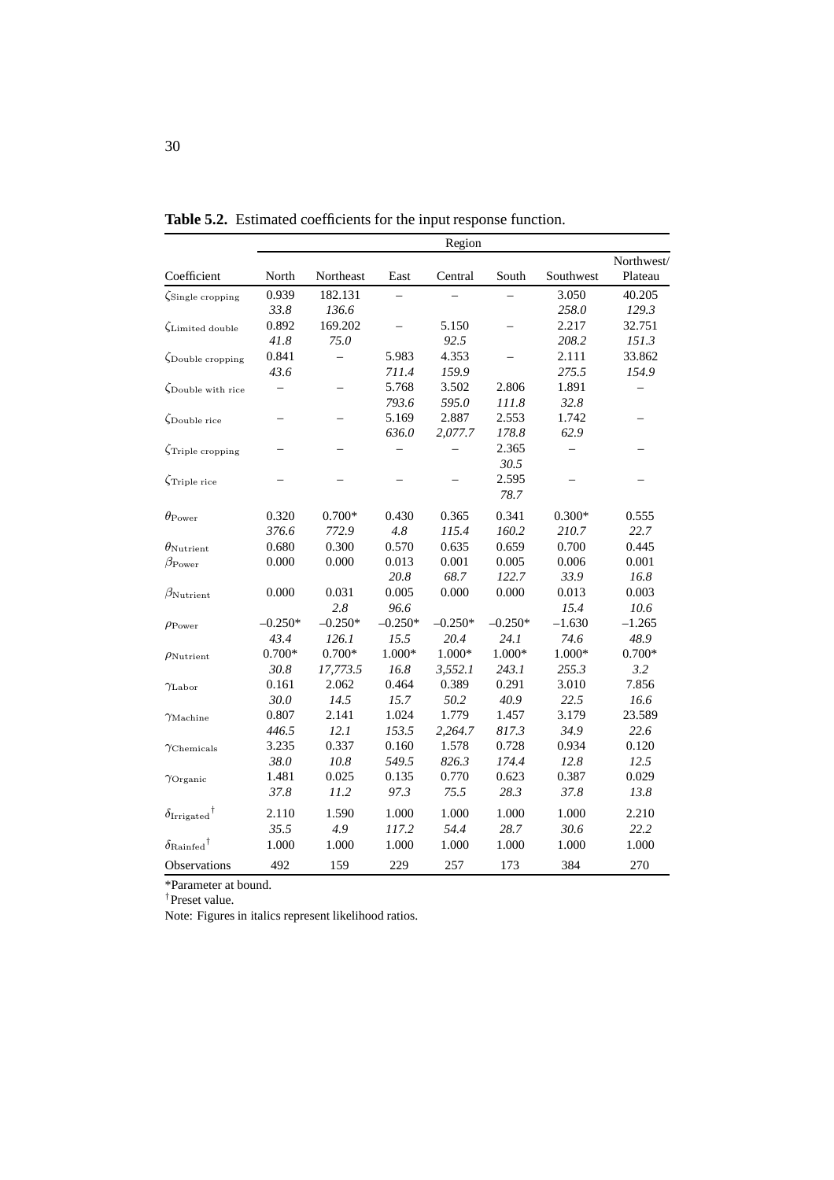**Table 5.2.** Estimated coefficients for the input response function.

| | Region | | | | | | |
|---|---|---|---|---|---|---|---|
| Coefficient | North | Northeast | East | Central | South | Southwest | Northwest/ Plateau |
| $\zeta_{\text{Single cropping}}$ | 0.939 | 182.131 | – | – | – | 3.050 | 40.205 |
| | *33.8* | *136.6* | | | | *258.0* | *129.3* |
| $\zeta_{\text{Limited double}}$ | 0.892 | 169.202 | – | 5.150 | – | 2.217 | 32.751 |
| | *41.8* | *75.0* | | *92.5* | | *208.2* | *151.3* |
| $\zeta_{\text{Double cropping}}$ | 0.841 | – | 5.983 | 4.353 | – | 2.111 | 33.862 |
| | *43.6* | | *711.4* | *159.9* | | *275.5* | *154.9* |
| $\zeta_{\text{Double with rice}}$ | – | – | 5.768 | 3.502 | 2.806 | 1.891 | – |
| | | | *793.6* | *595.0* | *111.8* | *32.8* | |
| $\zeta_{\text{Double rice}}$ | – | – | 5.169 | 2.887 | 2.553 | 1.742 | – |
| | | | *636.0* | *2,077.7* | *178.8* | *62.9* | |
| $\zeta_{\text{Triple cropping}}$ | – | – | – | – | 2.365 | – | – |
| | | | | | *30.5* | | |
| $\zeta_{\text{Triple rice}}$ | – | – | – | – | 2.595 | – | – |
| | | | | | *78.7* | | |
| $\theta_{\text{Power}}$ | 0.320 | 0.700* | 0.430 | 0.365 | 0.341 | 0.300* | 0.555 |
| | *376.6* | *772.9* | *4.8* | *115.4* | *160.2* | *210.7* | *22.7* |
| $\theta_{\text{Nutrient}}$ | 0.680 | 0.300 | 0.570 | 0.635 | 0.659 | 0.700 | 0.445 |
| $\beta_{\text{Power}}$ | 0.000 | 0.000 | 0.013 | 0.001 | 0.005 | 0.006 | 0.001 |
| | | | *20.8* | *68.7* | *122.7* | *33.9* | *16.8* |
| $\beta_{\text{Nutrient}}$ | 0.000 | 0.031 | 0.005 | 0.000 | 0.000 | 0.013 | 0.003 |
| | | *2.8* | *96.6* | | | *15.4* | *10.6* |
| $\rho_{\text{Power}}$ | –0.250* | –0.250* | –0.250* | –0.250* | –0.250* | –1.630 | –1.265 |
| | *43.4* | *126.1* | *15.5* | *20.4* | *24.1* | *74.6* | *48.9* |
| $\rho_{\text{Nutrient}}$ | 0.700* | 0.700* | 1.000* | 1.000* | 1.000* | 1.000* | 0.700* |
| | *30.8* | *17,773.5* | *16.8* | *3,552.1* | *243.1* | *255.3* | *3.2* |
| $\gamma_{\text{Labor}}$ | 0.161 | 2.062 | 0.464 | 0.389 | 0.291 | 3.010 | 7.856 |
| | *30.0* | *14.5* | *15.7* | *50.2* | *40.9* | *22.5* | *16.6* |
| $\gamma_{\text{Machine}}$ | 0.807 | 2.141 | 1.024 | 1.779 | 1.457 | 3.179 | 23.589 |
| | *446.5* | *12.1* | *153.5* | *2,264.7* | *817.3* | *34.9* | *22.6* |
| $\gamma_{\text{Chemicals}}$ | 3.235 | 0.337 | 0.160 | 1.578 | 0.728 | 0.934 | 0.120 |
| | *38.0* | *10.8* | *549.5* | *826.3* | *174.4* | *12.8* | *12.5* |
| $\gamma_{\text{Organic}}$ | 1.481 | 0.025 | 0.135 | 0.770 | 0.623 | 0.387 | 0.029 |
| | *37.8* | *11.2* | *97.3* | *75.5* | *28.3* | *37.8* | *13.8* |
| $\delta_{\text{Irrigated}}$† | 2.110 | 1.590 | 1.000 | 1.000 | 1.000 | 1.000 | 2.210 |
| | *35.5* | *4.9* | *117.2* | *54.4* | *28.7* | *30.6* | *22.2* |
| $\delta_{\text{Rainfed}}$† | 1.000 | 1.000 | 1.000 | 1.000 | 1.000 | 1.000 | 1.000 |
| Observations | 492 | 159 | 229 | 257 | 173 | 384 | 270 |

*Parameter at bound.

†Preset value.

Note: Figures in italics represent likelihood ratios.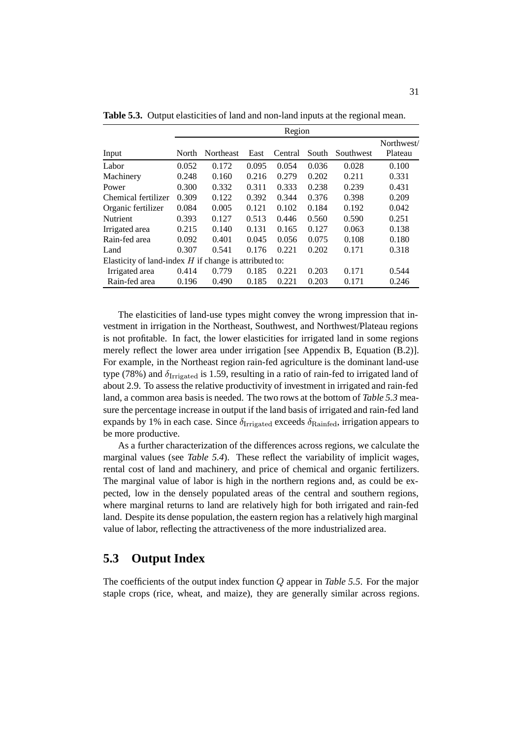**Table 5.3.** Output elasticities of land and non-land inputs at the regional mean.

| | Region | | | | | | |
|---|---|---|---|---|---|---|---|
| Input | North | Northeast | East | Central | South | Southwest | Northwest/ Plateau |
| Labor | 0.052 | 0.172 | 0.095 | 0.054 | 0.036 | 0.028 | 0.100 |
| Machinery | 0.248 | 0.160 | 0.216 | 0.279 | 0.202 | 0.211 | 0.331 |
| Power | 0.300 | 0.332 | 0.311 | 0.333 | 0.238 | 0.239 | 0.431 |
| Chemical fertilizer | 0.309 | 0.122 | 0.392 | 0.344 | 0.376 | 0.398 | 0.209 |
| Organic fertilizer | 0.084 | 0.005 | 0.121 | 0.102 | 0.184 | 0.192 | 0.042 |
| Nutrient | 0.393 | 0.127 | 0.513 | 0.446 | 0.560 | 0.590 | 0.251 |
| Irrigated area | 0.215 | 0.140 | 0.131 | 0.165 | 0.127 | 0.063 | 0.138 |
| Rain-fed area | 0.092 | 0.401 | 0.045 | 0.056 | 0.075 | 0.108 | 0.180 |
| Land | 0.307 | 0.541 | 0.176 | 0.221 | 0.202 | 0.171 | 0.318 |
| Elasticity of land-index $H$ if change is attributed to: | | | | | | | |
| Irrigated area | 0.414 | 0.779 | 0.185 | 0.221 | 0.203 | 0.171 | 0.544 |
| Rain-fed area | 0.196 | 0.490 | 0.185 | 0.221 | 0.203 | 0.171 | 0.246 |

The elasticities of land-use types might convey the wrong impression that investment in irrigation in the Northeast, Southwest, and Northwest/Plateau regions is not profitable. In fact, the lower elasticities for irrigated land in some regions merely reflect the lower area under irrigation [see Appendix B, Equation (B.2)]. For example, in the Northeast region rain-fed agriculture is the dominant land-use type (78%) and $\delta_{\text{Irrigated}}$ is 1.59, resulting in a ratio of rain-fed to irrigated land of about 2.9. To assess the relative productivity of investment in irrigated and rain-fed land, a common area basis is needed. The two rows at the bottom of *Table 5.3* measure the percentage increase in output if the land basis of irrigated and rain-fed land expands by 1% in each case. Since $\delta_{\text{Irrigated}}$ exceeds $\delta_{\text{Rainfed}}$, irrigation appears to be more productive.

As a further characterization of the differences across regions, we calculate the marginal values (see *Table 5.4*). These reflect the variability of implicit wages, rental cost of land and machinery, and price of chemical and organic fertilizers. The marginal value of labor is high in the northern regions and, as could be expected, low in the densely populated areas of the central and southern regions, where marginal returns to land are relatively high for both irrigated and rain-fed land. Despite its dense population, the eastern region has a relatively high marginal value of labor, reflecting the attractiveness of the more industrialized area.

## 5.3 Output Index

The coefficients of the output index function $Q$ appear in *Table 5.5*. For the major staple crops (rice, wheat, and maize), they are generally similar across regions.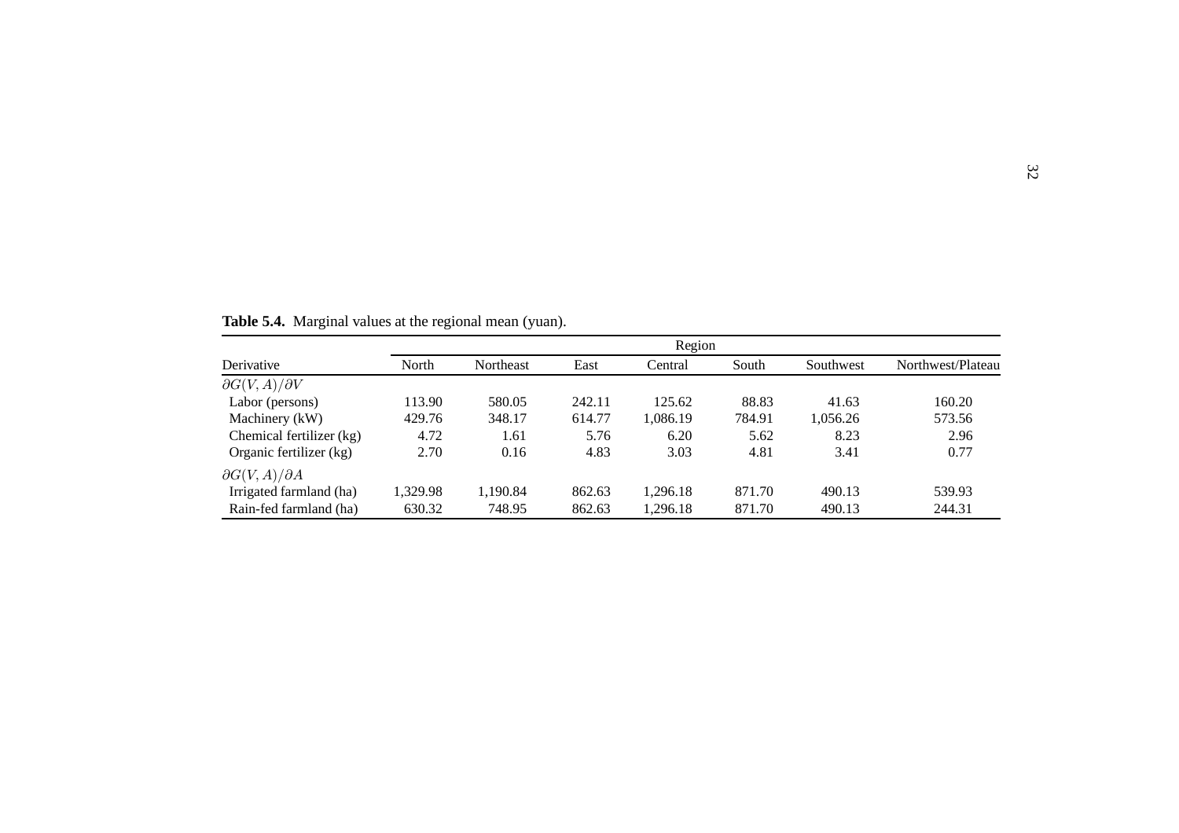**Table 5.4.** Marginal values at the regional mean (yuan).

| Derivative | Region | | | | | | |
|---|---|---|---|---|---|---|---|
| | North | Northeast | East | Central | South | Southwest | Northwest/Plateau |
| $\partial G(V, A)/\partial V$ | | | | | | | |
| Labor (persons) | 113.90 | 580.05 | 242.11 | 125.62 | 88.83 | 41.63 | 160.20 |
| Machinery (kW) | 429.76 | 348.17 | 614.77 | 1,086.19 | 784.91 | 1,056.26 | 573.56 |
| Chemical fertilizer (kg) | 4.72 | 1.61 | 5.76 | 6.20 | 5.62 | 8.23 | 2.96 |
| Organic fertilizer (kg) | 2.70 | 0.16 | 4.83 | 3.03 | 4.81 | 3.41 | 0.77 |
| $\partial G(V, A)/\partial A$ | | | | | | | |
| Irrigated farmland (ha) | 1,329.98 | 1,190.84 | 862.63 | 1,296.18 | 871.70 | 490.13 | 539.93 |
| Rain-fed farmland (ha) | 630.32 | 748.95 | 862.63 | 1,296.18 | 871.70 | 490.13 | 244.31 |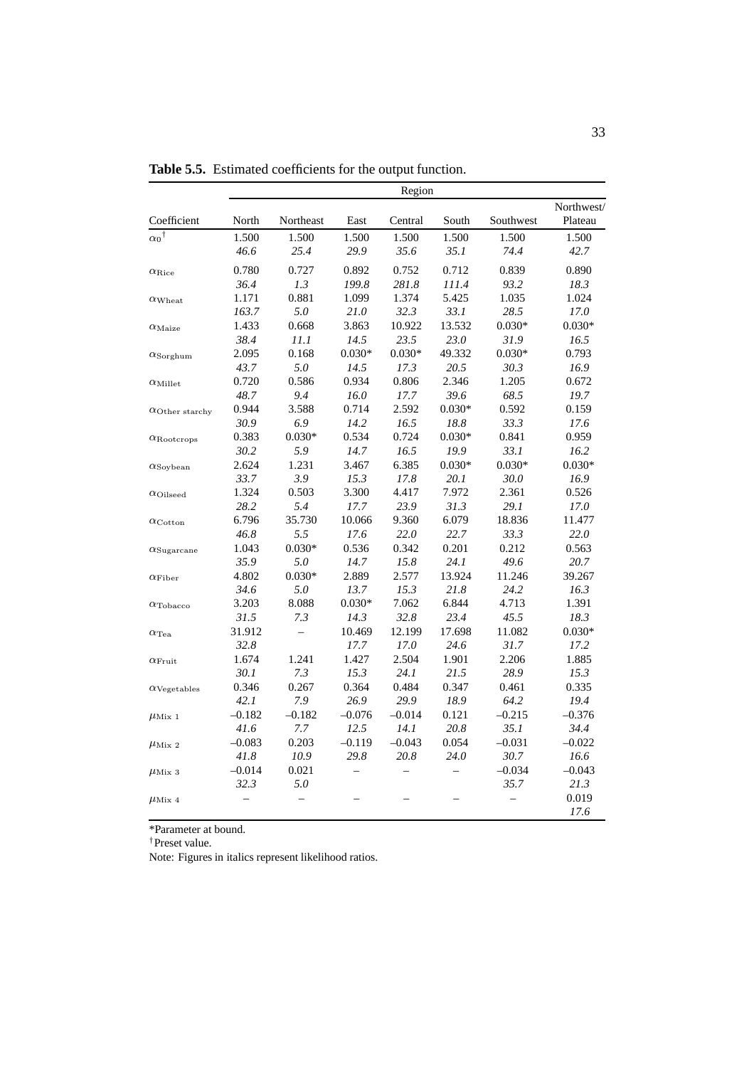**Table 5.5.** Estimated coefficients for the output function.

| | Region | | | | | | |
|---|---|---|---|---|---|---|---|
| Coefficient | North | Northeast | East | Central | South | Southwest | Northwest/ Plateau |
| $\alpha_0$[†] | 1.500 | 1.500 | 1.500 | 1.500 | 1.500 | 1.500 | 1.500 |
| | *46.6* | *25.4* | *29.9* | *35.6* | *35.1* | *74.4* | *42.7* |
| $\alpha_{\text{Rice}}$ | 0.780 | 0.727 | 0.892 | 0.752 | 0.712 | 0.839 | 0.890 |
| | *36.4* | *1.3* | *199.8* | *281.8* | *111.4* | *93.2* | *18.3* |
| $\alpha_{\text{Wheat}}$ | 1.171 | 0.881 | 1.099 | 1.374 | 5.425 | 1.035 | 1.024 |
| | *163.7* | *5.0* | *21.0* | *32.3* | *33.1* | *28.5* | *17.0* |
| $\alpha_{\text{Maize}}$ | 1.433 | 0.668 | 3.863 | 10.922 | 13.532 | 0.030* | 0.030* |
| | *38.4* | *11.1* | *14.5* | *23.5* | *23.0* | *31.9* | *16.5* |
| $\alpha_{\text{Sorghum}}$ | 2.095 | 0.168 | 0.030* | 0.030* | 49.332 | 0.030* | 0.793 |
| | *43.7* | *5.0* | *14.5* | *17.3* | *20.5* | *30.3* | *16.9* |
| $\alpha_{\text{Millet}}$ | 0.720 | 0.586 | 0.934 | 0.806 | 2.346 | 1.205 | 0.672 |
| | *48.7* | *9.4* | *16.0* | *17.7* | *39.6* | *68.5* | *19.7* |
| $\alpha_{\text{Other starchy}}$ | 0.944 | 3.588 | 0.714 | 2.592 | 0.030* | 0.592 | 0.159 |
| | *30.9* | *6.9* | *14.2* | *16.5* | *18.8* | *33.3* | *17.6* |
| $\alpha_{\text{Rootcrops}}$ | 0.383 | 0.030* | 0.534 | 0.724 | 0.030* | 0.841 | 0.959 |
| | *30.2* | *5.9* | *14.7* | *16.5* | *19.9* | *33.1* | *16.2* |
| $\alpha_{\text{Soybean}}$ | 2.624 | 1.231 | 3.467 | 6.385 | 0.030* | 0.030* | 0.030* |
| | *33.7* | *3.9* | *15.3* | *17.8* | *20.1* | *30.0* | *16.9* |
| $\alpha_{\text{Oilseed}}$ | 1.324 | 0.503 | 3.300 | 4.417 | 7.972 | 2.361 | 0.526 |
| | *28.2* | *5.4* | *17.7* | *23.9* | *31.3* | *29.1* | *17.0* |
| $\alpha_{\text{Cotton}}$ | 6.796 | 35.730 | 10.066 | 9.360 | 6.079 | 18.836 | 11.477 |
| | *46.8* | *5.5* | *17.6* | *22.0* | *22.7* | *33.3* | *22.0* |
| $\alpha_{\text{Sugarcane}}$ | 1.043 | 0.030* | 0.536 | 0.342 | 0.201 | 0.212 | 0.563 |
| | *35.9* | *5.0* | *14.7* | *15.8* | *24.1* | *49.6* | *20.7* |
| $\alpha_{\text{Fiber}}$ | 4.802 | 0.030* | 2.889 | 2.577 | 13.924 | 11.246 | 39.267 |
| | *34.6* | *5.0* | *13.7* | *15.3* | *21.8* | *24.2* | *16.3* |
| $\alpha_{\text{Tobacco}}$ | 3.203 | 8.088 | 0.030* | 7.062 | 6.844 | 4.713 | 1.391 |
| | *31.5* | *7.3* | *14.3* | *32.8* | *23.4* | *45.5* | *18.3* |
| $\alpha_{\text{Tea}}$ | 31.912 | – | 10.469 | 12.199 | 17.698 | 11.082 | 0.030* |
| | *32.8* | | *17.7* | *17.0* | *24.6* | *31.7* | *17.2* |
| $\alpha_{\text{Fruit}}$ | 1.674 | 1.241 | 1.427 | 2.504 | 1.901 | 2.206 | 1.885 |
| | *30.1* | *7.3* | *15.3* | *24.1* | *21.5* | *28.9* | *15.3* |
| $\alpha_{\text{Vegetables}}$ | 0.346 | 0.267 | 0.364 | 0.484 | 0.347 | 0.461 | 0.335 |
| | *42.1* | *7.9* | *26.9* | *29.9* | *18.9* | *64.2* | *19.4* |
| $\mu_{\text{Mix 1}}$ | –0.182 | –0.182 | –0.076 | –0.014 | 0.121 | –0.215 | –0.376 |
| | *41.6* | *7.7* | *12.5* | *14.1* | *20.8* | *35.1* | *34.4* |
| $\mu_{\text{Mix 2}}$ | –0.083 | 0.203 | –0.119 | –0.043 | 0.054 | –0.031 | –0.022 |
| | *41.8* | *10.9* | *29.8* | *20.8* | *24.0* | *30.7* | *16.6* |
| $\mu_{\text{Mix 3}}$ | –0.014 | 0.021 | – | – | – | –0.034 | –0.043 |
| | *32.3* | *5.0* | | | | *35.7* | *21.3* |
| $\mu_{\text{Mix 4}}$ | – | – | – | – | – | – | 0.019 |
| | | | | | | | *17.6* |

*Parameter at bound.

[†]Preset value.

Note: Figures in italics represent likelihood ratios.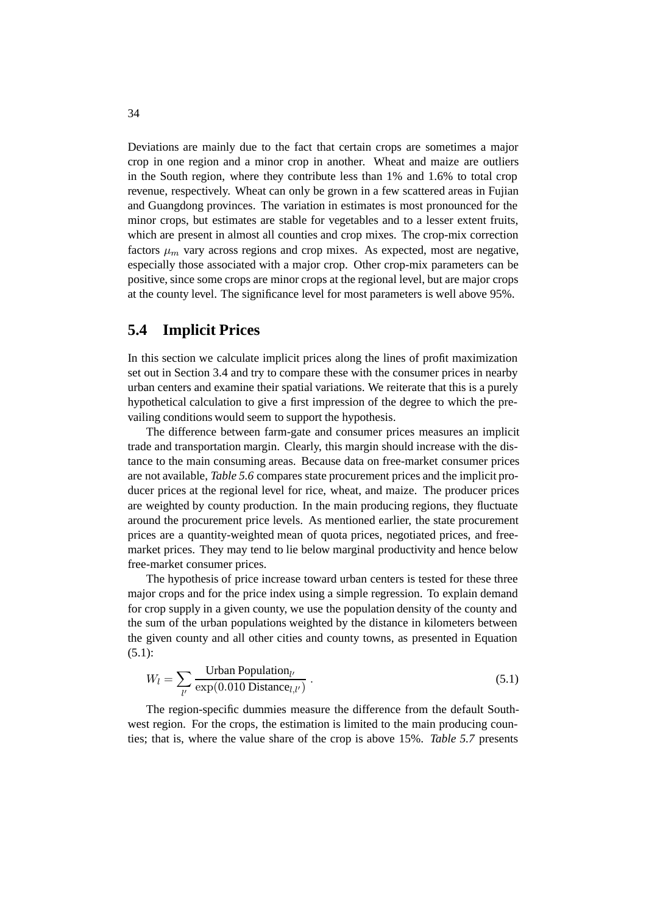Deviations are mainly due to the fact that certain crops are sometimes a major crop in one region and a minor crop in another. Wheat and maize are outliers in the South region, where they contribute less than 1% and 1.6% to total crop revenue, respectively. Wheat can only be grown in a few scattered areas in Fujian and Guangdong provinces. The variation in estimates is most pronounced for the minor crops, but estimates are stable for vegetables and to a lesser extent fruits, which are present in almost all counties and crop mixes. The crop-mix correction factors $\mu_m$ vary across regions and crop mixes. As expected, most are negative, especially those associated with a major crop. Other crop-mix parameters can be positive, since some crops are minor crops at the regional level, but are major crops at the county level. The significance level for most parameters is well above 95%.

## 5.4 Implicit Prices

In this section we calculate implicit prices along the lines of profit maximization set out in Section 3.4 and try to compare these with the consumer prices in nearby urban centers and examine their spatial variations. We reiterate that this is a purely hypothetical calculation to give a first impression of the degree to which the prevailing conditions would seem to support the hypothesis.

The difference between farm-gate and consumer prices measures an implicit trade and transportation margin. Clearly, this margin should increase with the distance to the main consuming areas. Because data on free-market consumer prices are not available, *Table 5.6* compares state procurement prices and the implicit producer prices at the regional level for rice, wheat, and maize. The producer prices are weighted by county production. In the main producing regions, they fluctuate around the procurement price levels. As mentioned earlier, the state procurement prices are a quantity-weighted mean of quota prices, negotiated prices, and free-market prices. They may tend to lie below marginal productivity and hence below free-market consumer prices.

The hypothesis of price increase toward urban centers is tested for these three major crops and for the price index using a simple regression. To explain demand for crop supply in a given county, we use the population density of the county and the sum of the urban populations weighted by the distance in kilometers between the given county and all other cities and county towns, as presented in Equation (5.1):

$$W_l = \sum_{l'} \frac{\text{Urban Population}_{l'}}{\exp(0.010\ \text{Distance}_{l,l'})}\ . \tag{5.1}$$

The region-specific dummies measure the difference from the default Southwest region. For the crops, the estimation is limited to the main producing counties; that is, where the value share of the crop is above 15%. *Table 5.7* presents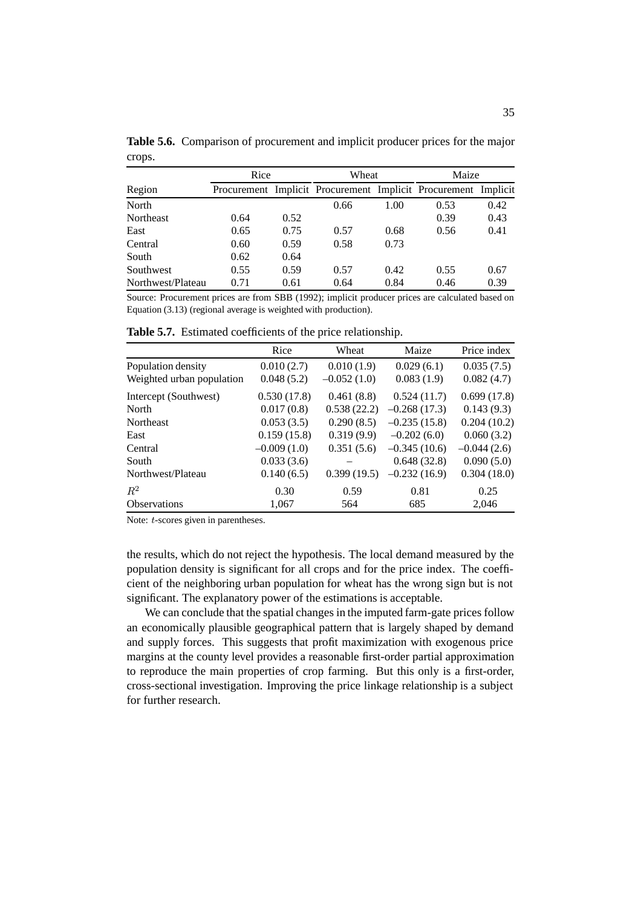**Table 5.6.** Comparison of procurement and implicit producer prices for the major crops.

| Region | Rice | | Wheat | | Maize | |
|---|---|---|---|---|---|---|
| | Procurement | Implicit | Procurement | Implicit | Procurement | Implicit |
| North | | | 0.66 | 1.00 | 0.53 | 0.42 |
| Northeast | 0.64 | 0.52 | | | 0.39 | 0.43 |
| East | 0.65 | 0.75 | 0.57 | 0.68 | 0.56 | 0.41 |
| Central | 0.60 | 0.59 | 0.58 | 0.73 | | |
| South | 0.62 | 0.64 | | | | |
| Southwest | 0.55 | 0.59 | 0.57 | 0.42 | 0.55 | 0.67 |
| Northwest/Plateau | 0.71 | 0.61 | 0.64 | 0.84 | 0.46 | 0.39 |

Source: Procurement prices are from SBB (1992); implicit producer prices are calculated based on Equation (3.13) (regional average is weighted with production).

**Table 5.7.** Estimated coefficients of the price relationship.

| | Rice | Wheat | Maize | Price index |
|---|---|---|---|---|
| Population density | 0.010 (2.7) | 0.010 (1.9) | 0.029 (6.1) | 0.035 (7.5) |
| Weighted urban population | 0.048 (5.2) | –0.052 (1.0) | 0.083 (1.9) | 0.082 (4.7) |
| Intercept (Southwest) | 0.530 (17.8) | 0.461 (8.8) | 0.524 (11.7) | 0.699 (17.8) |
| North | 0.017 (0.8) | 0.538 (22.2) | –0.268 (17.3) | 0.143 (9.3) |
| Northeast | 0.053 (3.5) | 0.290 (8.5) | –0.235 (15.8) | 0.204 (10.2) |
| East | 0.159 (15.8) | 0.319 (9.9) | –0.202 (6.0) | 0.060 (3.2) |
| Central | –0.009 (1.0) | 0.351 (5.6) | –0.345 (10.6) | –0.044 (2.6) |
| South | 0.033 (3.6) | – | 0.648 (32.8) | 0.090 (5.0) |
| Northwest/Plateau | 0.140 (6.5) | 0.399 (19.5) | –0.232 (16.9) | 0.304 (18.0) |
| $R^2$ | 0.30 | 0.59 | 0.81 | 0.25 |
| Observations | 1,067 | 564 | 685 | 2,046 |

Note: $t$-scores given in parentheses.

the results, which do not reject the hypothesis. The local demand measured by the population density is significant for all crops and for the price index. The coefficient of the neighboring urban population for wheat has the wrong sign but is not significant. The explanatory power of the estimations is acceptable.

We can conclude that the spatial changes in the imputed farm-gate prices follow an economically plausible geographical pattern that is largely shaped by demand and supply forces. This suggests that profit maximization with exogenous price margins at the county level provides a reasonable first-order partial approximation to reproduce the main properties of crop farming. But this only is a first-order, cross-sectional investigation. Improving the price linkage relationship is a subject for further research.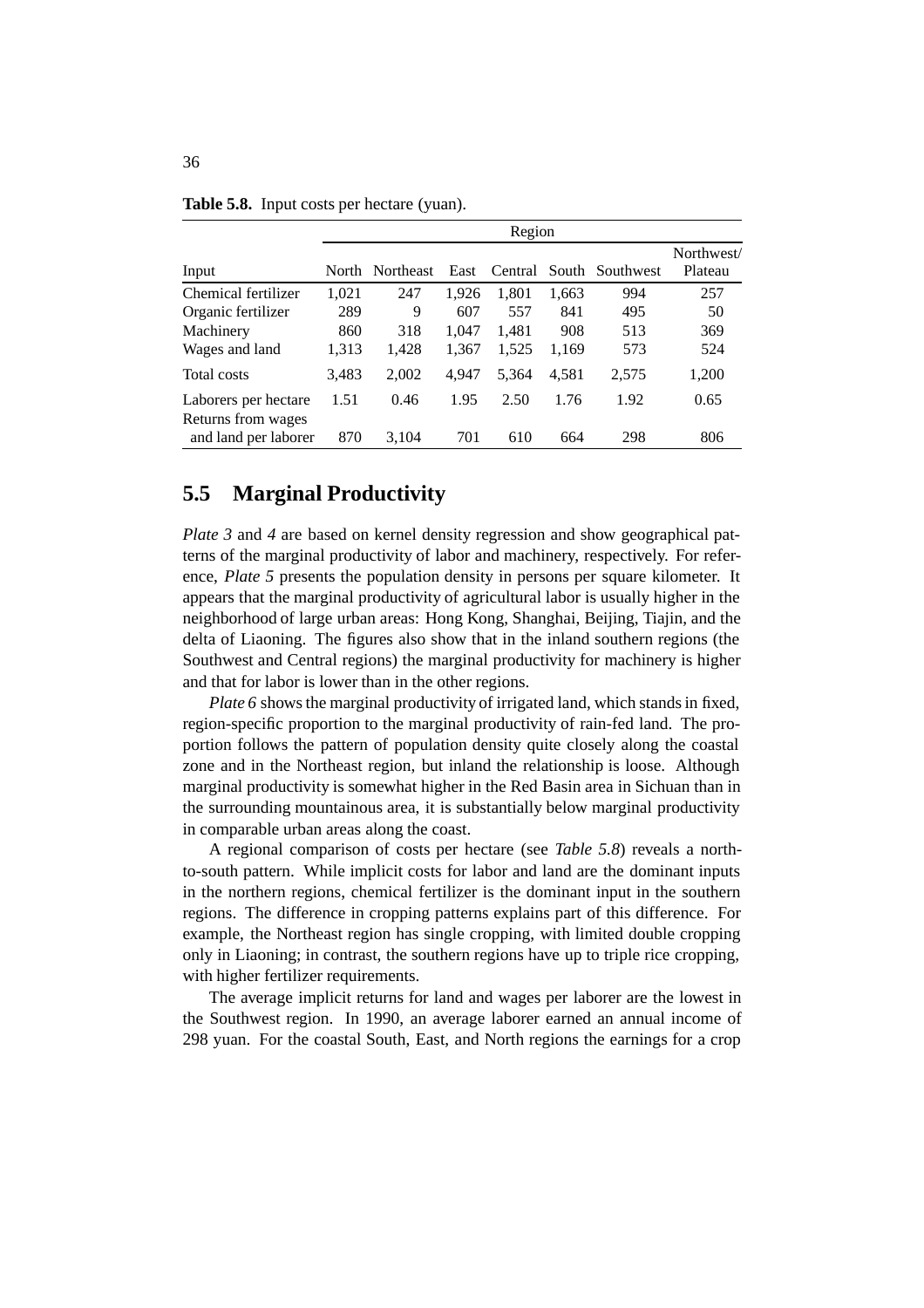**Table 5.8.** Input costs per hectare (yuan).

| Input | Region | | | | | | |
|---|---|---|---|---|---|---|---|
| | North | Northeast | East | Central | South | Southwest | Northwest/ Plateau |
| Chemical fertilizer | 1,021 | 247 | 1,926 | 1,801 | 1,663 | 994 | 257 |
| Organic fertilizer | 289 | 9 | 607 | 557 | 841 | 495 | 50 |
| Machinery | 860 | 318 | 1,047 | 1,481 | 908 | 513 | 369 |
| Wages and land | 1,313 | 1,428 | 1,367 | 1,525 | 1,169 | 573 | 524 |
| Total costs | 3,483 | 2,002 | 4,947 | 5,364 | 4,581 | 2,575 | 1,200 |
| Laborers per hectare | 1.51 | 0.46 | 1.95 | 2.50 | 1.76 | 1.92 | 0.65 |
| Returns from wages and land per laborer | 870 | 3,104 | 701 | 610 | 664 | 298 | 806 |

## 5.5 Marginal Productivity

*Plate 3* and *4* are based on kernel density regression and show geographical patterns of the marginal productivity of labor and machinery, respectively. For reference, *Plate 5* presents the population density in persons per square kilometer. It appears that the marginal productivity of agricultural labor is usually higher in the neighborhood of large urban areas: Hong Kong, Shanghai, Beijing, Tiajin, and the delta of Liaoning. The figures also show that in the inland southern regions (the Southwest and Central regions) the marginal productivity for machinery is higher and that for labor is lower than in the other regions.

*Plate 6* shows the marginal productivity of irrigated land, which stands in fixed, region-specific proportion to the marginal productivity of rain-fed land. The proportion follows the pattern of population density quite closely along the coastal zone and in the Northeast region, but inland the relationship is loose. Although marginal productivity is somewhat higher in the Red Basin area in Sichuan than in the surrounding mountainous area, it is substantially below marginal productivity in comparable urban areas along the coast.

A regional comparison of costs per hectare (see *Table 5.8*) reveals a north-to-south pattern. While implicit costs for labor and land are the dominant inputs in the northern regions, chemical fertilizer is the dominant input in the southern regions. The difference in cropping patterns explains part of this difference. For example, the Northeast region has single cropping, with limited double cropping only in Liaoning; in contrast, the southern regions have up to triple rice cropping, with higher fertilizer requirements.

The average implicit returns for land and wages per laborer are the lowest in the Southwest region. In 1990, an average laborer earned an annual income of 298 yuan. For the coastal South, East, and North regions the earnings for a crop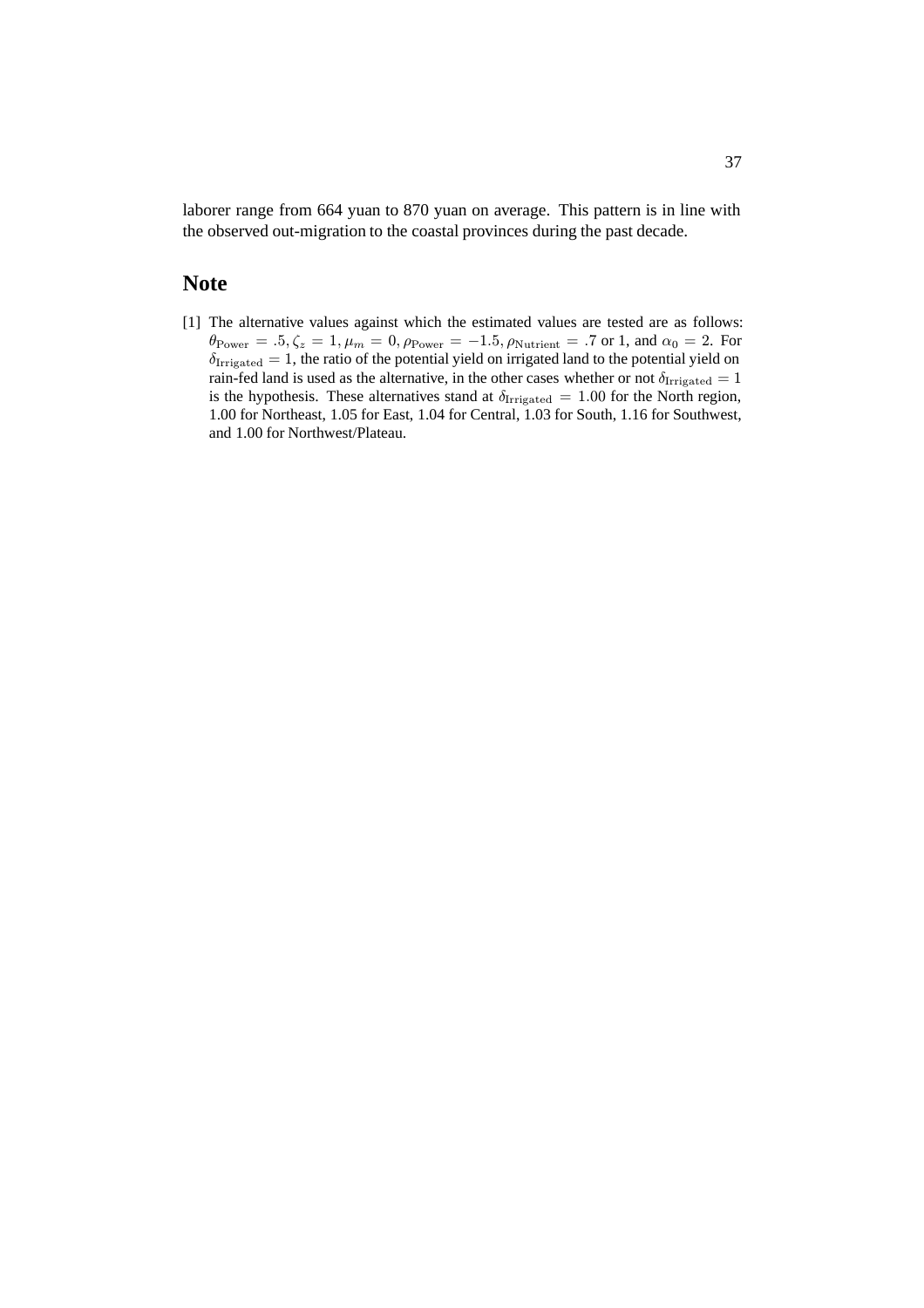laborer range from 664 yuan to 870 yuan on average. This pattern is in line with the observed out-migration to the coastal provinces during the past decade.

## Note

[1] The alternative values against which the estimated values are tested are as follows: $\theta_{\text{Power}} = .5, \zeta_z = 1, \mu_m = 0, \rho_{\text{Power}} = -1.5, \rho_{\text{Nutrient}} = .7$ or 1, and $\alpha_0 = 2$. For $\delta_{\text{Irrigated}} = 1$, the ratio of the potential yield on irrigated land to the potential yield on rain-fed land is used as the alternative, in the other cases whether or not $\delta_{\text{Irrigated}} = 1$ is the hypothesis. These alternatives stand at $\delta_{\text{Irrigated}} = 1.00$ for the North region, 1.00 for Northeast, 1.05 for East, 1.04 for Central, 1.03 for South, 1.16 for Southwest, and 1.00 for Northwest/Plateau.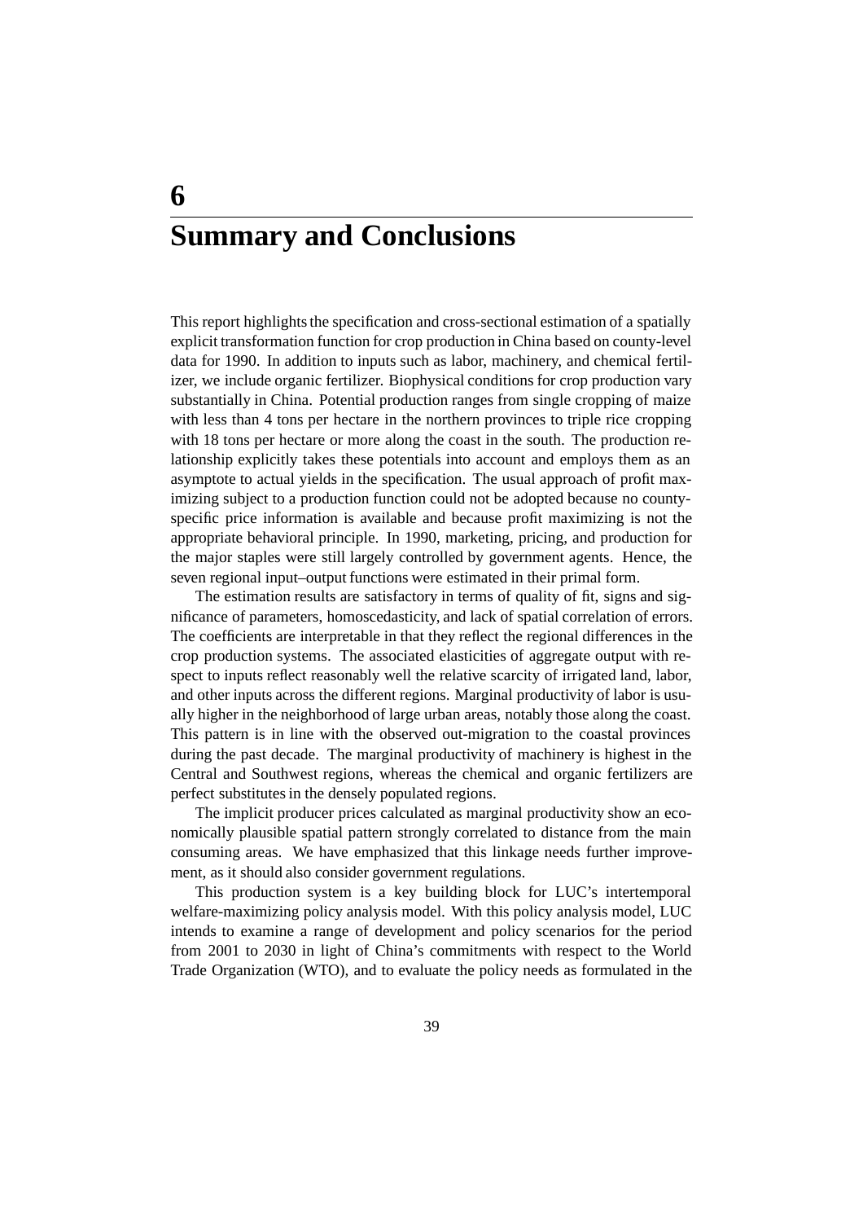# 6 Summary and Conclusions

This report highlights the specification and cross-sectional estimation of a spatially explicit transformation function for crop production in China based on county-level data for 1990. In addition to inputs such as labor, machinery, and chemical fertilizer, we include organic fertilizer. Biophysical conditions for crop production vary substantially in China. Potential production ranges from single cropping of maize with less than 4 tons per hectare in the northern provinces to triple rice cropping with 18 tons per hectare or more along the coast in the south. The production relationship explicitly takes these potentials into account and employs them as an asymptote to actual yields in the specification. The usual approach of profit maximizing subject to a production function could not be adopted because no county-specific price information is available and because profit maximizing is not the appropriate behavioral principle. In 1990, marketing, pricing, and production for the major staples were still largely controlled by government agents. Hence, the seven regional input–output functions were estimated in their primal form.

The estimation results are satisfactory in terms of quality of fit, signs and significance of parameters, homoscedasticity, and lack of spatial correlation of errors. The coefficients are interpretable in that they reflect the regional differences in the crop production systems. The associated elasticities of aggregate output with respect to inputs reflect reasonably well the relative scarcity of irrigated land, labor, and other inputs across the different regions. Marginal productivity of labor is usually higher in the neighborhood of large urban areas, notably those along the coast. This pattern is in line with the observed out-migration to the coastal provinces during the past decade. The marginal productivity of machinery is highest in the Central and Southwest regions, whereas the chemical and organic fertilizers are perfect substitutes in the densely populated regions.

The implicit producer prices calculated as marginal productivity show an economically plausible spatial pattern strongly correlated to distance from the main consuming areas. We have emphasized that this linkage needs further improvement, as it should also consider government regulations.

This production system is a key building block for LUC's intertemporal welfare-maximizing policy analysis model. With this policy analysis model, LUC intends to examine a range of development and policy scenarios for the period from 2001 to 2030 in light of China's commitments with respect to the World Trade Organization (WTO), and to evaluate the policy needs as formulated in the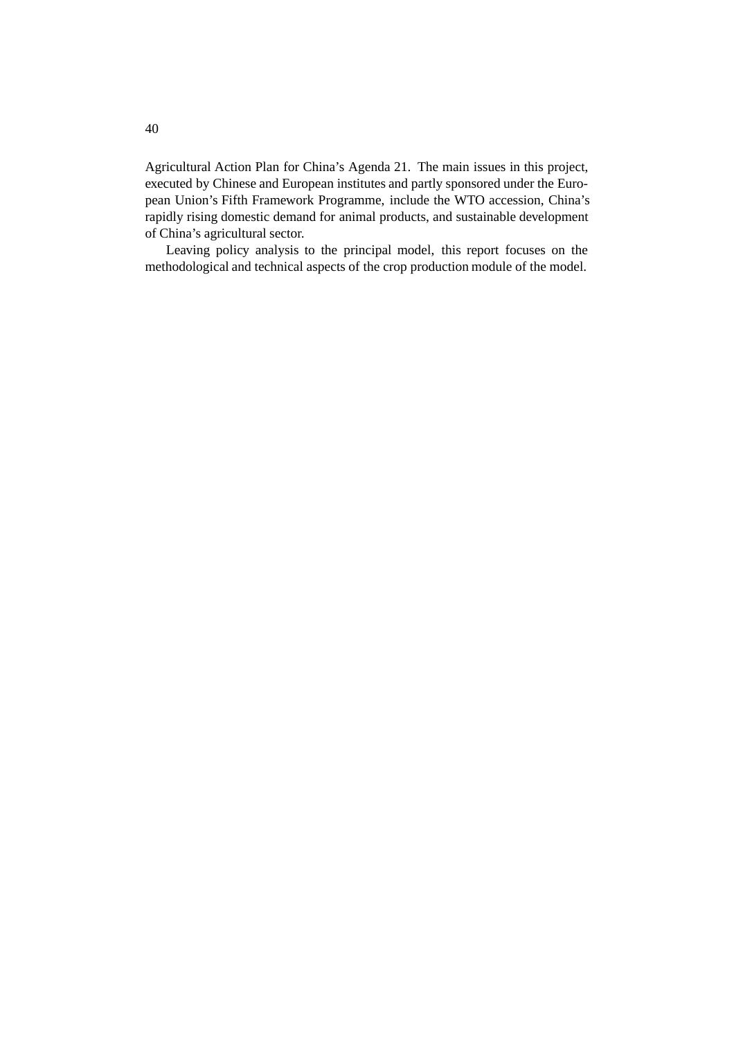Agricultural Action Plan for China's Agenda 21. The main issues in this project, executed by Chinese and European institutes and partly sponsored under the European Union's Fifth Framework Programme, include the WTO accession, China's rapidly rising domestic demand for animal products, and sustainable development of China's agricultural sector.

Leaving policy analysis to the principal model, this report focuses on the methodological and technical aspects of the crop production module of the model.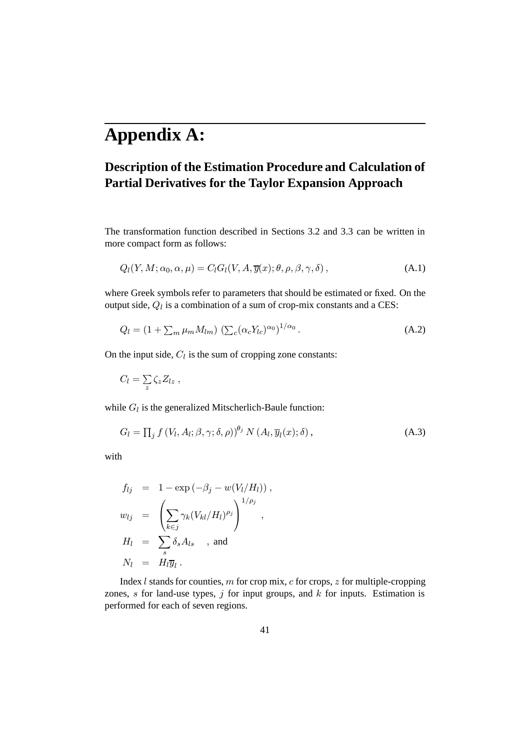# Appendix A:

## Description of the Estimation Procedure and Calculation of Partial Derivatives for the Taylor Expansion Approach

The transformation function described in Sections 3.2 and 3.3 can be written in more compact form as follows:

$$Q_l(Y, M; \alpha_0, \alpha, \mu) = C_l G_l(V, A, \overline{y}(x); \theta, \rho, \beta, \gamma, \delta)\,, \tag{A.1}$$

where Greek symbols refer to parameters that should be estimated or fixed. On the output side, $Q_l$ is a combination of a sum of crop-mix constants and a CES:

$$Q_l = (1 + \textstyle\sum_m \mu_m M_{lm})\ (\textstyle\sum_c (\alpha_c Y_{lc})^{\alpha_0})^{1/\alpha_0}\,. \tag{A.2}$$

On the input side, $C_l$ is the sum of cropping zone constants:

$$C_l = \sum_z \zeta_z Z_{lz}\,,$$

while $G_l$ is the generalized Mitscherlich-Baule function:

$$G_l = \textstyle\prod_j f\left(V_l, A_l; \beta, \gamma; \delta, \rho\right)^{\theta_j} N\left(A_l, \overline{y}_l(x); \delta\right), \tag{A.3}$$

with

$$\begin{aligned}
f_{lj} &= 1 - \exp\left(-\beta_j - w(V_l/H_l)\right), \\
w_{lj} &= \left(\sum_{k\in j} \gamma_k (V_{kl}/H_l)^{\rho_j}\right)^{1/\rho_j}, \\
H_l &= \sum_s \delta_s A_{ls} \quad \text{, and} \\
N_l &= H_l \overline{y}_l\,.
\end{aligned}$$

Index $l$ stands for counties, $m$ for crop mix, $c$ for crops, $z$ for multiple-cropping zones, $s$ for land-use types, $j$ for input groups, and $k$ for inputs. Estimation is performed for each of seven regions.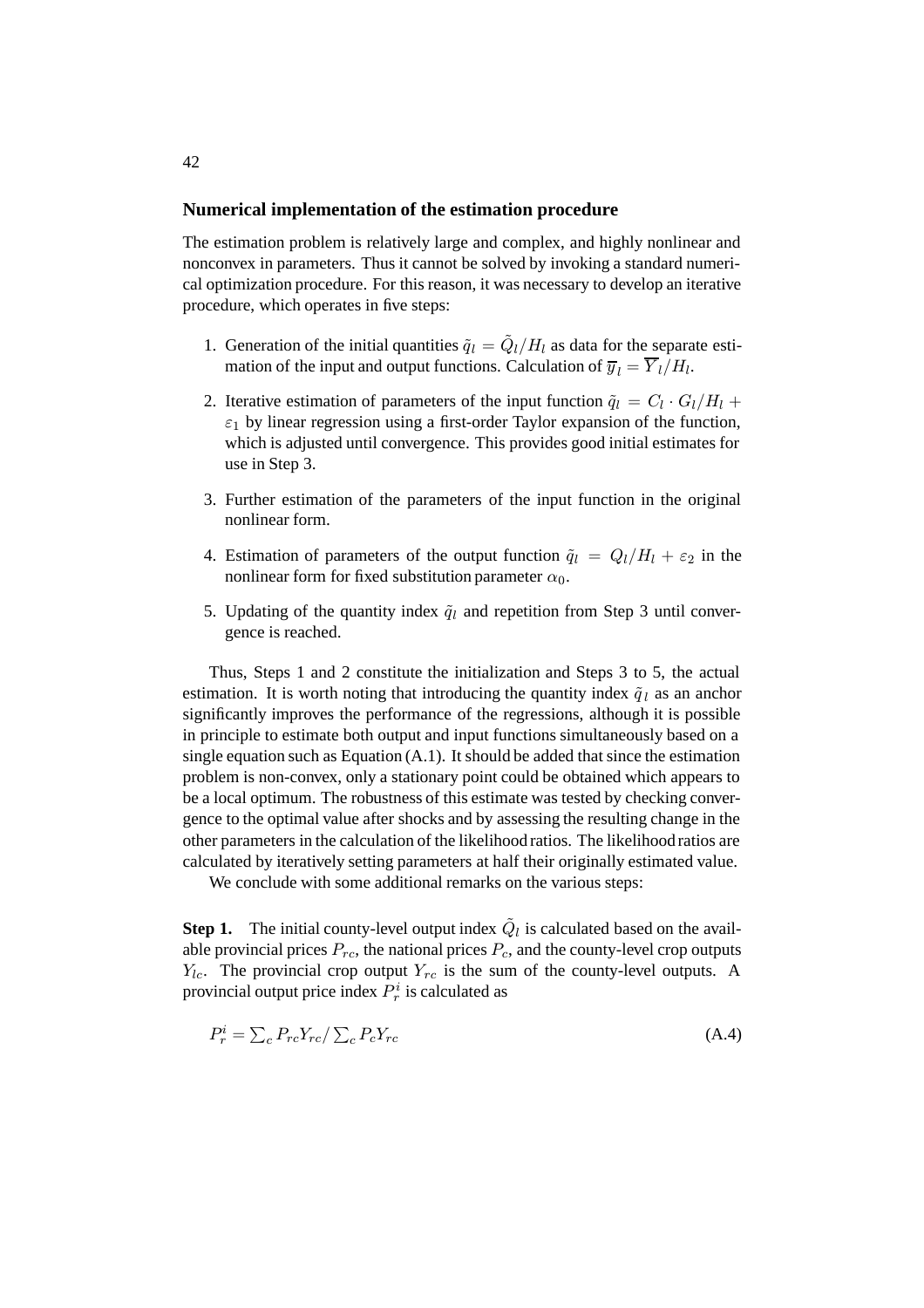### Numerical implementation of the estimation procedure

The estimation problem is relatively large and complex, and highly nonlinear and nonconvex in parameters. Thus it cannot be solved by invoking a standard numerical optimization procedure. For this reason, it was necessary to develop an iterative procedure, which operates in five steps:

1. Generation of the initial quantities $\tilde{q}_l = \tilde{Q}_l / H_l$ as data for the separate estimation of the input and output functions. Calculation of $\overline{y}_l = \overline{Y}_l / H_l$.
2. Iterative estimation of parameters of the input function $\tilde{q}_l = C_l \cdot G_l / H_l + \varepsilon_1$ by linear regression using a first-order Taylor expansion of the function, which is adjusted until convergence. This provides good initial estimates for use in Step 3.
3. Further estimation of the parameters of the input function in the original nonlinear form.
4. Estimation of parameters of the output function $\tilde{q}_l = Q_l / H_l + \varepsilon_2$ in the nonlinear form for fixed substitution parameter $\alpha_0$.
5. Updating of the quantity index $\tilde{q}_l$ and repetition from Step 3 until convergence is reached.

Thus, Steps 1 and 2 constitute the initialization and Steps 3 to 5, the actual estimation. It is worth noting that introducing the quantity index $\tilde{q}_l$ as an anchor significantly improves the performance of the regressions, although it is possible in principle to estimate both output and input functions simultaneously based on a single equation such as Equation (A.1). It should be added that since the estimation problem is non-convex, only a stationary point could be obtained which appears to be a local optimum. The robustness of this estimate was tested by checking convergence to the optimal value after shocks and by assessing the resulting change in the other parameters in the calculation of the likelihood ratios. The likelihood ratios are calculated by iteratively setting parameters at half their originally estimated value.

We conclude with some additional remarks on the various steps:

**Step 1.** The initial county-level output index $\tilde{Q}_l$ is calculated based on the available provincial prices $P_{rc}$, the national prices $P_c$, and the county-level crop outputs $Y_{lc}$. The provincial crop output $Y_{rc}$ is the sum of the county-level outputs. A provincial output price index $P_r^i$ is calculated as

$$P_r^i = \sum_c P_{rc} Y_{rc} / \sum_c P_c Y_{rc} \tag{A.4}$$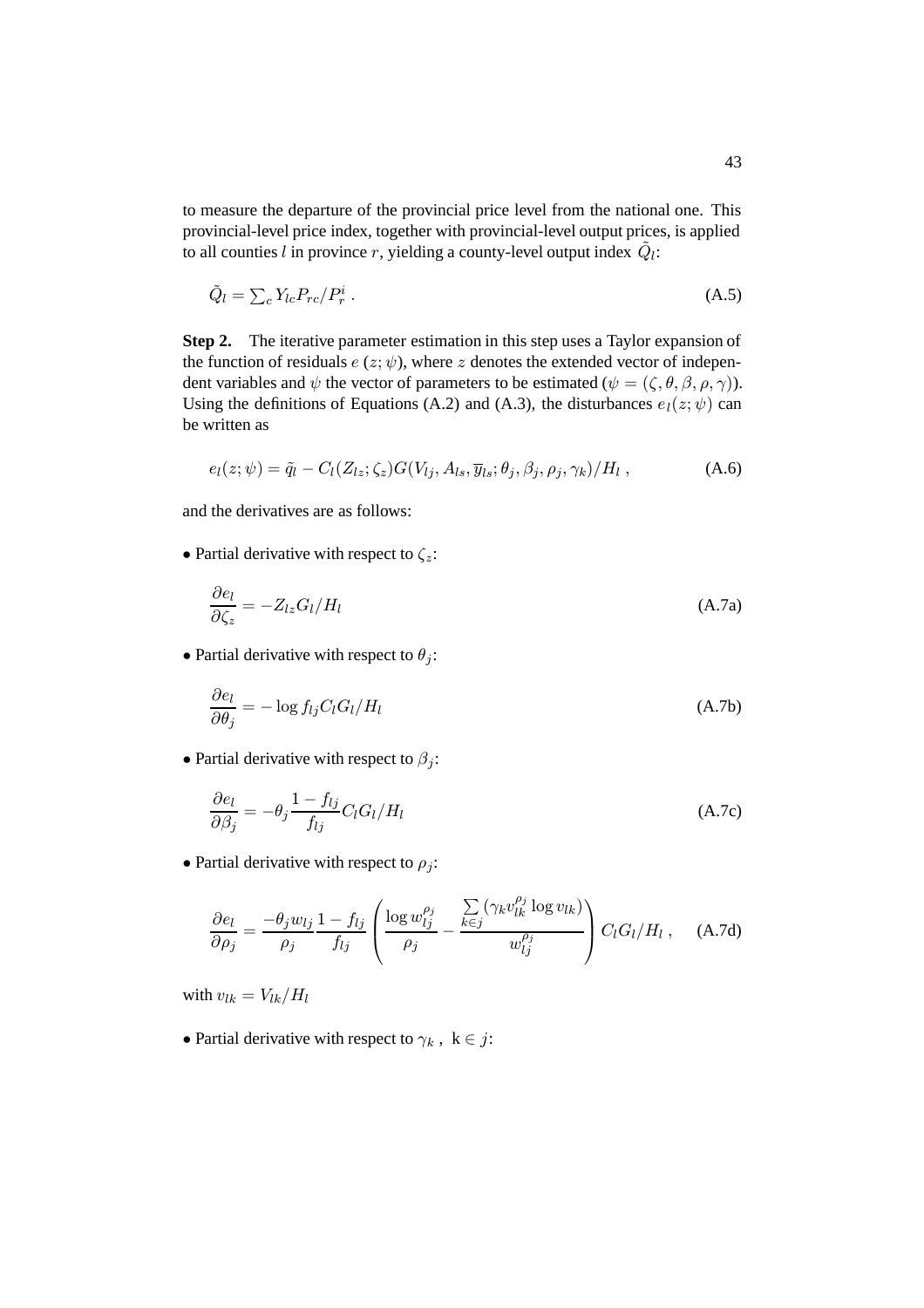to measure the departure of the provincial price level from the national one. This provincial-level price index, together with provincial-level output prices, is applied to all counties $l$ in province $r$, yielding a county-level output index $\tilde{Q}_l$:

$$\tilde{Q}_l = \textstyle\sum_c Y_{lc} P_{rc} / P_r^i \ . \tag{A.5}$$

**Step 2.** The iterative parameter estimation in this step uses a Taylor expansion of the function of residuals $e\,(z;\psi)$, where $z$ denotes the extended vector of independent variables and $\psi$ the vector of parameters to be estimated ($\psi = (\zeta, \theta, \beta, \rho, \gamma)$). Using the definitions of Equations (A.2) and (A.3), the disturbances $e_l(z;\psi)$ can be written as

$$e_l(z;\psi) = \tilde{q}_l - C_l(Z_{lz};\zeta_z) G(V_{lj}, A_{ls}, \overline{y}_{ls}; \theta_j, \beta_j, \rho_j, \gamma_k)/H_l \ , \tag{A.6}$$

and the derivatives are as follows:

- Partial derivative with respect to $\zeta_z$:

$$\frac{\partial e_l}{\partial \zeta_z} = -Z_{lz} G_l / H_l \tag{A.7a}$$

- Partial derivative with respect to $\theta_j$:

$$\frac{\partial e_l}{\partial \theta_j} = -\log f_{lj} C_l G_l / H_l \tag{A.7b}$$

- Partial derivative with respect to $\beta_j$:

$$\frac{\partial e_l}{\partial \beta_j} = -\theta_j \frac{1 - f_{lj}}{f_{lj}} C_l G_l / H_l \tag{A.7c}$$

- Partial derivative with respect to $\rho_j$:

$$\frac{\partial e_l}{\partial \rho_j} = \frac{-\theta_j w_{lj}}{\rho_j} \frac{1 - f_{lj}}{f_{lj}} \left( \frac{\log w_{lj}^{\rho_j}}{\rho_j} - \frac{\sum\limits_{k \in j} (\gamma_k v_{lk}^{\rho_j} \log v_{lk})}{w_{lj}^{\rho_j}} \right) C_l G_l / H_l \ , \tag{A.7d}$$

with $v_{lk} = V_{lk}/H_l$

- Partial derivative with respect to $\gamma_k$ , $\mathrm{k} \in j$: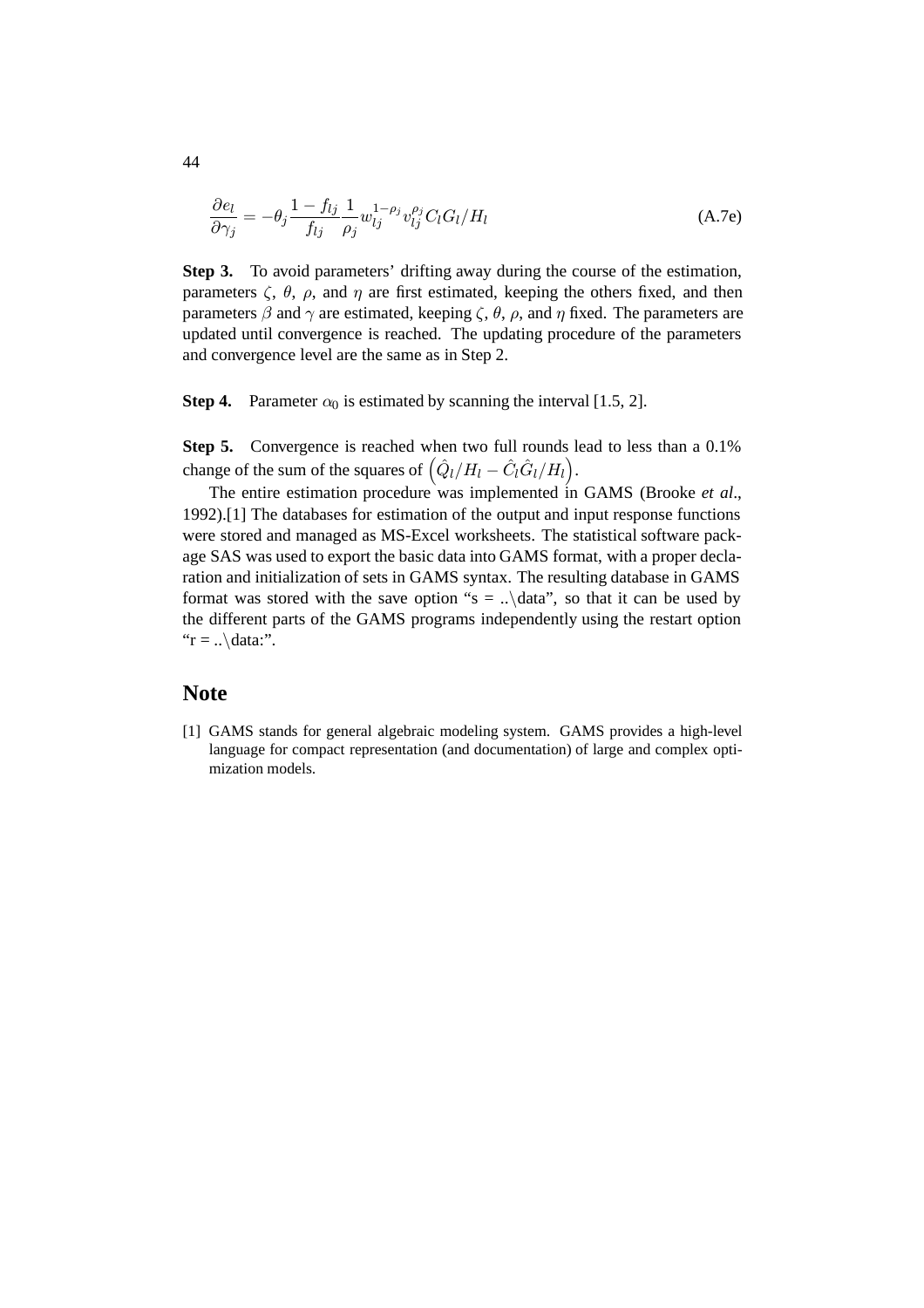$$\frac{\partial e_l}{\partial \gamma_j} = -\theta_j \frac{1 - f_{lj}}{f_{lj}} \frac{1}{\rho_j} w_{lj}^{1-\rho_j} v_{lj}^{\rho_j} C_l G_l / H_l \tag{A.7e}$$

**Step 3.** To avoid parameters' drifting away during the course of the estimation, parameters $\zeta$, $\theta$, $\rho$, and $\eta$ are first estimated, keeping the others fixed, and then parameters $\beta$ and $\gamma$ are estimated, keeping $\zeta$, $\theta$, $\rho$, and $\eta$ fixed. The parameters are updated until convergence is reached. The updating procedure of the parameters and convergence level are the same as in Step 2.

**Step 4.** Parameter $\alpha_0$ is estimated by scanning the interval [1.5, 2].

**Step 5.** Convergence is reached when two full rounds lead to less than a 0.1% change of the sum of the squares of $\left(\hat{Q}_l/H_l - \hat{C}_l\hat{G}_l/H_l\right)$.

The entire estimation procedure was implemented in GAMS (Brooke *et al*., 1992).[1] The databases for estimation of the output and input response functions were stored and managed as MS-Excel worksheets. The statistical software package SAS was used to export the basic data into GAMS format, with a proper declaration and initialization of sets in GAMS syntax. The resulting database in GAMS format was stored with the save option "s = ..\data", so that it can be used by the different parts of the GAMS programs independently using the restart option "r = ..\data:".

## Note

[1] GAMS stands for general algebraic modeling system. GAMS provides a high-level language for compact representation (and documentation) of large and complex optimization models.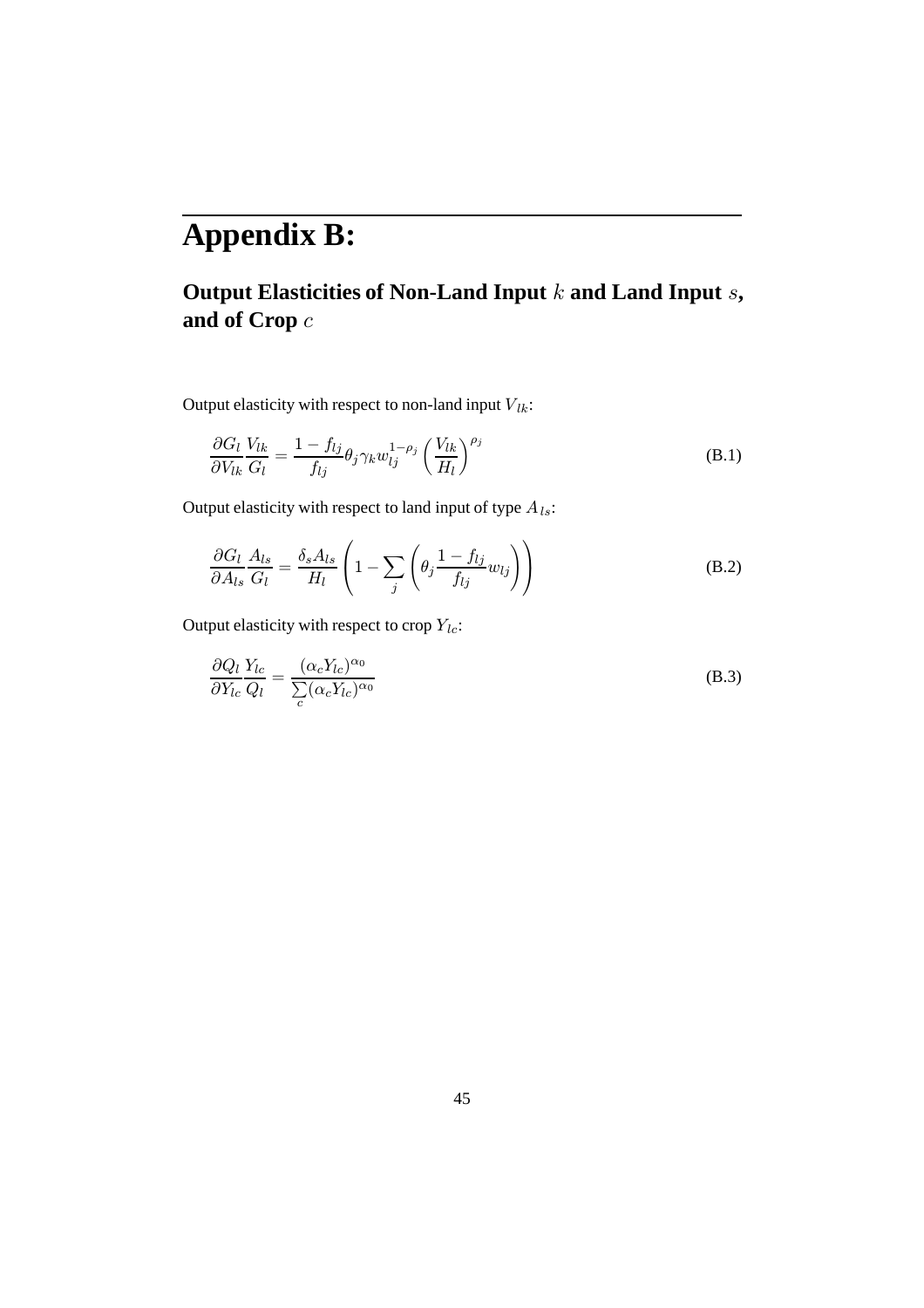# Appendix B:

## Output Elasticities of Non-Land Input $k$ and Land Input $s$, and of Crop $c$

Output elasticity with respect to non-land input $V_{lk}$:

$$\frac{\partial G_l}{\partial V_{lk}}\frac{V_{lk}}{G_l} = \frac{1-f_{lj}}{f_{lj}}\theta_j \gamma_k w_{lj}^{1-\rho_j}\left(\frac{V_{lk}}{H_l}\right)^{\rho_j} \tag{B.1}$$

Output elasticity with respect to land input of type $A_{ls}$:

$$\frac{\partial G_l}{\partial A_{ls}}\frac{A_{ls}}{G_l} = \frac{\delta_s A_{ls}}{H_l}\left(1 - \sum_j \left(\theta_j \frac{1-f_{lj}}{f_{lj}} w_{lj}\right)\right) \tag{B.2}$$

Output elasticity with respect to crop $Y_{lc}$:

$$\frac{\partial Q_l}{\partial Y_{lc}}\frac{Y_{lc}}{Q_l} = \frac{(\alpha_c Y_{lc})^{\alpha_0}}{\sum\limits_c (\alpha_c Y_{lc})^{\alpha_0}} \tag{B.3}$$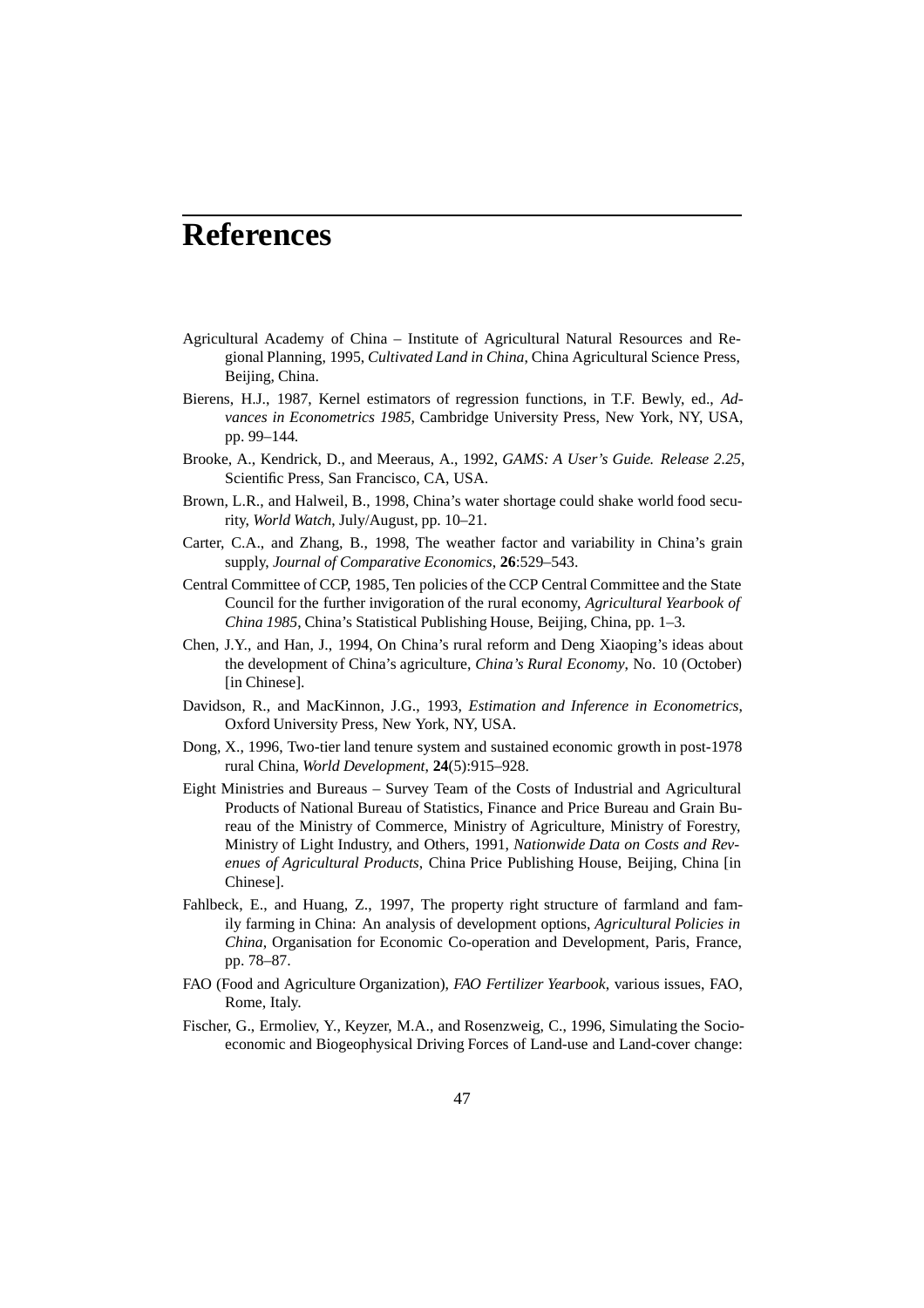# References

Agricultural Academy of China – Institute of Agricultural Natural Resources and Regional Planning, 1995, *Cultivated Land in China*, China Agricultural Science Press, Beijing, China.

Bierens, H.J., 1987, Kernel estimators of regression functions, in T.F. Bewly, ed., *Advances in Econometrics 1985*, Cambridge University Press, New York, NY, USA, pp. 99–144.

Brooke, A., Kendrick, D., and Meeraus, A., 1992, *GAMS: A User's Guide. Release 2.25*, Scientific Press, San Francisco, CA, USA.

Brown, L.R., and Halweil, B., 1998, China's water shortage could shake world food security, *World Watch*, July/August, pp. 10–21.

Carter, C.A., and Zhang, B., 1998, The weather factor and variability in China's grain supply, *Journal of Comparative Economics*, **26**:529–543.

Central Committee of CCP, 1985, Ten policies of the CCP Central Committee and the State Council for the further invigoration of the rural economy, *Agricultural Yearbook of China 1985*, China's Statistical Publishing House, Beijing, China, pp. 1–3.

Chen, J.Y., and Han, J., 1994, On China's rural reform and Deng Xiaoping's ideas about the development of China's agriculture, *China's Rural Economy*, No. 10 (October) [in Chinese].

Davidson, R., and MacKinnon, J.G., 1993, *Estimation and Inference in Econometrics*, Oxford University Press, New York, NY, USA.

Dong, X., 1996, Two-tier land tenure system and sustained economic growth in post-1978 rural China, *World Development*, **24**(5):915–928.

Eight Ministries and Bureaus – Survey Team of the Costs of Industrial and Agricultural Products of National Bureau of Statistics, Finance and Price Bureau and Grain Bureau of the Ministry of Commerce, Ministry of Agriculture, Ministry of Forestry, Ministry of Light Industry, and Others, 1991, *Nationwide Data on Costs and Revenues of Agricultural Products*, China Price Publishing House, Beijing, China [in Chinese].

Fahlbeck, E., and Huang, Z., 1997, The property right structure of farmland and family farming in China: An analysis of development options, *Agricultural Policies in China*, Organisation for Economic Co-operation and Development, Paris, France, pp. 78–87.

FAO (Food and Agriculture Organization), *FAO Fertilizer Yearbook*, various issues, FAO, Rome, Italy.

Fischer, G., Ermoliev, Y., Keyzer, M.A., and Rosenzweig, C., 1996, Simulating the Socio-economic and Biogeophysical Driving Forces of Land-use and Land-cover change: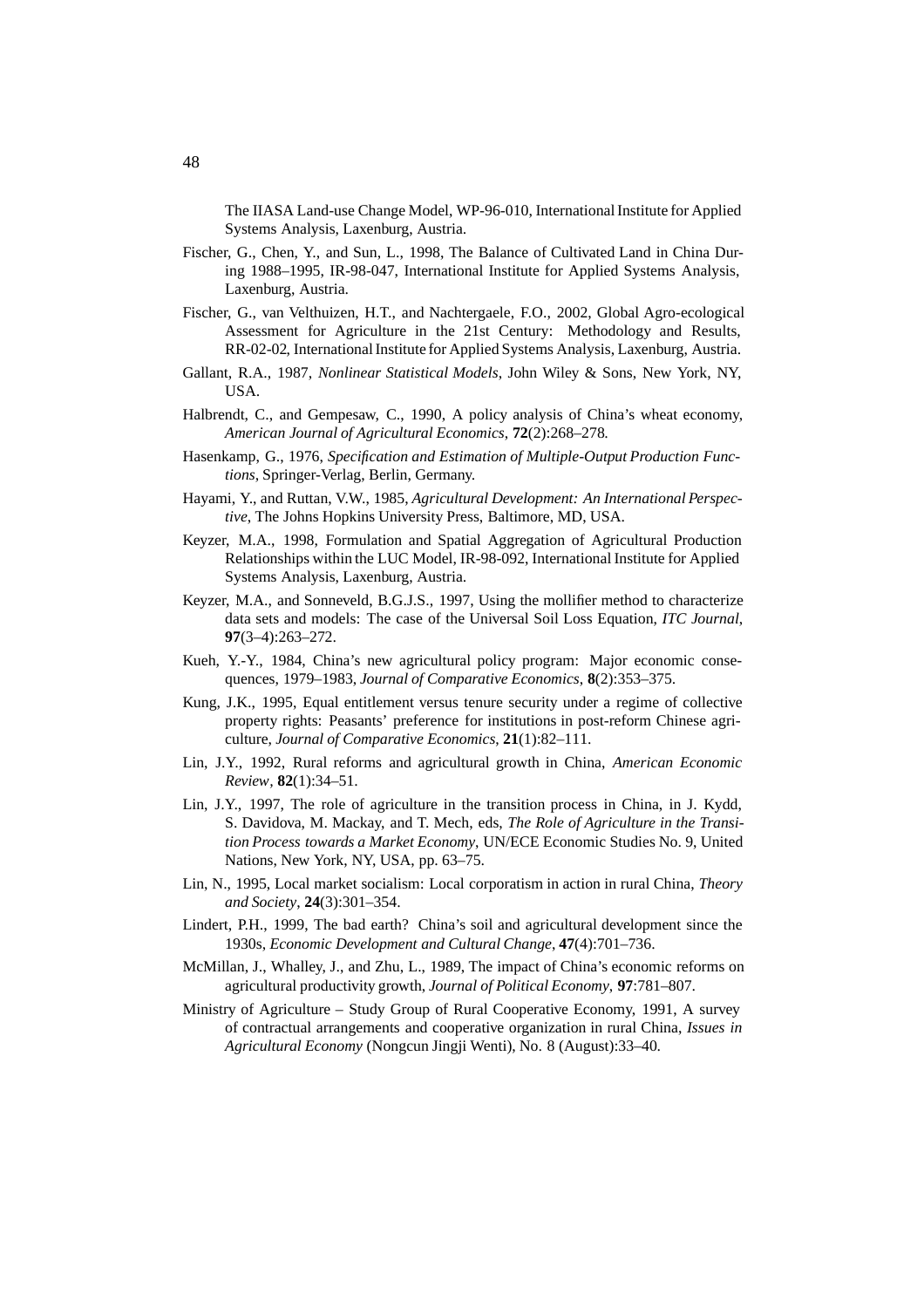The IIASA Land-use Change Model, WP-96-010, International Institute for Applied Systems Analysis, Laxenburg, Austria.

Fischer, G., Chen, Y., and Sun, L., 1998, The Balance of Cultivated Land in China During 1988–1995, IR-98-047, International Institute for Applied Systems Analysis, Laxenburg, Austria.

Fischer, G., van Velthuizen, H.T., and Nachtergaele, F.O., 2002, Global Agro-ecological Assessment for Agriculture in the 21st Century: Methodology and Results, RR-02-02, International Institute for Applied Systems Analysis, Laxenburg, Austria.

Gallant, R.A., 1987, *Nonlinear Statistical Models*, John Wiley & Sons, New York, NY, USA.

Halbrendt, C., and Gempesaw, C., 1990, A policy analysis of China's wheat economy, *American Journal of Agricultural Economics*, **72**(2):268–278.

Hasenkamp, G., 1976, *Specification and Estimation of Multiple-Output Production Functions*, Springer-Verlag, Berlin, Germany.

Hayami, Y., and Ruttan, V.W., 1985, *Agricultural Development: An International Perspective*, The Johns Hopkins University Press, Baltimore, MD, USA.

Keyzer, M.A., 1998, Formulation and Spatial Aggregation of Agricultural Production Relationships within the LUC Model, IR-98-092, International Institute for Applied Systems Analysis, Laxenburg, Austria.

Keyzer, M.A., and Sonneveld, B.G.J.S., 1997, Using the mollifier method to characterize data sets and models: The case of the Universal Soil Loss Equation, *ITC Journal*, **97**(3–4):263–272.

Kueh, Y.-Y., 1984, China's new agricultural policy program: Major economic consequences, 1979–1983, *Journal of Comparative Economics*, **8**(2):353–375.

Kung, J.K., 1995, Equal entitlement versus tenure security under a regime of collective property rights: Peasants' preference for institutions in post-reform Chinese agriculture, *Journal of Comparative Economics*, **21**(1):82–111.

Lin, J.Y., 1992, Rural reforms and agricultural growth in China, *American Economic Review*, **82**(1):34–51.

Lin, J.Y., 1997, The role of agriculture in the transition process in China, in J. Kydd, S. Davidova, M. Mackay, and T. Mech, eds, *The Role of Agriculture in the Transition Process towards a Market Economy*, UN/ECE Economic Studies No. 9, United Nations, New York, NY, USA, pp. 63–75.

Lin, N., 1995, Local market socialism: Local corporatism in action in rural China, *Theory and Society*, **24**(3):301–354.

Lindert, P.H., 1999, The bad earth? China's soil and agricultural development since the 1930s, *Economic Development and Cultural Change*, **47**(4):701–736.

McMillan, J., Whalley, J., and Zhu, L., 1989, The impact of China's economic reforms on agricultural productivity growth, *Journal of Political Economy*, **97**:781–807.

Ministry of Agriculture – Study Group of Rural Cooperative Economy, 1991, A survey of contractual arrangements and cooperative organization in rural China, *Issues in Agricultural Economy* (Nongcun Jingji Wenti), No. 8 (August):33–40.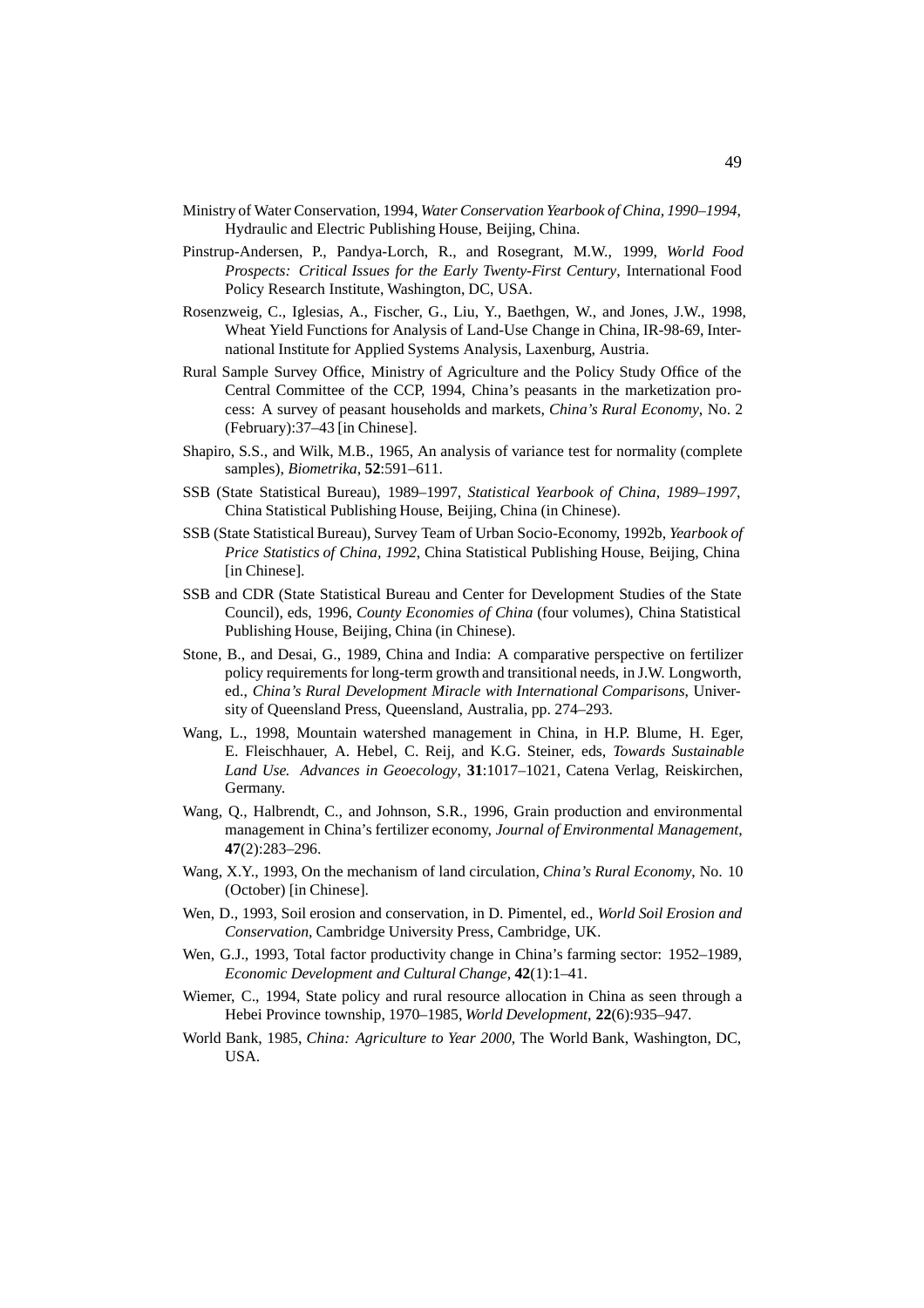Ministry of Water Conservation, 1994, *Water Conservation Yearbook of China, 1990–1994*, Hydraulic and Electric Publishing House, Beijing, China.

Pinstrup-Andersen, P., Pandya-Lorch, R., and Rosegrant, M.W., 1999, *World Food Prospects: Critical Issues for the Early Twenty-First Century*, International Food Policy Research Institute, Washington, DC, USA.

Rosenzweig, C., Iglesias, A., Fischer, G., Liu, Y., Baethgen, W., and Jones, J.W., 1998, Wheat Yield Functions for Analysis of Land-Use Change in China, IR-98-69, International Institute for Applied Systems Analysis, Laxenburg, Austria.

Rural Sample Survey Office, Ministry of Agriculture and the Policy Study Office of the Central Committee of the CCP, 1994, China's peasants in the marketization process: A survey of peasant households and markets, *China's Rural Economy*, No. 2 (February):37–43 [in Chinese].

Shapiro, S.S., and Wilk, M.B., 1965, An analysis of variance test for normality (complete samples), *Biometrika*, **52**:591–611.

SSB (State Statistical Bureau), 1989–1997, *Statistical Yearbook of China, 1989–1997*, China Statistical Publishing House, Beijing, China (in Chinese).

SSB (State Statistical Bureau), Survey Team of Urban Socio-Economy, 1992b, *Yearbook of Price Statistics of China, 1992*, China Statistical Publishing House, Beijing, China [in Chinese].

SSB and CDR (State Statistical Bureau and Center for Development Studies of the State Council), eds, 1996, *County Economies of China* (four volumes), China Statistical Publishing House, Beijing, China (in Chinese).

Stone, B., and Desai, G., 1989, China and India: A comparative perspective on fertilizer policy requirements for long-term growth and transitional needs, in J.W. Longworth, ed., *China's Rural Development Miracle with International Comparisons*, University of Queensland Press, Queensland, Australia, pp. 274–293.

Wang, L., 1998, Mountain watershed management in China, in H.P. Blume, H. Eger, E. Fleischhauer, A. Hebel, C. Reij, and K.G. Steiner, eds, *Towards Sustainable Land Use. Advances in Geoecology*, **31**:1017–1021, Catena Verlag, Reiskirchen, Germany.

Wang, Q., Halbrendt, C., and Johnson, S.R., 1996, Grain production and environmental management in China's fertilizer economy, *Journal of Environmental Management*, **47**(2):283–296.

Wang, X.Y., 1993, On the mechanism of land circulation, *China's Rural Economy*, No. 10 (October) [in Chinese].

Wen, D., 1993, Soil erosion and conservation, in D. Pimentel, ed., *World Soil Erosion and Conservation*, Cambridge University Press, Cambridge, UK.

Wen, G.J., 1993, Total factor productivity change in China's farming sector: 1952–1989, *Economic Development and Cultural Change*, **42**(1):1–41.

Wiemer, C., 1994, State policy and rural resource allocation in China as seen through a Hebei Province township, 1970–1985, *World Development*, **22**(6):935–947.

World Bank, 1985, *China: Agriculture to Year 2000*, The World Bank, Washington, DC, USA.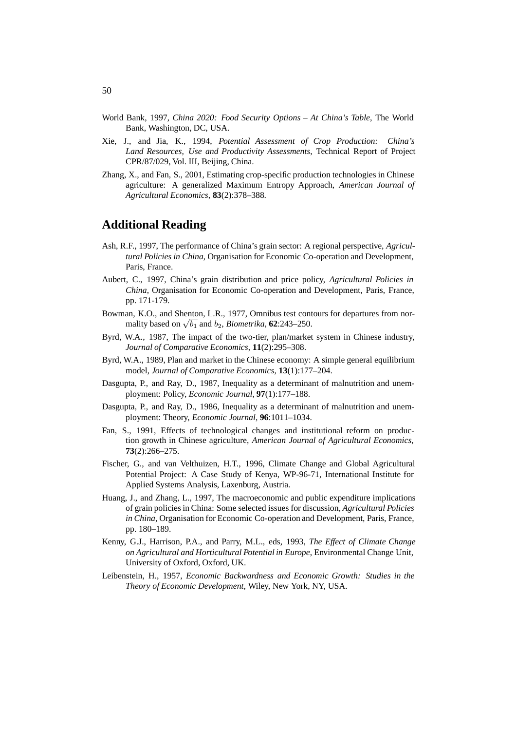World Bank, 1997, *China 2020: Food Security Options – At China's Table*, The World Bank, Washington, DC, USA.

Xie, J., and Jia, K., 1994, *Potential Assessment of Crop Production: China's Land Resources, Use and Productivity Assessments*, Technical Report of Project CPR/87/029, Vol. III, Beijing, China.

Zhang, X., and Fan, S., 2001, Estimating crop-specific production technologies in Chinese agriculture: A generalized Maximum Entropy Approach, *American Journal of Agricultural Economics*, **83**(2):378–388.

## Additional Reading

Ash, R.F., 1997, The performance of China's grain sector: A regional perspective, *Agricultural Policies in China*, Organisation for Economic Co-operation and Development, Paris, France.

Aubert, C., 1997, China's grain distribution and price policy, *Agricultural Policies in China*, Organisation for Economic Co-operation and Development, Paris, France, pp. 171-179.

Bowman, K.O., and Shenton, L.R., 1977, Omnibus test contours for departures from normality based on $\sqrt{b_1}$ and $b_2$, *Biometrika*, **62**:243–250.

Byrd, W.A., 1987, The impact of the two-tier, plan/market system in Chinese industry, *Journal of Comparative Economics*, **11**(2):295–308.

Byrd, W.A., 1989, Plan and market in the Chinese economy: A simple general equilibrium model, *Journal of Comparative Economics*, **13**(1):177–204.

Dasgupta, P., and Ray, D., 1987, Inequality as a determinant of malnutrition and unemployment: Policy, *Economic Journal*, **97**(1):177–188.

Dasgupta, P., and Ray, D., 1986, Inequality as a determinant of malnutrition and unemployment: Theory, *Economic Journal*, **96**:1011–1034.

Fan, S., 1991, Effects of technological changes and institutional reform on production growth in Chinese agriculture, *American Journal of Agricultural Economics*, **73**(2):266–275.

Fischer, G., and van Velthuizen, H.T., 1996, Climate Change and Global Agricultural Potential Project: A Case Study of Kenya, WP-96-71, International Institute for Applied Systems Analysis, Laxenburg, Austria.

Huang, J., and Zhang, L., 1997, The macroeconomic and public expenditure implications of grain policies in China: Some selected issues for discussion, *Agricultural Policies in China*, Organisation for Economic Co-operation and Development, Paris, France, pp. 180–189.

Kenny, G.J., Harrison, P.A., and Parry, M.L., eds, 1993, *The Effect of Climate Change on Agricultural and Horticultural Potential in Europe*, Environmental Change Unit, University of Oxford, Oxford, UK.

Leibenstein, H., 1957, *Economic Backwardness and Economic Growth: Studies in the Theory of Economic Development*, Wiley, New York, NY, USA.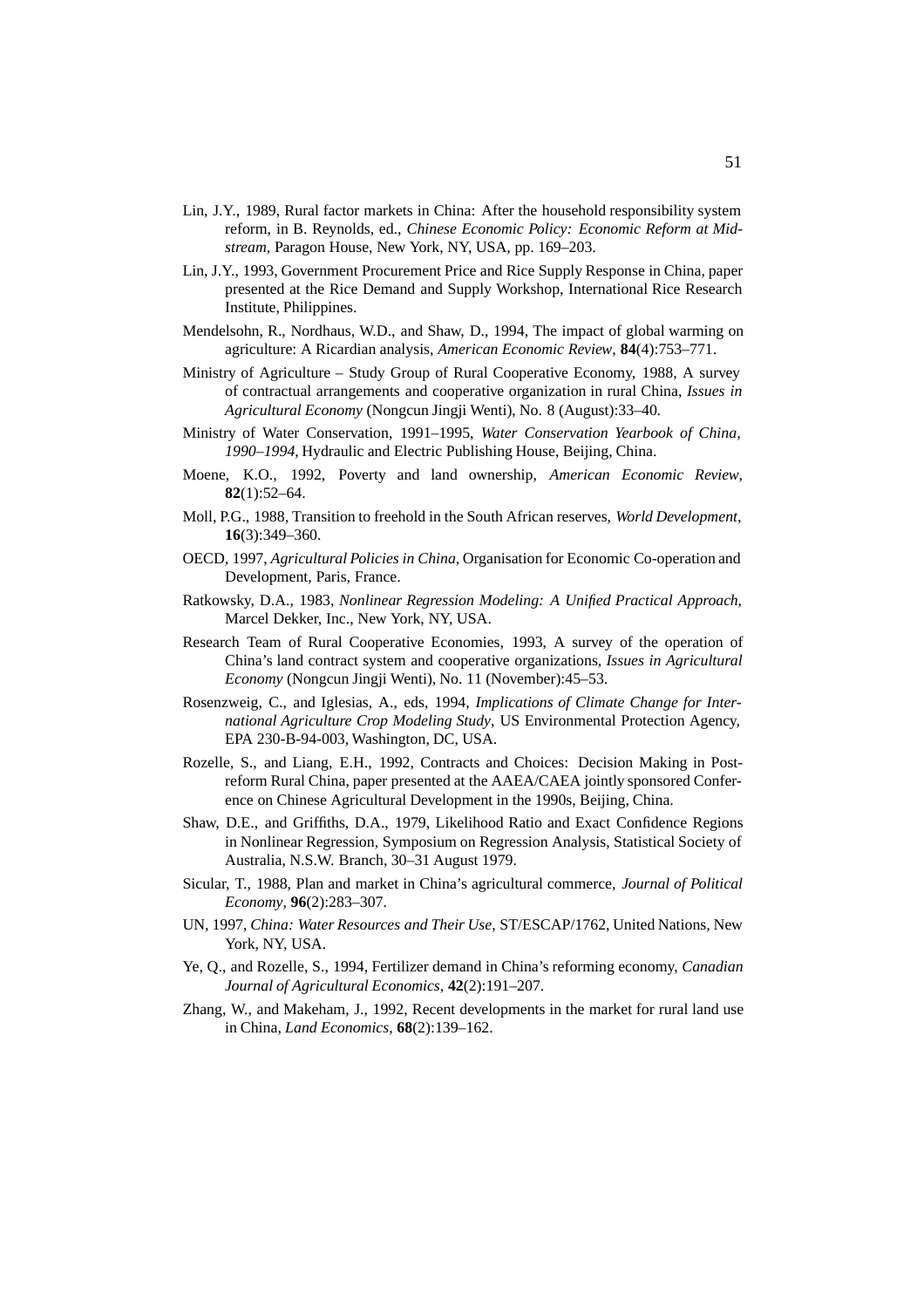Lin, J.Y., 1989, Rural factor markets in China: After the household responsibility system reform, in B. Reynolds, ed., *Chinese Economic Policy: Economic Reform at Midstream*, Paragon House, New York, NY, USA, pp. 169–203.

Lin, J.Y., 1993, Government Procurement Price and Rice Supply Response in China, paper presented at the Rice Demand and Supply Workshop, International Rice Research Institute, Philippines.

Mendelsohn, R., Nordhaus, W.D., and Shaw, D., 1994, The impact of global warming on agriculture: A Ricardian analysis, *American Economic Review*, **84**(4):753–771.

Ministry of Agriculture – Study Group of Rural Cooperative Economy, 1988, A survey of contractual arrangements and cooperative organization in rural China, *Issues in Agricultural Economy* (Nongcun Jingji Wenti), No. 8 (August):33–40.

Ministry of Water Conservation, 1991–1995, *Water Conservation Yearbook of China, 1990–1994*, Hydraulic and Electric Publishing House, Beijing, China.

Moene, K.O., 1992, Poverty and land ownership, *American Economic Review*, **82**(1):52–64.

Moll, P.G., 1988, Transition to freehold in the South African reserves, *World Development*, **16**(3):349–360.

OECD, 1997, *Agricultural Policies in China*, Organisation for Economic Co-operation and Development, Paris, France.

Ratkowsky, D.A., 1983, *Nonlinear Regression Modeling: A Unified Practical Approach*, Marcel Dekker, Inc., New York, NY, USA.

Research Team of Rural Cooperative Economies, 1993, A survey of the operation of China's land contract system and cooperative organizations, *Issues in Agricultural Economy* (Nongcun Jingji Wenti), No. 11 (November):45–53.

Rosenzweig, C., and Iglesias, A., eds, 1994, *Implications of Climate Change for International Agriculture Crop Modeling Study*, US Environmental Protection Agency, EPA 230-B-94-003, Washington, DC, USA.

Rozelle, S., and Liang, E.H., 1992, Contracts and Choices: Decision Making in Post-reform Rural China, paper presented at the AAEA/CAEA jointly sponsored Conference on Chinese Agricultural Development in the 1990s, Beijing, China.

Shaw, D.E., and Griffiths, D.A., 1979, Likelihood Ratio and Exact Confidence Regions in Nonlinear Regression, Symposium on Regression Analysis, Statistical Society of Australia, N.S.W. Branch, 30–31 August 1979.

Sicular, T., 1988, Plan and market in China's agricultural commerce, *Journal of Political Economy*, **96**(2):283–307.

UN, 1997, *China: Water Resources and Their Use*, ST/ESCAP/1762, United Nations, New York, NY, USA.

Ye, Q., and Rozelle, S., 1994, Fertilizer demand in China's reforming economy, *Canadian Journal of Agricultural Economics*, **42**(2):191–207.

Zhang, W., and Makeham, J., 1992, Recent developments in the market for rural land use in China, *Land Economics*, **68**(2):139–162.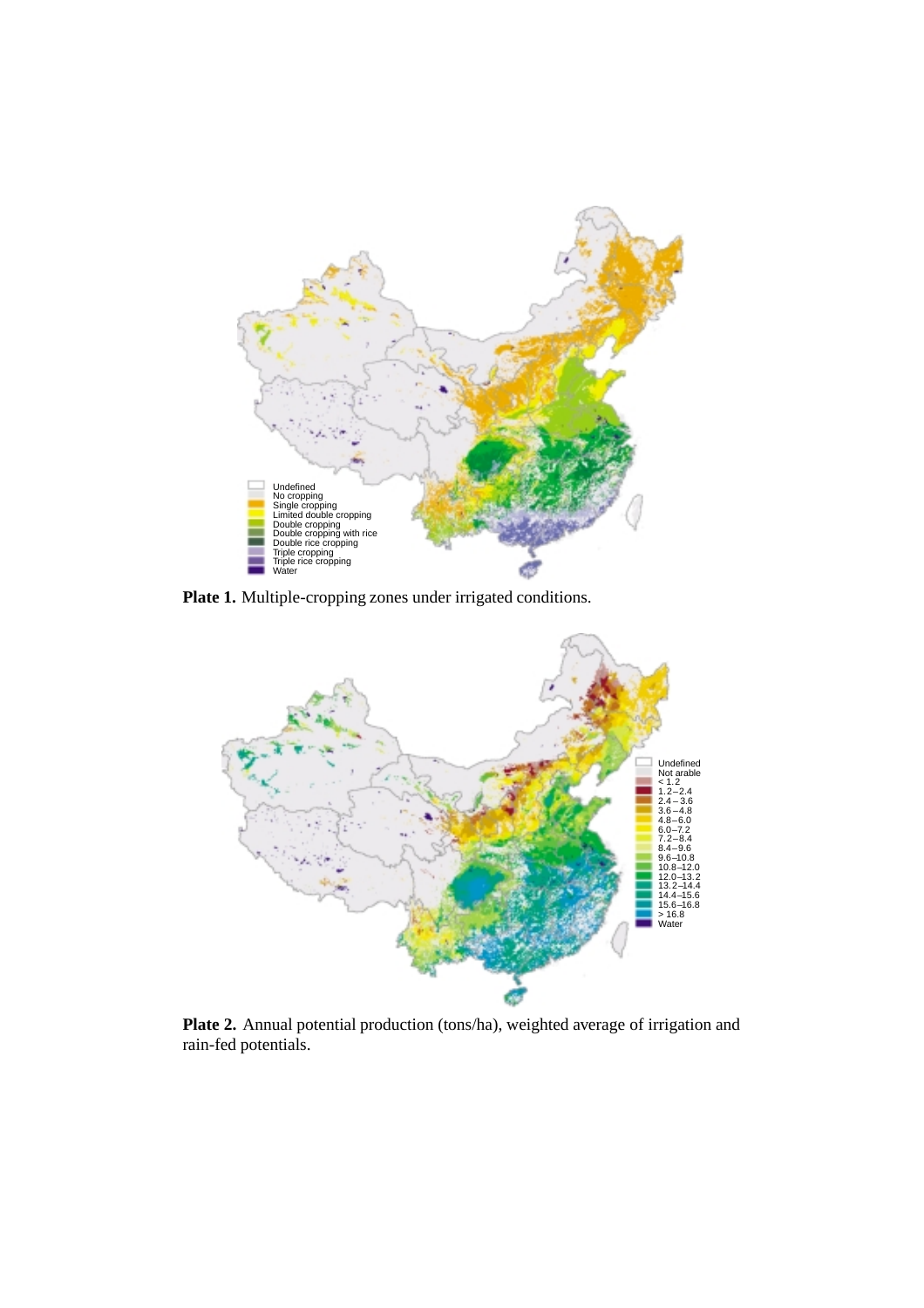Undefined
No cropping
Single cropping
Limited double cropping
Double cropping
Double cropping with rice
Double rice cropping
Triple cropping
Triple rice cropping
Water

**Plate 1.** Multiple-cropping zones under irrigated conditions.

Undefined
Not arable
< 1.2
1.2 – 2.4
2.4 – 3.6
3.6 – 4.8
4.8 – 6.0
6.0 – 7.2
7.2 – 8.4
8.4 – 9.6
9.6 – 10.8
10.8 – 12.0
12.0 – 13.2
13.2 – 14.4
14.4 – 15.6
15.6 – 16.8
> 16.8
Water

**Plate 2.** Annual potential production (tons/ha), weighted average of irrigation and rain-fed potentials.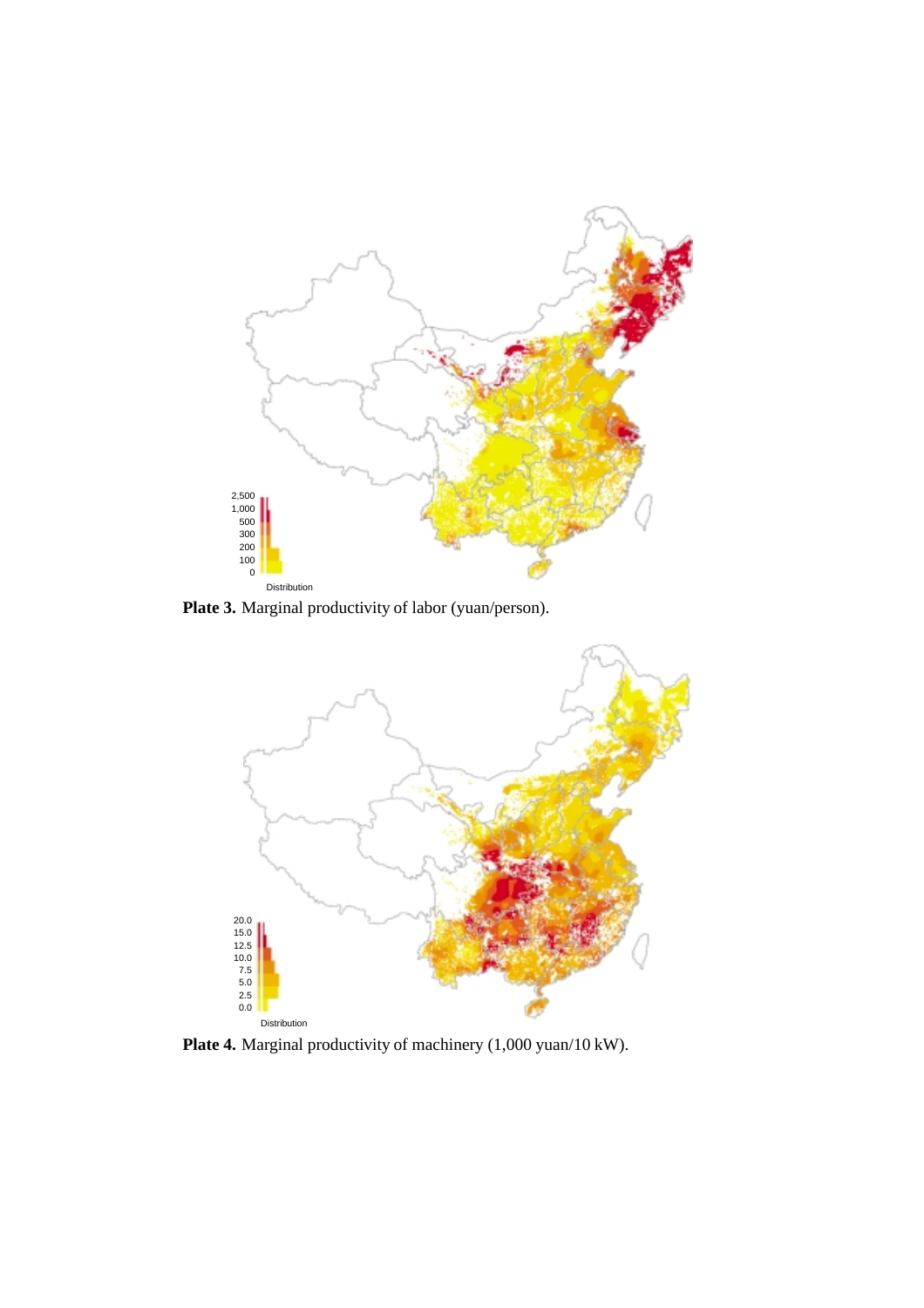**Plate 3.** Marginal productivity of labor (yuan/person).

**Plate 4.** Marginal productivity of machinery (1,000 yuan/10 kW).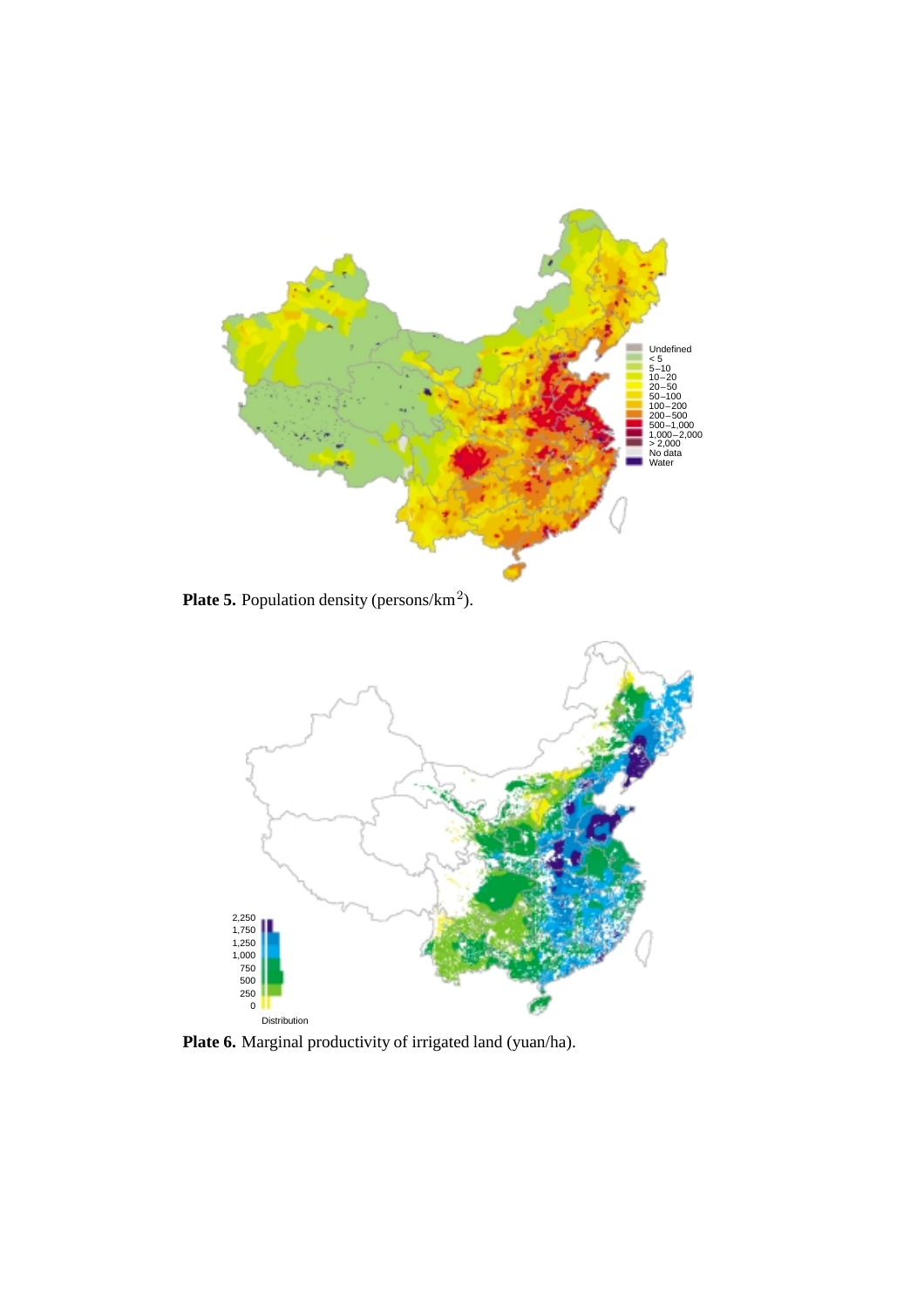Undefined
< 5
5–10
10–20
20–50
50–100
100–200
200–500
500–1,000
1,000–2,000
> 2,000
No data
Water

**Plate 5.** Population density (persons/km$^2$).

2,250
1,750
1,250
1,000
750
500
250
0
Distribution

**Plate 6.** Marginal productivity of irrigated land (yuan/ha).